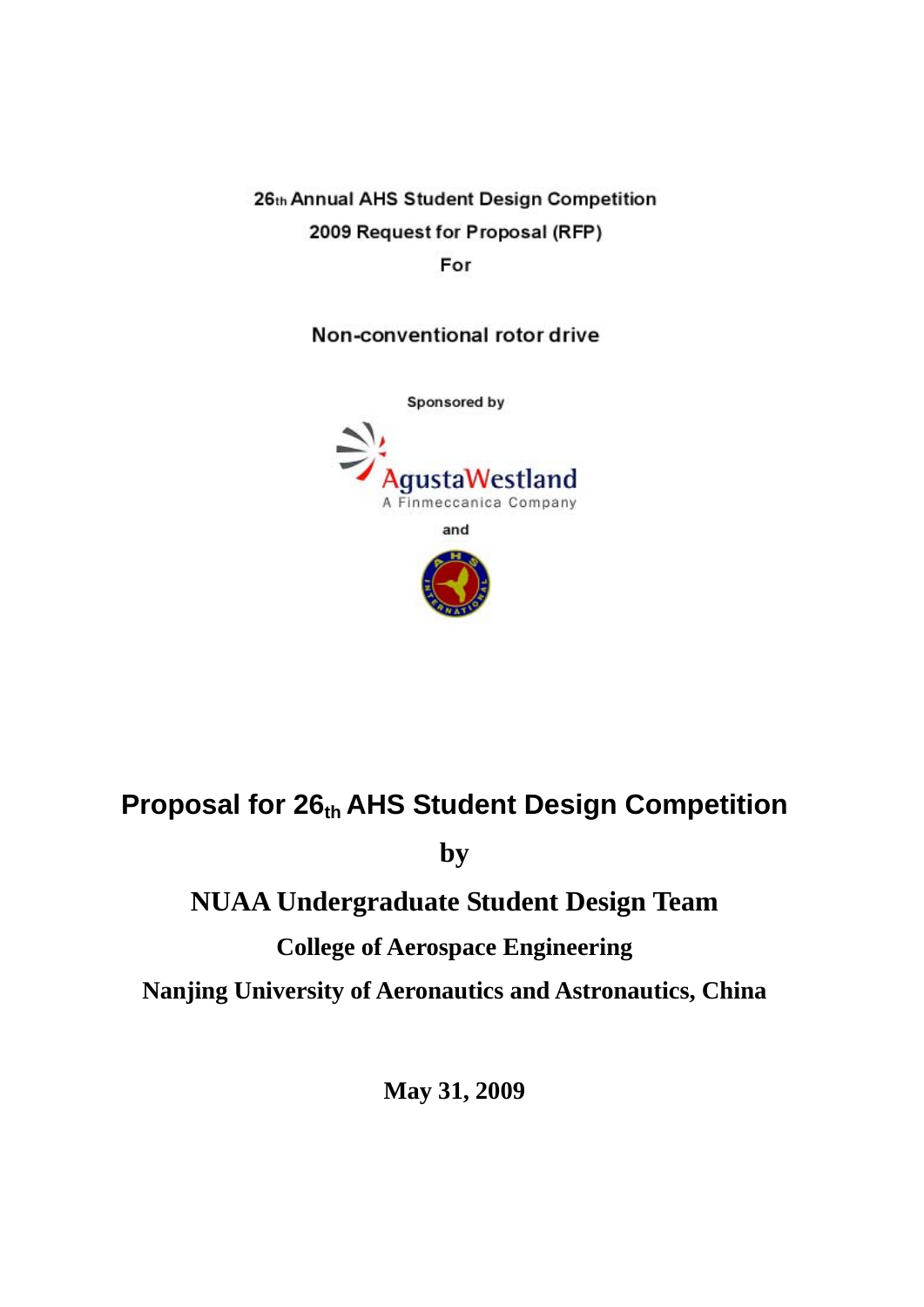26th Annual AHS Student Design Competition

2009 Request for Proposal (RFP)

For

Non-conventional rotor drive

Sponsored by

AgustaWestland

A Finmeccanica Company

and

# Proposal for 26th AHS Student Design Competition

**by**

**NUAA Undergraduate Student Design Team**

**College of Aerospace Engineering**

**Nanjing University of Aeronautics and Astronautics, China**

**May 31, 2009**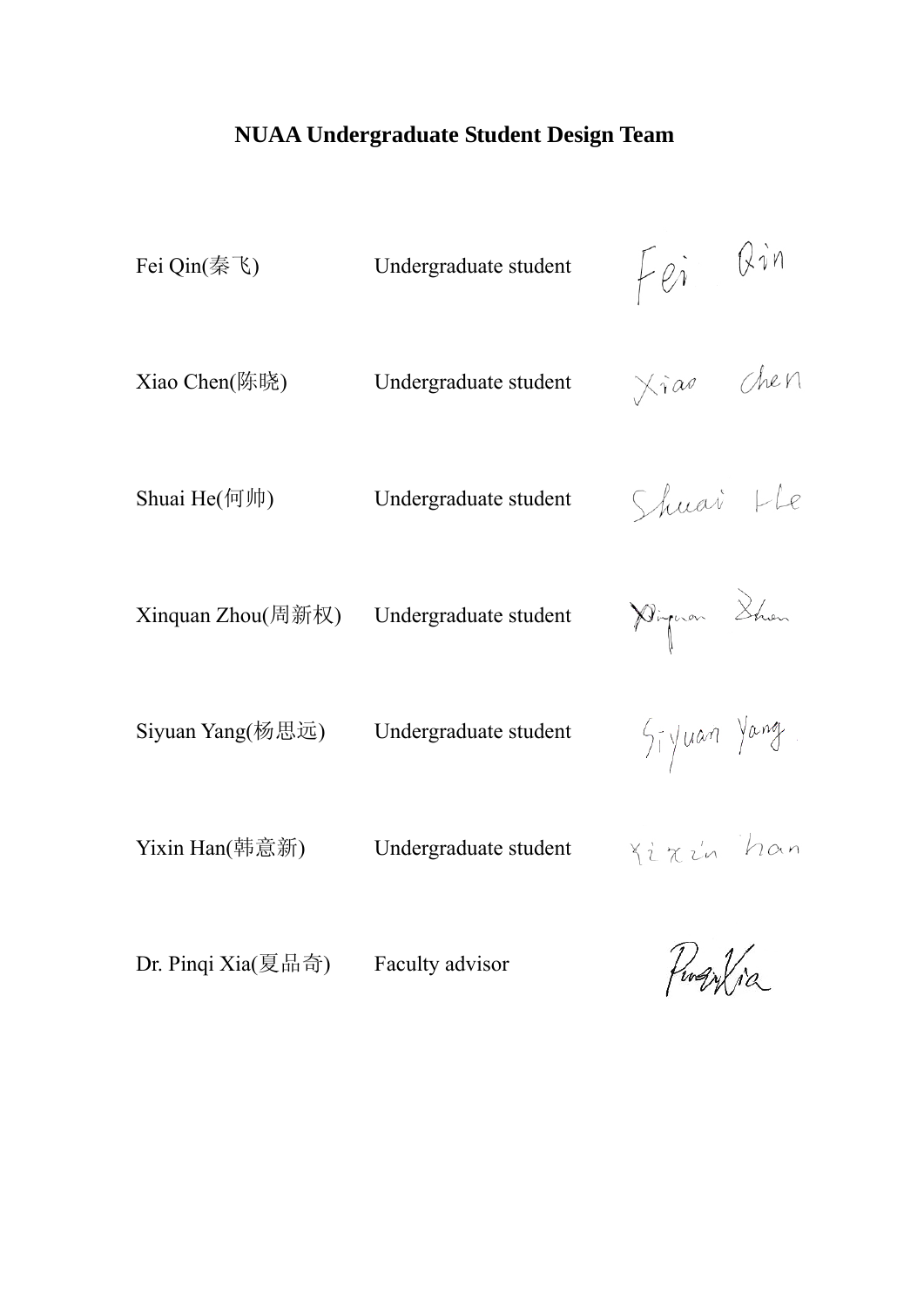# NUAA Undergraduate Student Design Team

| Name | Role | Signature |
| --- | --- | --- |
| Fei Qin(秦飞) | Undergraduate student | Fei Qin |
| Xiao Chen(陈晓) | Undergraduate student | Xiao Chen |
| Shuai He(何帅) | Undergraduate student | Shuai He |
| Xinquan Zhou(周新权) | Undergraduate student | Xinquan Zhou |
| Siyuan Yang(杨思远) | Undergraduate student | Siyuan Yang. |
| Yixin Han(韩意新) | Undergraduate student | Yixin han |
| Dr. Pinqi Xia(夏品奇) | Faculty advisor | PinqiXia |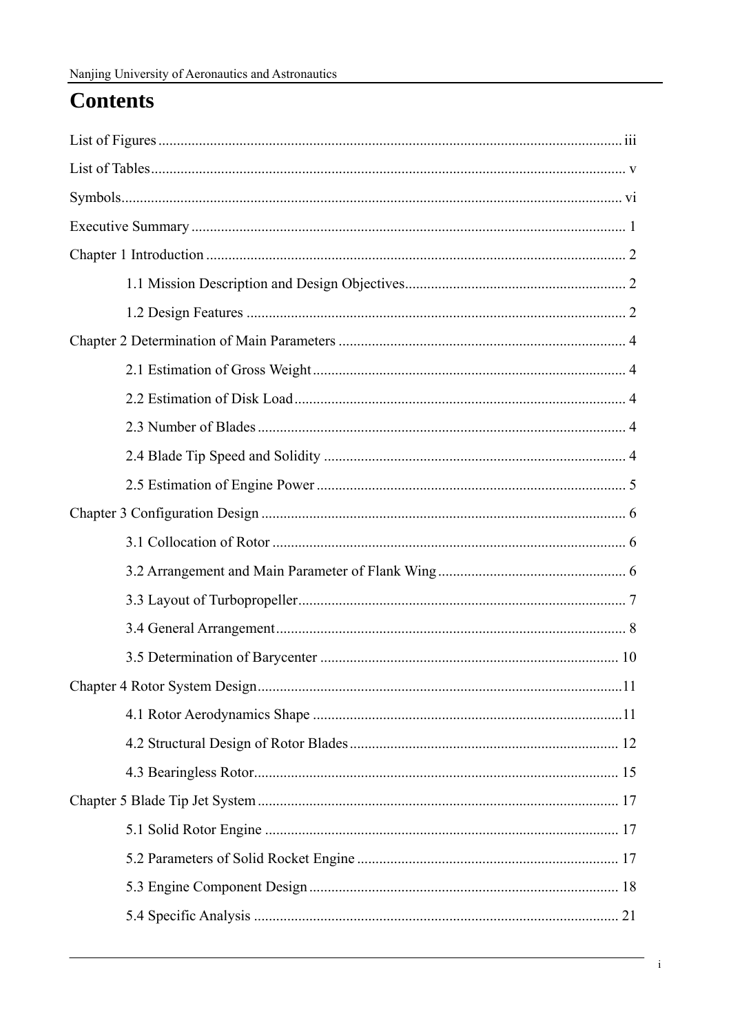# Contents

List of Figures ........................................................................................................... iii

List of Tables ............................................................................................................... v

Symbols ...................................................................................................................... vi

Executive Summary ..................................................................................................... 1

Chapter 1 Introduction ................................................................................................. 2

    1.1 Mission Description and Design Objectives ........................................................ 2

    1.2 Design Features ................................................................................................... 2

Chapter 2 Determination of Main Parameters ............................................................. 4

    2.1 Estimation of Gross Weight ................................................................................. 4

    2.2 Estimation of Disk Load ....................................................................................... 4

    2.3 Number of Blades ................................................................................................. 4

    2.4 Blade Tip Speed and Solidity ............................................................................... 4

    2.5 Estimation of Engine Power ................................................................................. 5

Chapter 3 Configuration Design .................................................................................. 6

    3.1 Collocation of Rotor ............................................................................................. 6

    3.2 Arrangement and Main Parameter of Flank Wing ............................................... 6

    3.3 Layout of Turbopropeller ..................................................................................... 7

    3.4 General Arrangement ........................................................................................... 8

    3.5 Determination of Barycenter .............................................................................. 10

Chapter 4 Rotor System Design .................................................................................. 11

    4.1 Rotor Aerodynamics Shape ................................................................................ 11

    4.2 Structural Design of Rotor Blades ...................................................................... 12

    4.3 Bearingless Rotor ................................................................................................ 15

Chapter 5 Blade Tip Jet System .................................................................................. 17

    5.1 Solid Rotor Engine .............................................................................................. 17

    5.2 Parameters of Solid Rocket Engine .................................................................... 17

    5.3 Engine Component Design ................................................................................. 18

    5.4 Specific Analysis ................................................................................................. 21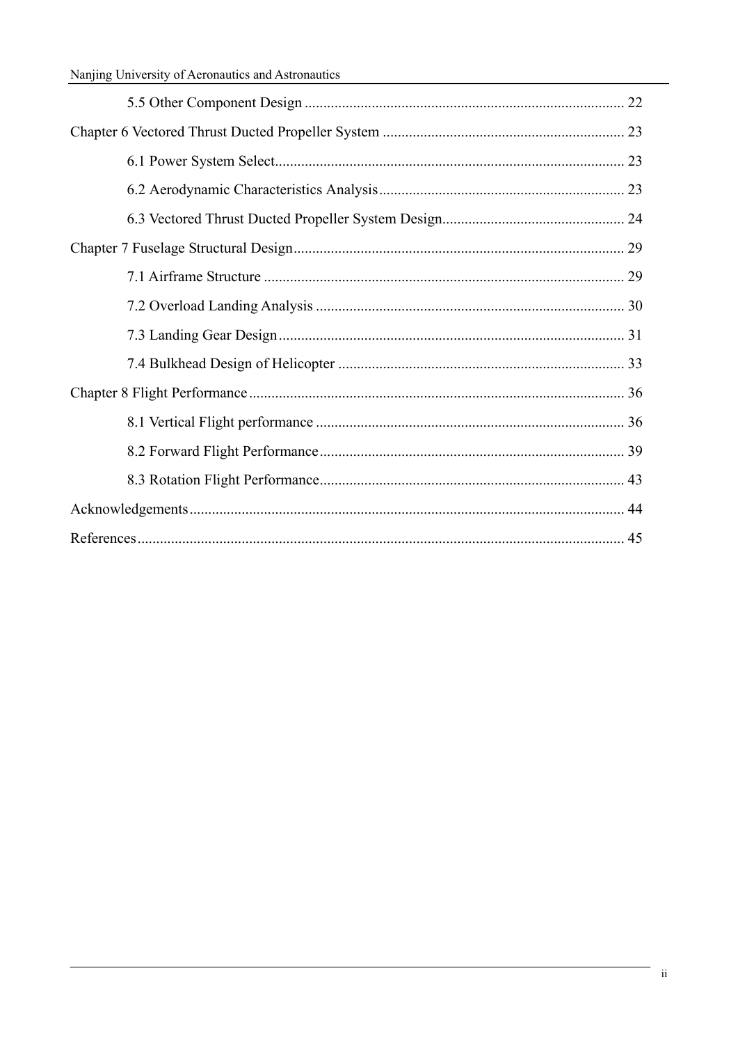5.5 Other Component Design ..................................................................................... 22

Chapter 6 Vectored Thrust Ducted Propeller System ................................................................ 23

6.1 Power System Select............................................................................................. 23

6.2 Aerodynamic Characteristics Analysis................................................................. 23

6.3 Vectored Thrust Ducted Propeller System Design................................................ 24

Chapter 7 Fuselage Structural Design........................................................................................ 29

7.1 Airframe Structure ................................................................................................ 29

7.2 Overload Landing Analysis .................................................................................. 30

7.3 Landing Gear Design............................................................................................ 31

7.4 Bulkhead Design of Helicopter ............................................................................ 33

Chapter 8 Flight Performance.................................................................................................... 36

8.1 Vertical Flight performance .................................................................................. 36

8.2 Forward Flight Performance................................................................................. 39

8.3 Rotation Flight Performance................................................................................. 43

Acknowledgements.................................................................................................................... 44

References.................................................................................................................................. 45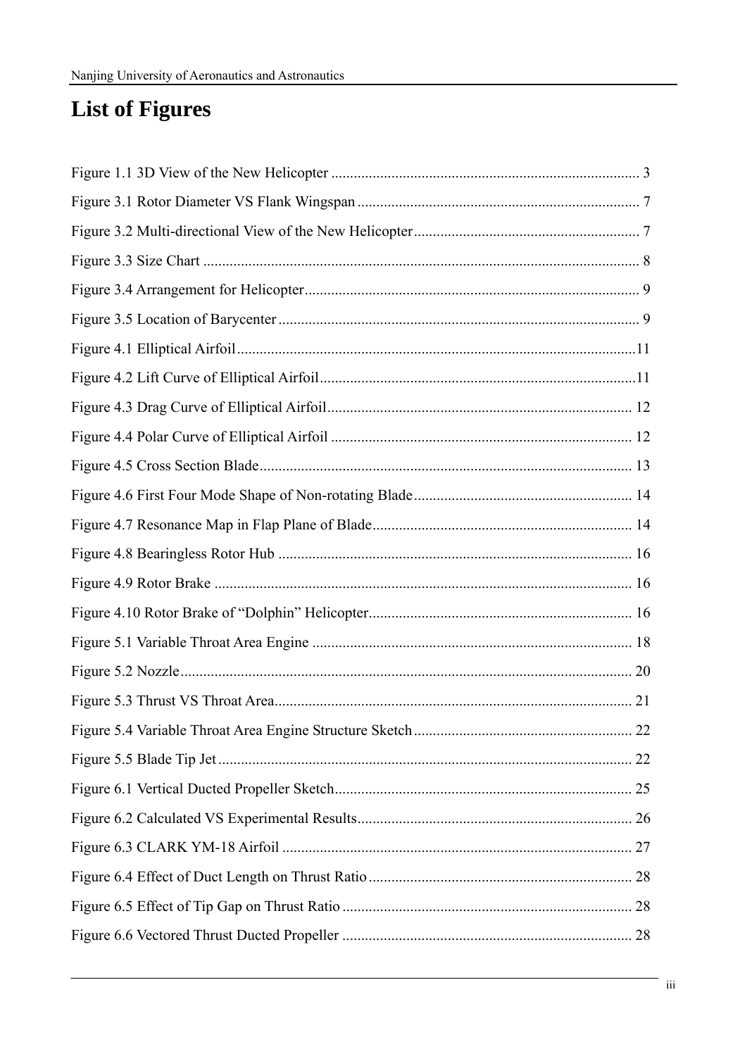# List of Figures

Figure 1.1 3D View of the New Helicopter ................................................................................. 3

Figure 3.1 Rotor Diameter VS Flank Wingspan .......................................................................... 7

Figure 3.2 Multi-directional View of the New Helicopter ........................................................... 7

Figure 3.3 Size Chart .................................................................................................................. 8

Figure 3.4 Arrangement for Helicopter ....................................................................................... 9

Figure 3.5 Location of Barycenter ............................................................................................... 9

Figure 4.1 Elliptical Airfoil .........................................................................................................11

Figure 4.2 Lift Curve of Elliptical Airfoil ...................................................................................11

Figure 4.3 Drag Curve of Elliptical Airfoil ................................................................................ 12

Figure 4.4 Polar Curve of Elliptical Airfoil ............................................................................... 12

Figure 4.5 Cross Section Blade .................................................................................................. 13

Figure 4.6 First Four Mode Shape of Non-rotating Blade .......................................................... 14

Figure 4.7 Resonance Map in Flap Plane of Blade .................................................................... 14

Figure 4.8 Bearingless Rotor Hub ............................................................................................. 16

Figure 4.9 Rotor Brake .............................................................................................................. 16

Figure 4.10 Rotor Brake of "Dolphin" Helicopter ..................................................................... 16

Figure 5.1 Variable Throat Area Engine .................................................................................... 18

Figure 5.2 Nozzle ....................................................................................................................... 20

Figure 5.3 Thrust VS Throat Area .............................................................................................. 21

Figure 5.4 Variable Throat Area Engine Structure Sketch ......................................................... 22

Figure 5.5 Blade Tip Jet ............................................................................................................. 22

Figure 6.1 Vertical Ducted Propeller Sketch .............................................................................. 25

Figure 6.2 Calculated VS Experimental Results ......................................................................... 26

Figure 6.3 CLARK YM-18 Airfoil ............................................................................................. 27

Figure 6.4 Effect of Duct Length on Thrust Ratio ..................................................................... 28

Figure 6.5 Effect of Tip Gap on Thrust Ratio ............................................................................ 28

Figure 6.6 Vectored Thrust Ducted Propeller ............................................................................ 28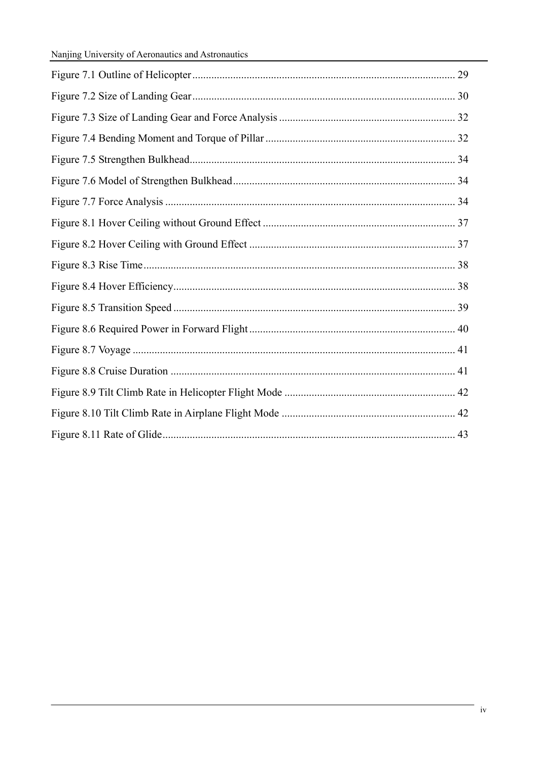Figure 7.1 Outline of Helicopter ........................................................................................ 29

Figure 7.2 Size of Landing Gear ........................................................................................ 30

Figure 7.3 Size of Landing Gear and Force Analysis ........................................................ 32

Figure 7.4 Bending Moment and Torque of Pillar ............................................................. 32

Figure 7.5 Strengthen Bulkhead ......................................................................................... 34

Figure 7.6 Model of Strengthen Bulkhead ......................................................................... 34

Figure 7.7 Force Analysis .................................................................................................. 34

Figure 8.1 Hover Ceiling without Ground Effect .............................................................. 37

Figure 8.2 Hover Ceiling with Ground Effect ................................................................... 37

Figure 8.3 Rise Time .......................................................................................................... 38

Figure 8.4 Hover Efficiency ............................................................................................... 38

Figure 8.5 Transition Speed ............................................................................................... 39

Figure 8.6 Required Power in Forward Flight ................................................................... 40

Figure 8.7 Voyage .............................................................................................................. 41

Figure 8.8 Cruise Duration ................................................................................................ 41

Figure 8.9 Tilt Climb Rate in Helicopter Flight Mode ...................................................... 42

Figure 8.10 Tilt Climb Rate in Airplane Flight Mode ....................................................... 42

Figure 8.11 Rate of Glide ................................................................................................... 43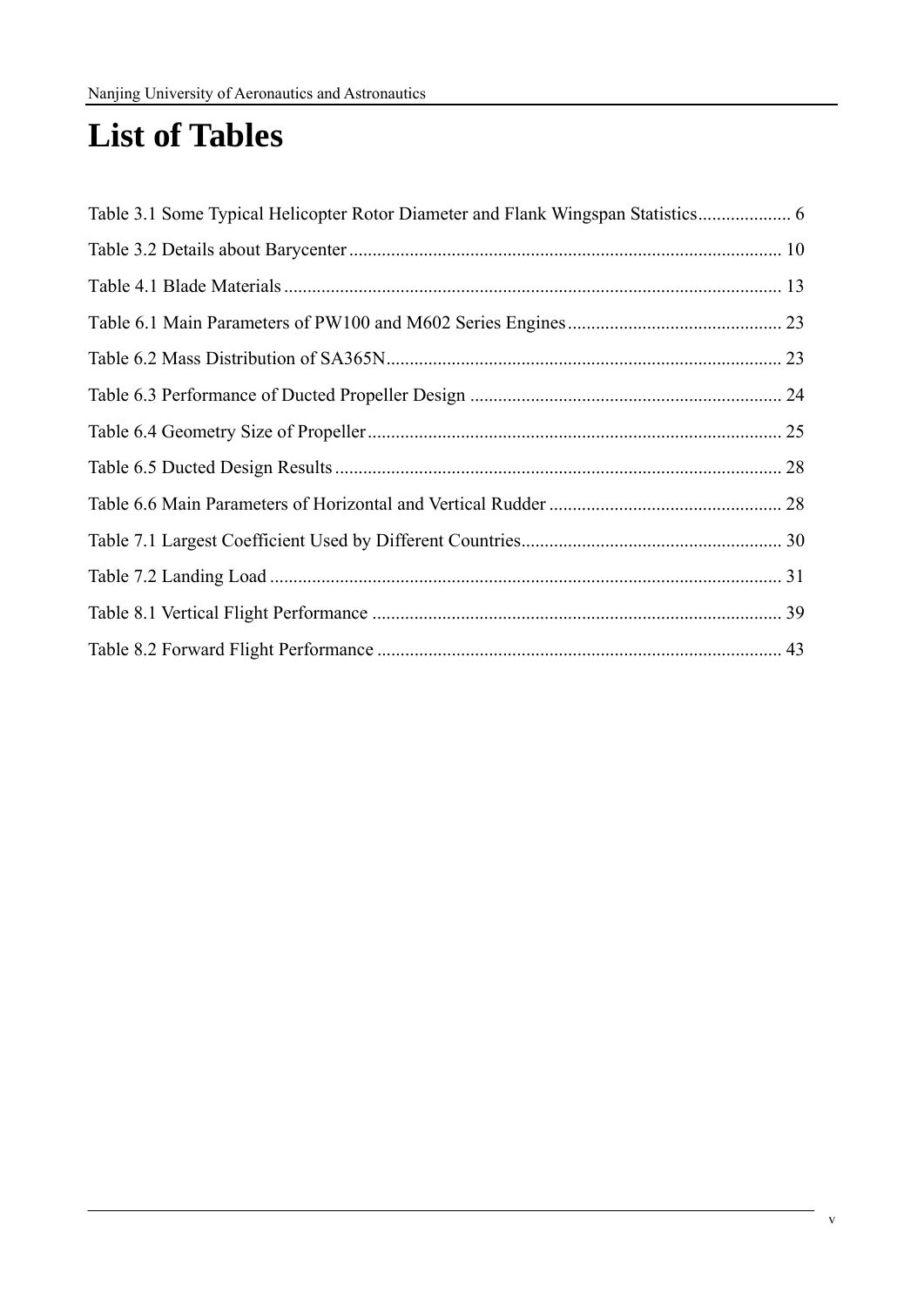# List of Tables

Table 3.1 Some Typical Helicopter Rotor Diameter and Flank Wingspan Statistics.................... 6

Table 3.2 Details about Barycenter ............................................................................................ 10

Table 4.1 Blade Materials .......................................................................................................... 13

Table 6.1 Main Parameters of PW100 and M602 Series Engines .............................................. 23

Table 6.2 Mass Distribution of SA365N..................................................................................... 23

Table 6.3 Performance of Ducted Propeller Design ................................................................... 24

Table 6.4 Geometry Size of Propeller ......................................................................................... 25

Table 6.5 Ducted Design Results ................................................................................................ 28

Table 6.6 Main Parameters of Horizontal and Vertical Rudder .................................................. 28

Table 7.1 Largest Coefficient Used by Different Countries........................................................ 30

Table 7.2 Landing Load .............................................................................................................. 31

Table 8.1 Vertical Flight Performance ........................................................................................ 39

Table 8.2 Forward Flight Performance ....................................................................................... 43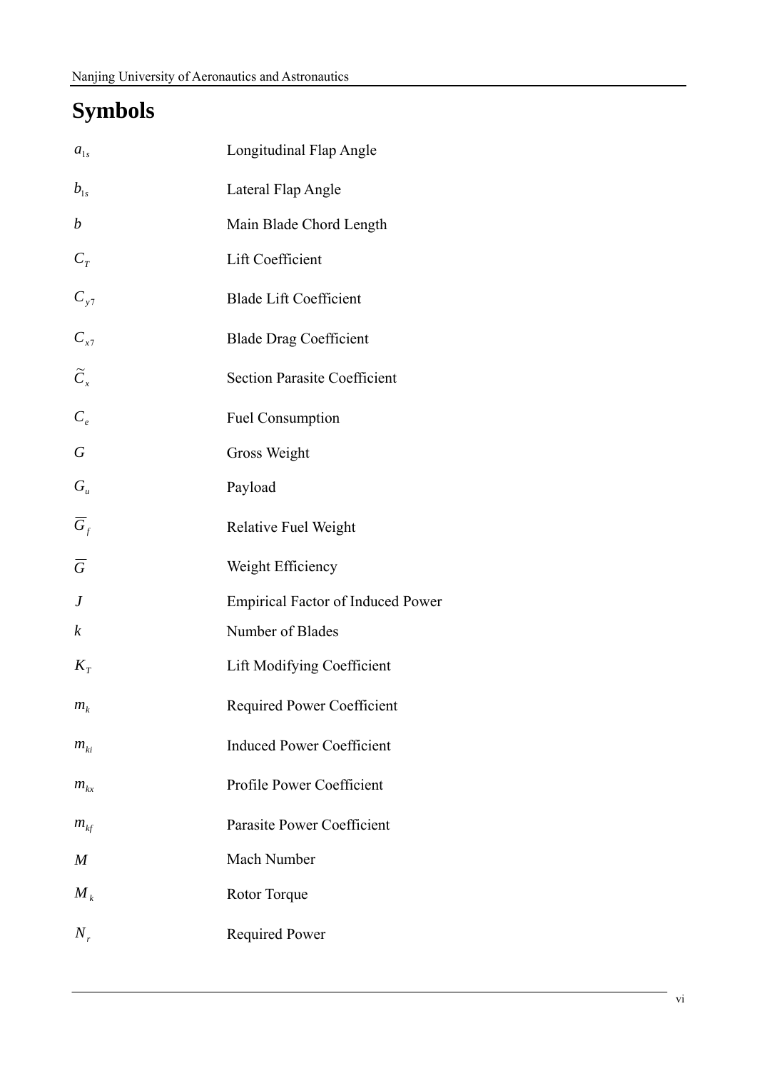# Symbols

| | |
|---|---|
| $a_{1s}$ | Longitudinal Flap Angle |
| $b_{1s}$ | Lateral Flap Angle |
| $b$ | Main Blade Chord Length |
| $C_T$ | Lift Coefficient |
| $C_{y7}$ | Blade Lift Coefficient |
| $C_{x7}$ | Blade Drag Coefficient |
| $\widetilde{C}_x$ | Section Parasite Coefficient |
| $C_e$ | Fuel Consumption |
| $G$ | Gross Weight |
| $G_u$ | Payload |
| $\overline{G}_f$ | Relative Fuel Weight |
| $\overline{G}$ | Weight Efficiency |
| $J$ | Empirical Factor of Induced Power |
| $k$ | Number of Blades |
| $K_T$ | Lift Modifying Coefficient |
| $m_k$ | Required Power Coefficient |
| $m_{ki}$ | Induced Power Coefficient |
| $m_{kx}$ | Profile Power Coefficient |
| $m_{kf}$ | Parasite Power Coefficient |
| $M$ | Mach Number |
| $M_k$ | Rotor Torque |
| $N_r$ | Required Power |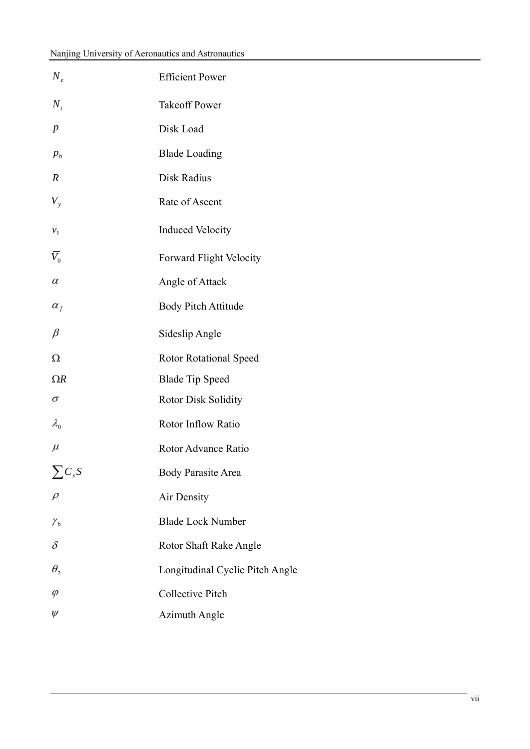| | |
|---|---|
| $N_e$ | Efficient Power |
| $N_t$ | Takeoff Power |
| $p$ | Disk Load |
| $p_b$ | Blade Loading |
| $R$ | Disk Radius |
| $V_y$ | Rate of Ascent |
| $\bar{v}_1$ | Induced Velocity |
| $\overline{V}_0$ | Forward Flight Velocity |
| $\alpha$ | Angle of Attack |
| $\alpha_f$ | Body Pitch Attitude |
| $\beta$ | Sideslip Angle |
| $\Omega$ | Rotor Rotational Speed |
| $\Omega R$ | Blade Tip Speed |
| $\sigma$ | Rotor Disk Solidity |
| $\lambda_0$ | Rotor Inflow Ratio |
| $\mu$ | Rotor Advance Ratio |
| $\sum C_x S$ | Body Parasite Area |
| $\rho$ | Air Density |
| $\gamma_b$ | Blade Lock Number |
| $\delta$ | Rotor Shaft Rake Angle |
| $\theta_2$ | Longitudinal Cyclic Pitch Angle |
| $\varphi$ | Collective Pitch |
| $\psi$ | Azimuth Angle |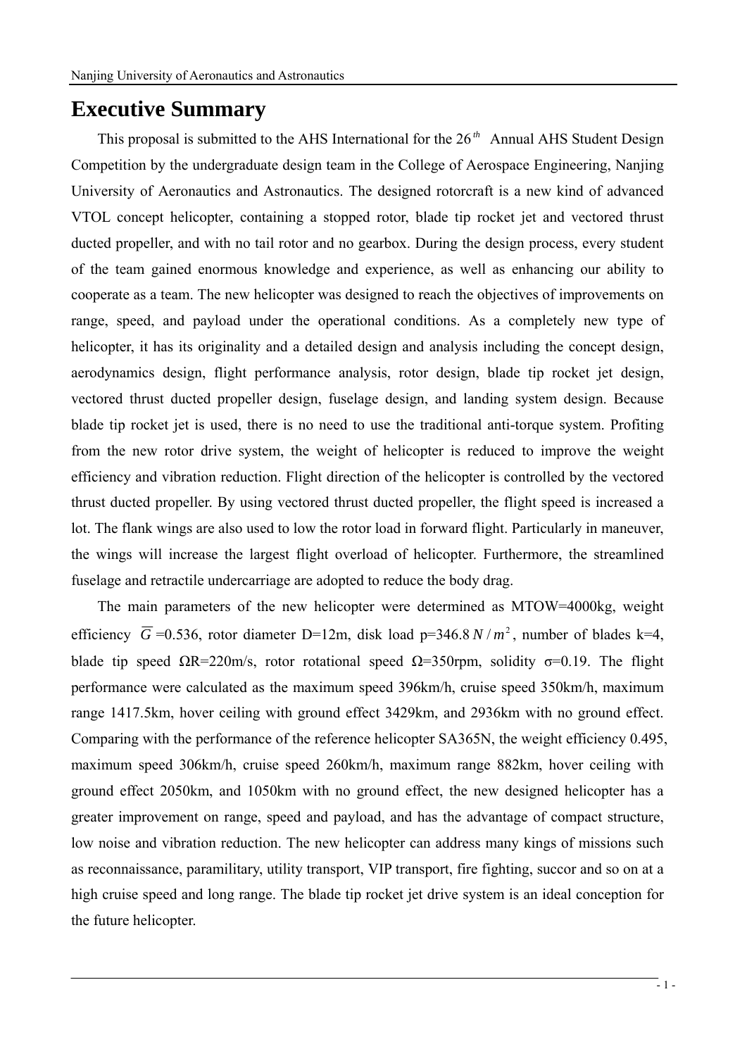# Executive Summary

This proposal is submitted to the AHS International for the 26$^{th}$ Annual AHS Student Design Competition by the undergraduate design team in the College of Aerospace Engineering, Nanjing University of Aeronautics and Astronautics. The designed rotorcraft is a new kind of advanced VTOL concept helicopter, containing a stopped rotor, blade tip rocket jet and vectored thrust ducted propeller, and with no tail rotor and no gearbox. During the design process, every student of the team gained enormous knowledge and experience, as well as enhancing our ability to cooperate as a team. The new helicopter was designed to reach the objectives of improvements on range, speed, and payload under the operational conditions. As a completely new type of helicopter, it has its originality and a detailed design and analysis including the concept design, aerodynamics design, flight performance analysis, rotor design, blade tip rocket jet design, vectored thrust ducted propeller design, fuselage design, and landing system design. Because blade tip rocket jet is used, there is no need to use the traditional anti-torque system. Profiting from the new rotor drive system, the weight of helicopter is reduced to improve the weight efficiency and vibration reduction. Flight direction of the helicopter is controlled by the vectored thrust ducted propeller. By using vectored thrust ducted propeller, the flight speed is increased a lot. The flank wings are also used to low the rotor load in forward flight. Particularly in maneuver, the wings will increase the largest flight overload of helicopter. Furthermore, the streamlined fuselage and retractile undercarriage are adopted to reduce the body drag.

The main parameters of the new helicopter were determined as MTOW=4000kg, weight efficiency $\overline{G}$=0.536, rotor diameter D=12m, disk load p=346.8 $N/m^2$, number of blades k=4, blade tip speed ΩR=220m/s, rotor rotational speed Ω=350rpm, solidity σ=0.19. The flight performance were calculated as the maximum speed 396km/h, cruise speed 350km/h, maximum range 1417.5km, hover ceiling with ground effect 3429km, and 2936km with no ground effect. Comparing with the performance of the reference helicopter SA365N, the weight efficiency 0.495, maximum speed 306km/h, cruise speed 260km/h, maximum range 882km, hover ceiling with ground effect 2050km, and 1050km with no ground effect, the new designed helicopter has a greater improvement on range, speed and payload, and has the advantage of compact structure, low noise and vibration reduction. The new helicopter can address many kings of missions such as reconnaissance, paramilitary, utility transport, VIP transport, fire fighting, succor and so on at a high cruise speed and long range. The blade tip rocket jet drive system is an ideal conception for the future helicopter.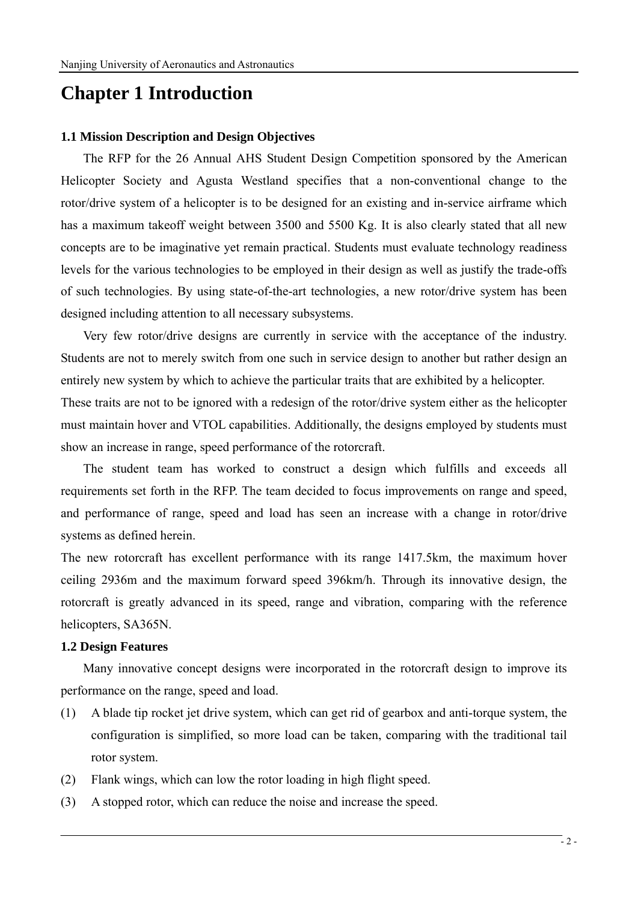# Chapter 1 Introduction

### 1.1 Mission Description and Design Objectives

The RFP for the 26 Annual AHS Student Design Competition sponsored by the American Helicopter Society and Agusta Westland specifies that a non-conventional change to the rotor/drive system of a helicopter is to be designed for an existing and in-service airframe which has a maximum takeoff weight between 3500 and 5500 Kg. It is also clearly stated that all new concepts are to be imaginative yet remain practical. Students must evaluate technology readiness levels for the various technologies to be employed in their design as well as justify the trade-offs of such technologies. By using state-of-the-art technologies, a new rotor/drive system has been designed including attention to all necessary subsystems.

Very few rotor/drive designs are currently in service with the acceptance of the industry. Students are not to merely switch from one such in service design to another but rather design an entirely new system by which to achieve the particular traits that are exhibited by a helicopter. These traits are not to be ignored with a redesign of the rotor/drive system either as the helicopter must maintain hover and VTOL capabilities. Additionally, the designs employed by students must show an increase in range, speed performance of the rotorcraft.

The student team has worked to construct a design which fulfills and exceeds all requirements set forth in the RFP. The team decided to focus improvements on range and speed, and performance of range, speed and load has seen an increase with a change in rotor/drive systems as defined herein.

The new rotorcraft has excellent performance with its range 1417.5km, the maximum hover ceiling 2936m and the maximum forward speed 396km/h. Through its innovative design, the rotorcraft is greatly advanced in its speed, range and vibration, comparing with the reference helicopters, SA365N.

### 1.2 Design Features

Many innovative concept designs were incorporated in the rotorcraft design to improve its performance on the range, speed and load.

(1) A blade tip rocket jet drive system, which can get rid of gearbox and anti-torque system, the configuration is simplified, so more load can be taken, comparing with the traditional tail rotor system.

(2) Flank wings, which can low the rotor loading in high flight speed.

(3) A stopped rotor, which can reduce the noise and increase the speed.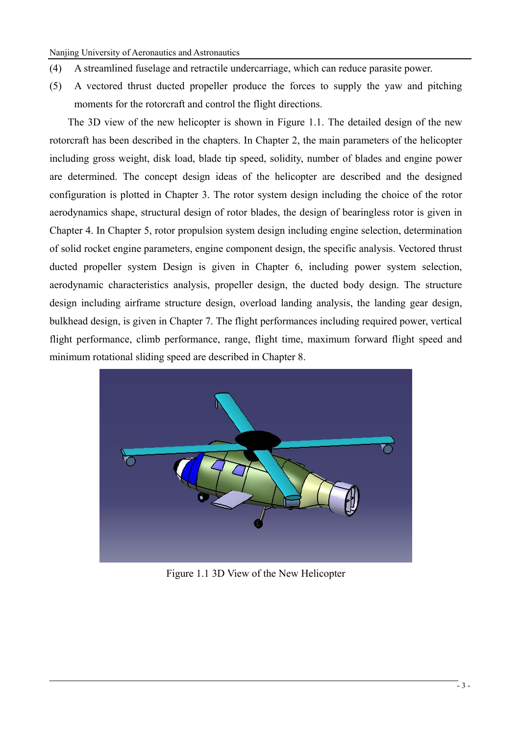(4) A streamlined fuselage and retractile undercarriage, which can reduce parasite power.

(5) A vectored thrust ducted propeller produce the forces to supply the yaw and pitching moments for the rotorcraft and control the flight directions.

The 3D view of the new helicopter is shown in Figure 1.1. The detailed design of the new rotorcraft has been described in the chapters. In Chapter 2, the main parameters of the helicopter including gross weight, disk load, blade tip speed, solidity, number of blades and engine power are determined. The concept design ideas of the helicopter are described and the designed configuration is plotted in Chapter 3. The rotor system design including the choice of the rotor aerodynamics shape, structural design of rotor blades, the design of bearingless rotor is given in Chapter 4. In Chapter 5, rotor propulsion system design including engine selection, determination of solid rocket engine parameters, engine component design, the specific analysis. Vectored thrust ducted propeller system Design is given in Chapter 6, including power system selection, aerodynamic characteristics analysis, propeller design, the ducted body design. The structure design including airframe structure design, overload landing analysis, the landing gear design, bulkhead design, is given in Chapter 7. The flight performances including required power, vertical flight performance, climb performance, range, flight time, maximum forward flight speed and minimum rotational sliding speed are described in Chapter 8.

Figure 1.1 3D View of the New Helicopter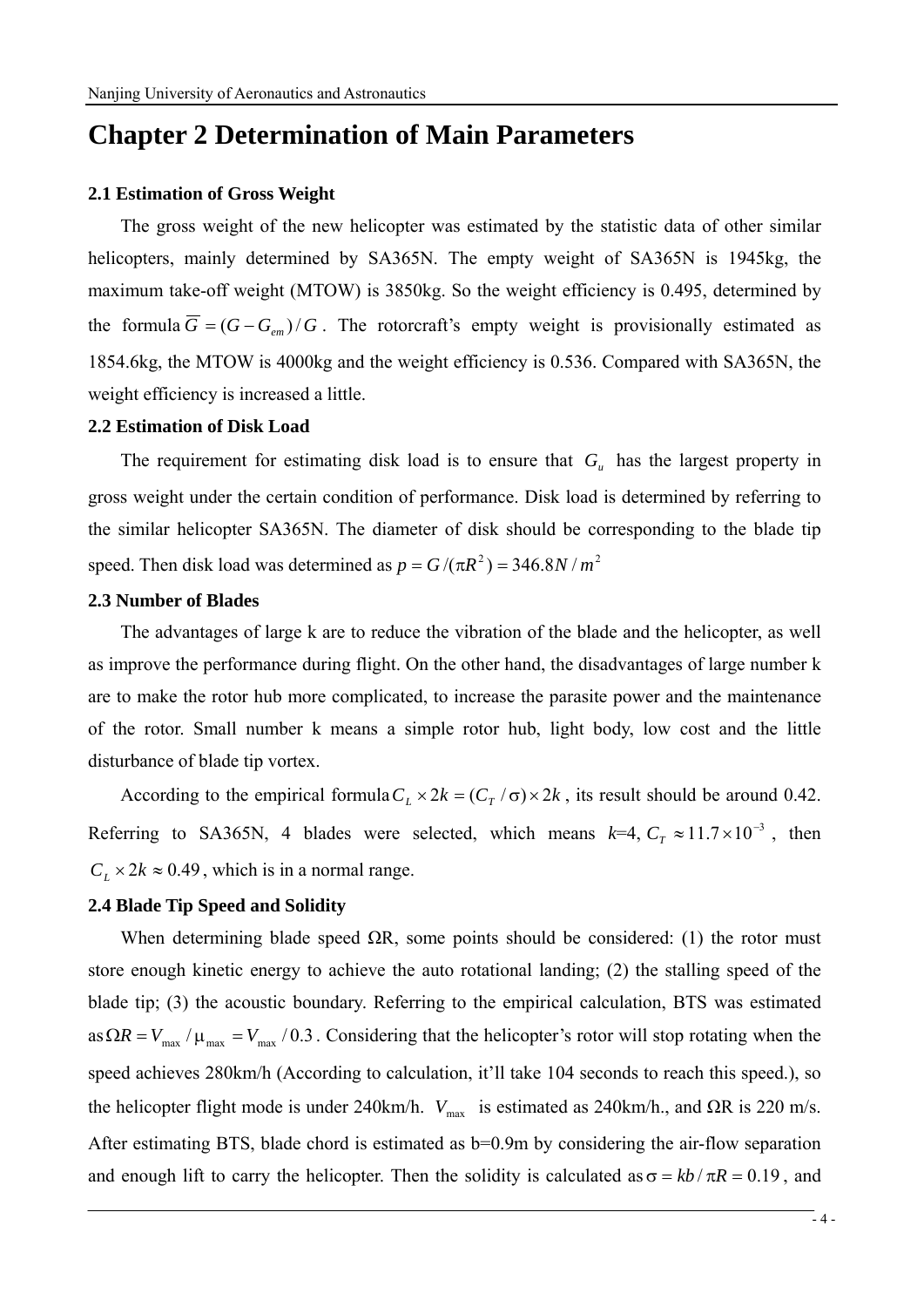# Chapter 2 Determination of Main Parameters

### 2.1 Estimation of Gross Weight

The gross weight of the new helicopter was estimated by the statistic data of other similar helicopters, mainly determined by SA365N. The empty weight of SA365N is 1945kg, the maximum take-off weight (MTOW) is 3850kg. So the weight efficiency is 0.495, determined by the formula $\overline{G} = (G - G_{em})/G$. The rotorcraft's empty weight is provisionally estimated as 1854.6kg, the MTOW is 4000kg and the weight efficiency is 0.536. Compared with SA365N, the weight efficiency is increased a little.

### 2.2 Estimation of Disk Load

The requirement for estimating disk load is to ensure that $G_u$ has the largest property in gross weight under the certain condition of performance. Disk load is determined by referring to the similar helicopter SA365N. The diameter of disk should be corresponding to the blade tip speed. Then disk load was determined as $p = G/(\pi R^2) = 346.8N/m^2$

### 2.3 Number of Blades

The advantages of large k are to reduce the vibration of the blade and the helicopter, as well as improve the performance during flight. On the other hand, the disadvantages of large number k are to make the rotor hub more complicated, to increase the parasite power and the maintenance of the rotor. Small number k means a simple rotor hub, light body, low cost and the little disturbance of blade tip vortex.

According to the empirical formula $C_L \times 2k = (C_T/\sigma)\times 2k$, its result should be around 0.42. Referring to SA365N, 4 blades were selected, which means $k$=4, $C_T \approx 11.7\times 10^{-3}$, then $C_L \times 2k \approx 0.49$, which is in a normal range.

### 2.4 Blade Tip Speed and Solidity

When determining blade speed ΩR, some points should be considered: (1) the rotor must store enough kinetic energy to achieve the auto rotational landing; (2) the stalling speed of the blade tip; (3) the acoustic boundary. Referring to the empirical calculation, BTS was estimated as $\Omega R = V_{\max}/\mu_{\max} = V_{\max}/0.3$. Considering that the helicopter's rotor will stop rotating when the speed achieves 280km/h (According to calculation, it'll take 104 seconds to reach this speed.), so the helicopter flight mode is under 240km/h. $V_{\max}$ is estimated as 240km/h., and ΩR is 220 m/s. After estimating BTS, blade chord is estimated as b=0.9m by considering the air-flow separation and enough lift to carry the helicopter. Then the solidity is calculated as $\sigma = kb/\pi R = 0.19$, and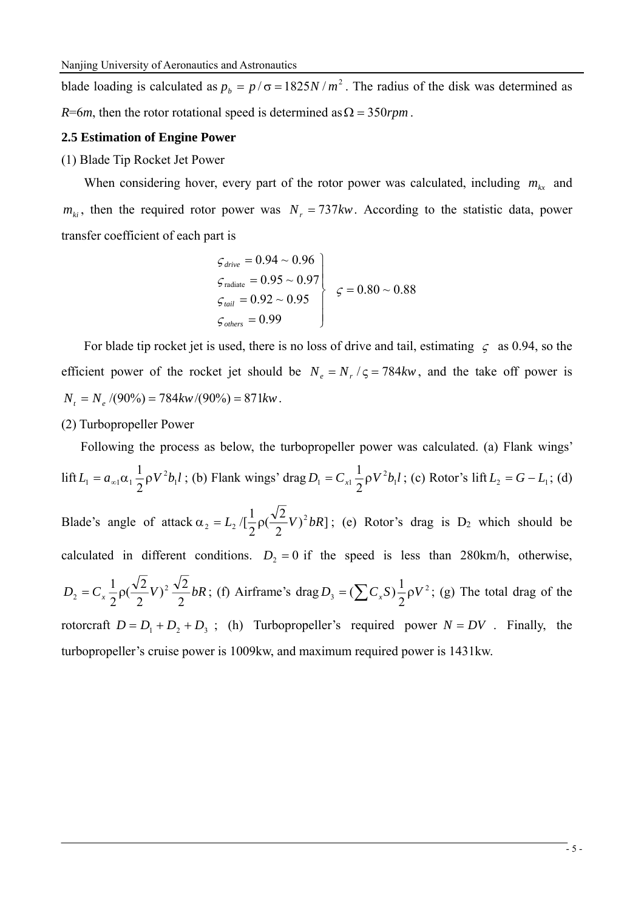blade loading is calculated as $p_b = p/\sigma = 1825N/m^2$. The radius of the disk was determined as $R$=6$m$, then the rotor rotational speed is determined as $\Omega = 350rpm$.

## 2.5 Estimation of Engine Power

(1) Blade Tip Rocket Jet Power

When considering hover, every part of the rotor power was calculated, including $m_{kx}$ and $m_{ki}$, then the required rotor power was $N_r = 737kw$. According to the statistic data, power transfer coefficient of each part is

$$\left.\begin{array}{l} \varsigma_{drive} = 0.94 \sim 0.96 \\ \varsigma_{\text{radiate}} = 0.95 \sim 0.97 \\ \varsigma_{tail} = 0.92 \sim 0.95 \\ \varsigma_{others} = 0.99 \end{array}\right\} \quad \varsigma = 0.80 \sim 0.88$$

For blade tip rocket jet is used, there is no loss of drive and tail, estimating $\varsigma$ as 0.94, so the efficient power of the rocket jet should be $N_e = N_r/\varsigma = 784kw$, and the take off power is $N_t = N_e/(90\%) = 784kw/(90\%) = 871kw$.

(2) Turbopropeller Power

Following the process as below, the turbopropeller power was calculated. (a) Flank wings' lift $L_1 = a_{\infty 1}\alpha_1 \frac{1}{2}\rho V^2 b_1 l$; (b) Flank wings' drag $D_1 = C_{x1}\frac{1}{2}\rho V^2 b_1 l$; (c) Rotor's lift $L_2 = G - L_1$; (d) Blade's angle of attack $\alpha_2 = L_2/[\frac{1}{2}\rho(\frac{\sqrt{2}}{2}V)^2 bR]$; (e) Rotor's drag is $D_2$ which should be calculated in different conditions. $D_2 = 0$ if the speed is less than 280km/h, otherwise, $D_2 = C_x \frac{1}{2}\rho(\frac{\sqrt{2}}{2}V)^2 \frac{\sqrt{2}}{2}bR$; (f) Airframe's drag $D_3 = (\sum C_x S)\frac{1}{2}\rho V^2$; (g) The total drag of the rotorcraft $D = D_1 + D_2 + D_3$; (h) Turbopropeller's required power $N = DV$. Finally, the turbopropeller's cruise power is 1009kw, and maximum required power is 1431kw.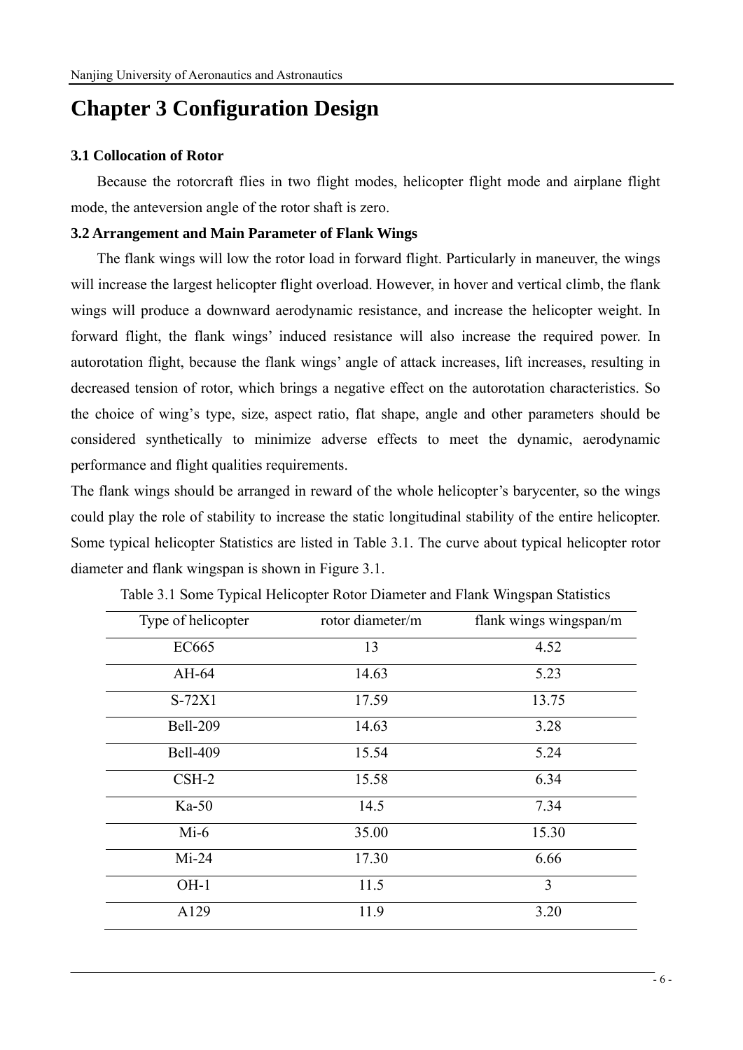# Chapter 3 Configuration Design

### 3.1 Collocation of Rotor

Because the rotorcraft flies in two flight modes, helicopter flight mode and airplane flight mode, the anteversion angle of the rotor shaft is zero.

### 3.2 Arrangement and Main Parameter of Flank Wings

The flank wings will low the rotor load in forward flight. Particularly in maneuver, the wings will increase the largest helicopter flight overload. However, in hover and vertical climb, the flank wings will produce a downward aerodynamic resistance, and increase the helicopter weight. In forward flight, the flank wings' induced resistance will also increase the required power. In autorotation flight, because the flank wings' angle of attack increases, lift increases, resulting in decreased tension of rotor, which brings a negative effect on the autorotation characteristics. So the choice of wing's type, size, aspect ratio, flat shape, angle and other parameters should be considered synthetically to minimize adverse effects to meet the dynamic, aerodynamic performance and flight qualities requirements.

The flank wings should be arranged in reward of the whole helicopter's barycenter, so the wings could play the role of stability to increase the static longitudinal stability of the entire helicopter. Some typical helicopter Statistics are listed in Table 3.1. The curve about typical helicopter rotor diameter and flank wingspan is shown in Figure 3.1.

Table 3.1 Some Typical Helicopter Rotor Diameter and Flank Wingspan Statistics

| Type of helicopter | rotor diameter/m | flank wings wingspan/m |
|---|---|---|
| EC665 | 13 | 4.52 |
| AH-64 | 14.63 | 5.23 |
| S-72X1 | 17.59 | 13.75 |
| Bell-209 | 14.63 | 3.28 |
| Bell-409 | 15.54 | 5.24 |
| CSH-2 | 15.58 | 6.34 |
| Ka-50 | 14.5 | 7.34 |
| Mi-6 | 35.00 | 15.30 |
| Mi-24 | 17.30 | 6.66 |
| OH-1 | 11.5 | 3 |
| A129 | 11.9 | 3.20 |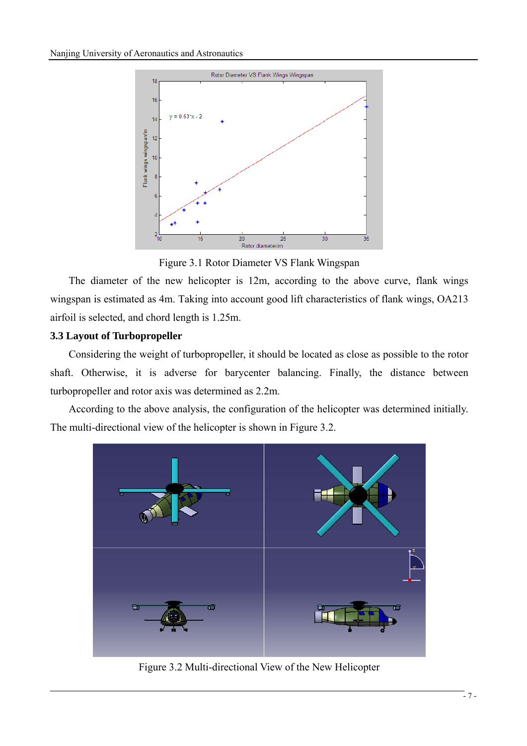Figure 3.1 Rotor Diameter VS Flank Wingspan

The diameter of the new helicopter is 12m, according to the above curve, flank wings wingspan is estimated as 4m. Taking into account good lift characteristics of flank wings, OA213 airfoil is selected, and chord length is 1.25m.

### 3.3 Layout of Turbopropeller

Considering the weight of turbopropeller, it should be located as close as possible to the rotor shaft. Otherwise, it is adverse for barycenter balancing. Finally, the distance between turbopropeller and rotor axis was determined as 2.2m.

According to the above analysis, the configuration of the helicopter was determined initially. The multi-directional view of the helicopter is shown in Figure 3.2.

Figure 3.2 Multi-directional View of the New Helicopter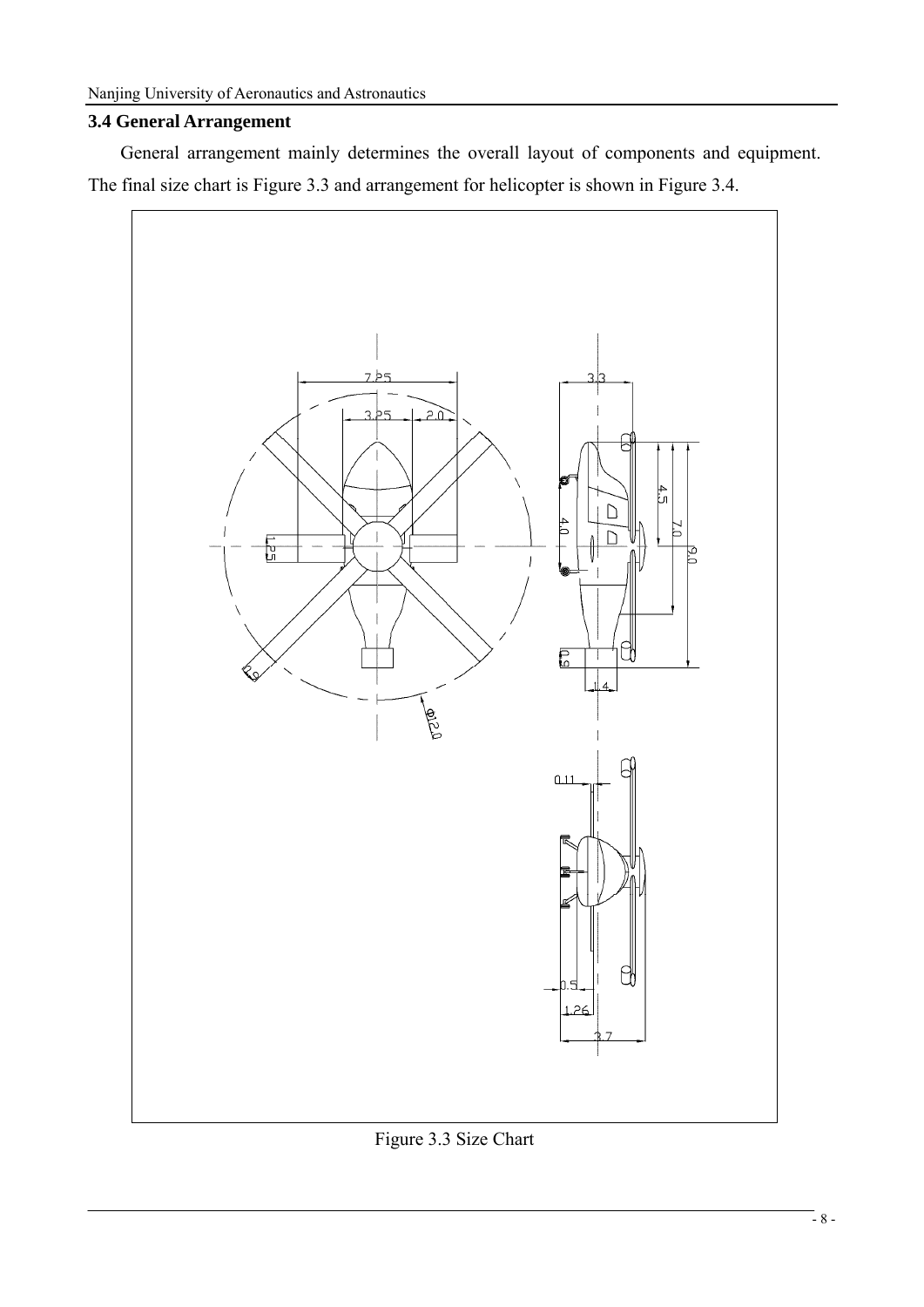### 3.4 General Arrangement

General arrangement mainly determines the overall layout of components and equipment. The final size chart is Figure 3.3 and arrangement for helicopter is shown in Figure 3.4.

Figure 3.3 Size Chart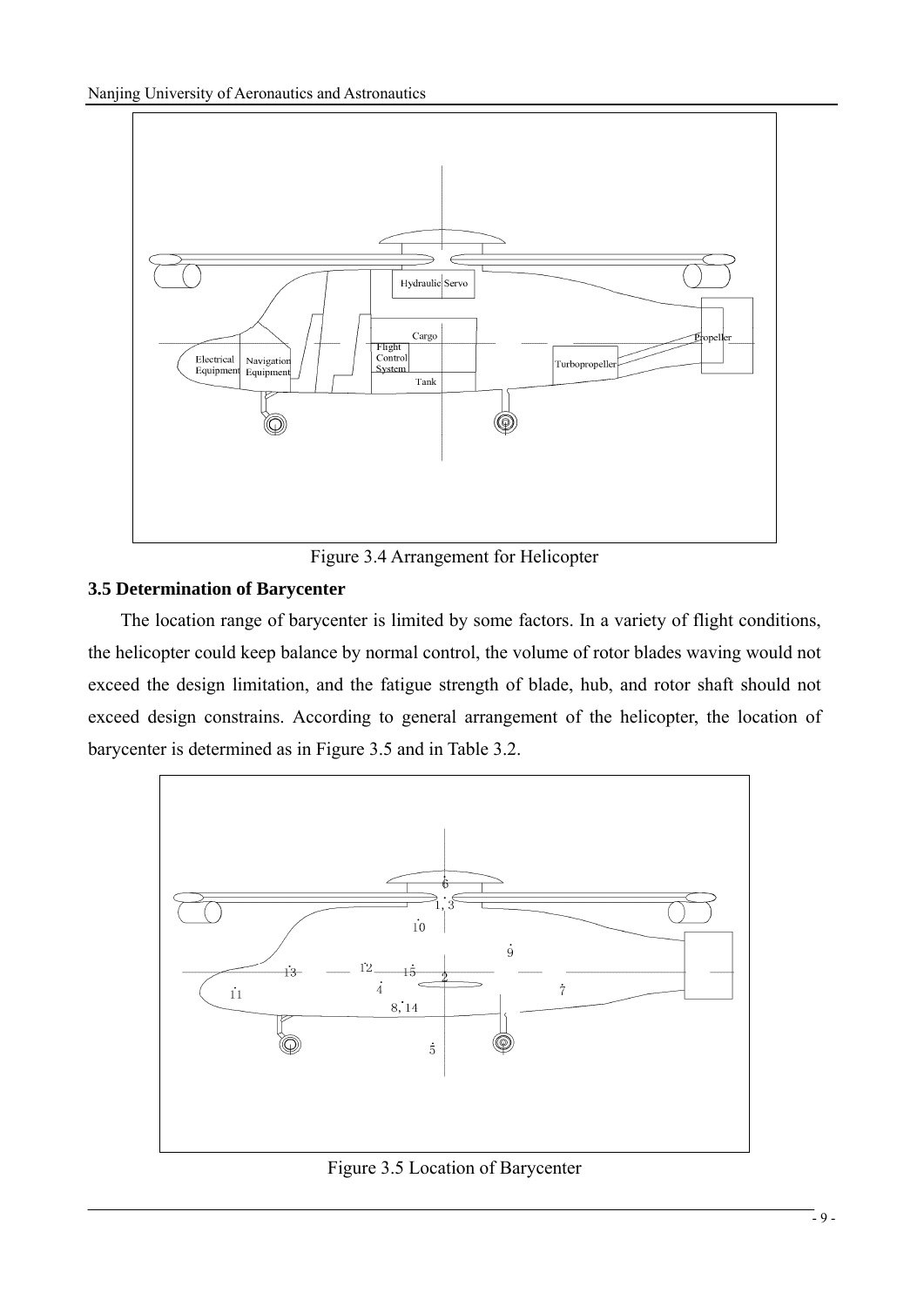Figure 3.4 Arrangement for Helicopter

### 3.5 Determination of Barycenter

The location range of barycenter is limited by some factors. In a variety of flight conditions, the helicopter could keep balance by normal control, the volume of rotor blades waving would not exceed the design limitation, and the fatigue strength of blade, hub, and rotor shaft should not exceed design constrains. According to general arrangement of the helicopter, the location of barycenter is determined as in Figure 3.5 and in Table 3.2.

Figure 3.5 Location of Barycenter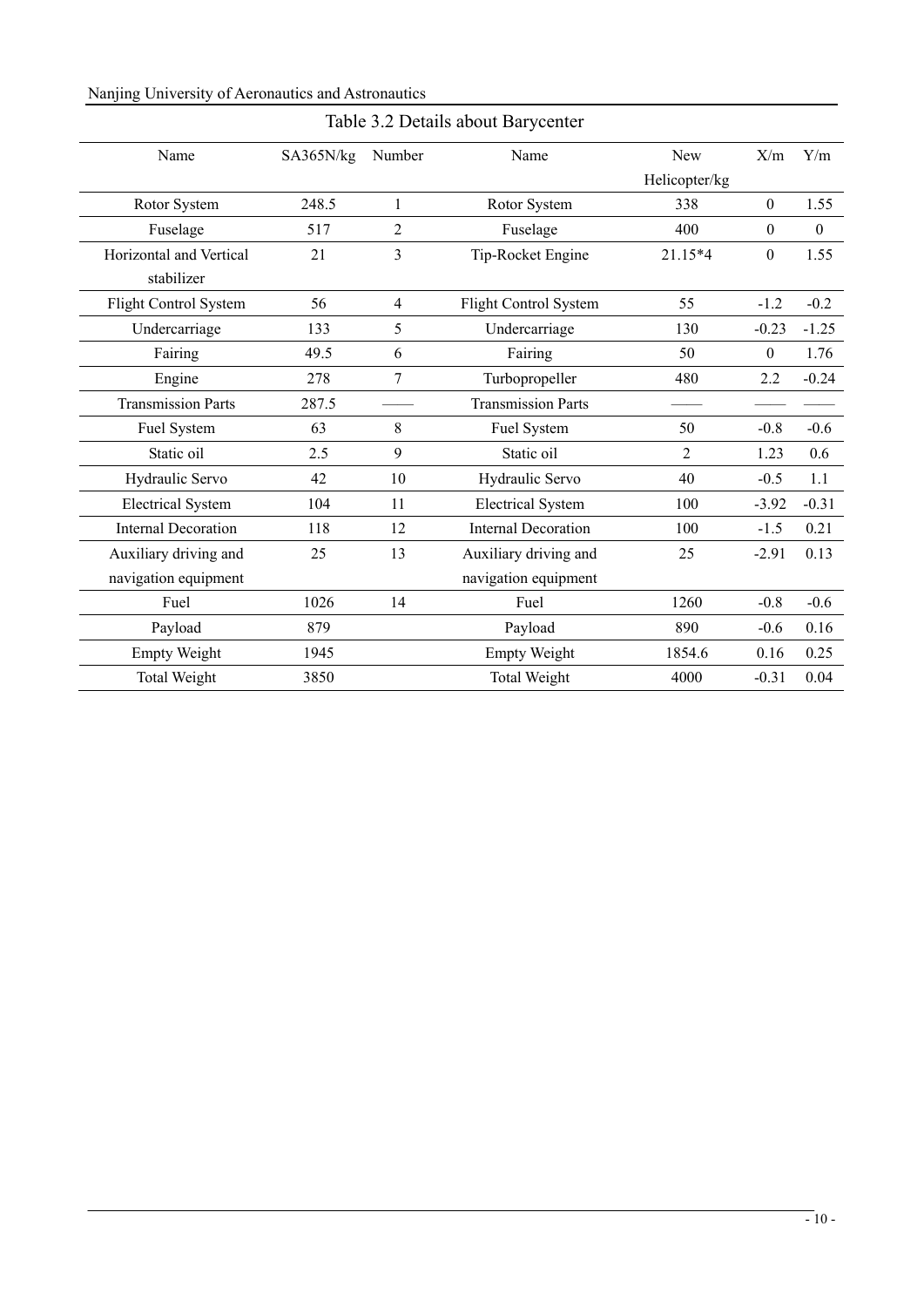Table 3.2 Details about Barycenter

| Name | SA365N/kg | Number | Name | New Helicopter/kg | X/m | Y/m |
|---|---|---|---|---|---|---|
| Rotor System | 248.5 | 1 | Rotor System | 338 | 0 | 1.55 |
| Fuselage | 517 | 2 | Fuselage | 400 | 0 | 0 |
| Horizontal and Vertical stabilizer | 21 | 3 | Tip-Rocket Engine | 21.15*4 | 0 | 1.55 |
| Flight Control System | 56 | 4 | Flight Control System | 55 | -1.2 | -0.2 |
| Undercarriage | 133 | 5 | Undercarriage | 130 | -0.23 | -1.25 |
| Fairing | 49.5 | 6 | Fairing | 50 | 0 | 1.76 |
| Engine | 278 | 7 | Turbopropeller | 480 | 2.2 | -0.24 |
| Transmission Parts | 287.5 | —— | Transmission Parts | —— | —— | —— |
| Fuel System | 63 | 8 | Fuel System | 50 | -0.8 | -0.6 |
| Static oil | 2.5 | 9 | Static oil | 2 | 1.23 | 0.6 |
| Hydraulic Servo | 42 | 10 | Hydraulic Servo | 40 | -0.5 | 1.1 |
| Electrical System | 104 | 11 | Electrical System | 100 | -3.92 | -0.31 |
| Internal Decoration | 118 | 12 | Internal Decoration | 100 | -1.5 | 0.21 |
| Auxiliary driving and navigation equipment | 25 | 13 | Auxiliary driving and navigation equipment | 25 | -2.91 | 0.13 |
| Fuel | 1026 | 14 | Fuel | 1260 | -0.8 | -0.6 |
| Payload | 879 | | Payload | 890 | -0.6 | 0.16 |
| Empty Weight | 1945 | | Empty Weight | 1854.6 | 0.16 | 0.25 |
| Total Weight | 3850 | | Total Weight | 4000 | -0.31 | 0.04 |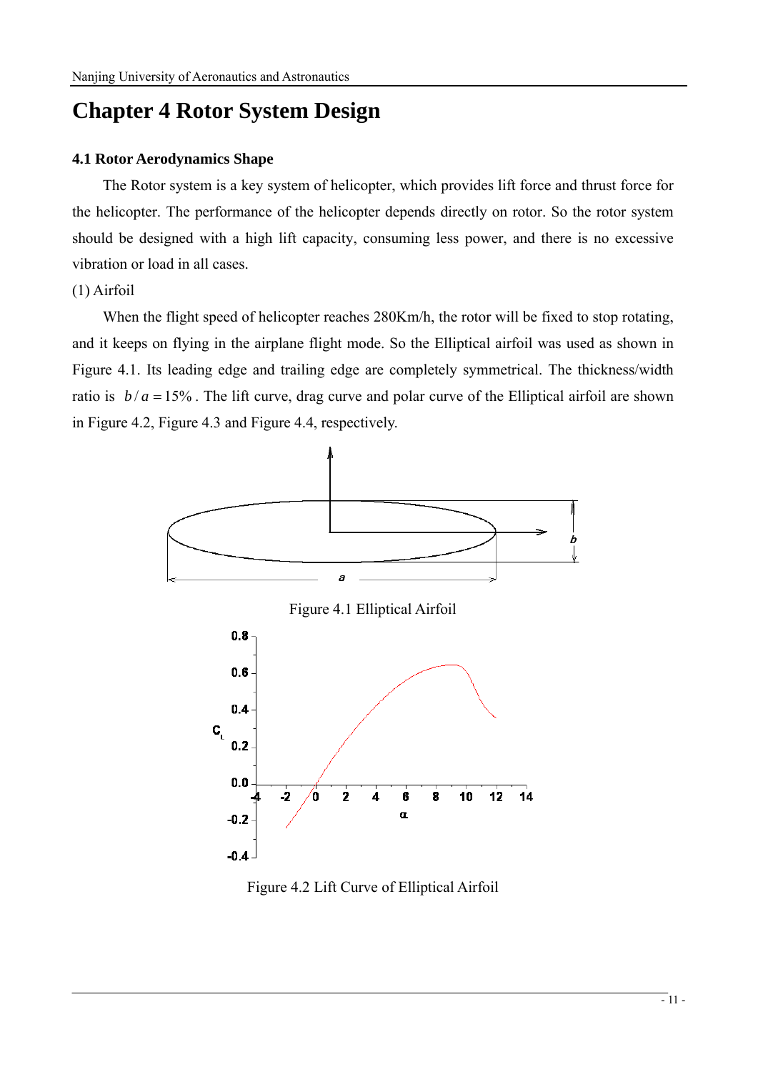# Chapter 4 Rotor System Design

### 4.1 Rotor Aerodynamics Shape

The Rotor system is a key system of helicopter, which provides lift force and thrust force for the helicopter. The performance of the helicopter depends directly on rotor. So the rotor system should be designed with a high lift capacity, consuming less power, and there is no excessive vibration or load in all cases.

(1) Airfoil

When the flight speed of helicopter reaches 280Km/h, the rotor will be fixed to stop rotating, and it keeps on flying in the airplane flight mode. So the Elliptical airfoil was used as shown in Figure 4.1. Its leading edge and trailing edge are completely symmetrical. The thickness/width ratio is $b/a = 15\%$. The lift curve, drag curve and polar curve of the Elliptical airfoil are shown in Figure 4.2, Figure 4.3 and Figure 4.4, respectively.

Figure 4.1 Elliptical Airfoil

Figure 4.2 Lift Curve of Elliptical Airfoil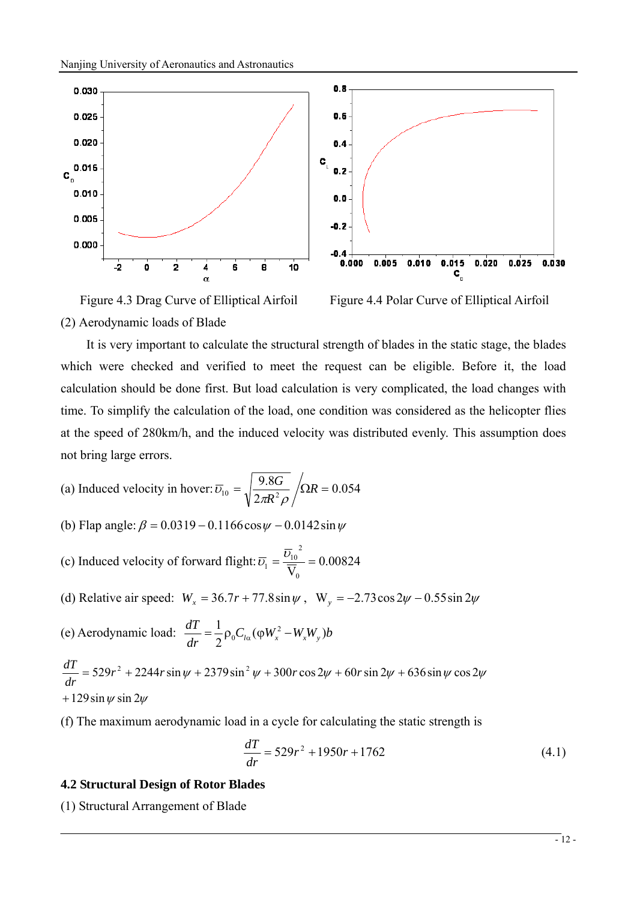Figure 4.3 Drag Curve of Elliptical Airfoil

Figure 4.4 Polar Curve of Elliptical Airfoil

(2) Aerodynamic loads of Blade

It is very important to calculate the structural strength of blades in the static stage, the blades which were checked and verified to meet the request can be eligible. Before it, the load calculation should be done first. But load calculation is very complicated, the load changes with time. To simplify the calculation of the load, one condition was considered as the helicopter flies at the speed of 280km/h, and the induced velocity was distributed evenly. This assumption does not bring large errors.

(a) Induced velocity in hover: $\overline{\upsilon}_{10} = \sqrt{\dfrac{9.8G}{2\pi R^2 \rho}} \Big/ \Omega R = 0.054$

(b) Flap angle: $\beta = 0.0319 - 0.1166\cos\psi - 0.0142\sin\psi$

(c) Induced velocity of forward flight: $\overline{\upsilon}_1 = \dfrac{\overline{\upsilon}_{10}^{\,2}}{\overline{\mathrm{V}}_0} = 0.00824$

(d) Relative air speed: $W_x = 36.7r + 77.8\sin\psi$ , $\mathrm{W}_y = -2.73\cos 2\psi - 0.55\sin 2\psi$

(e) Aerodynamic load: $\dfrac{dT}{dr} = \dfrac{1}{2}\rho_0 C_{l\alpha}(\varphi W_x^2 - W_x W_y)b$

$$\frac{dT}{dr} = 529r^2 + 2244r\sin\psi + 2379\sin^2\psi + 300r\cos 2\psi + 60r\sin 2\psi + 636\sin\psi\cos 2\psi + 129\sin\psi\sin 2\psi$$

(f) The maximum aerodynamic load in a cycle for calculating the static strength is

$$\frac{dT}{dr} = 529r^2 + 1950r + 1762 \tag{4.1}$$

## 4.2 Structural Design of Rotor Blades

(1) Structural Arrangement of Blade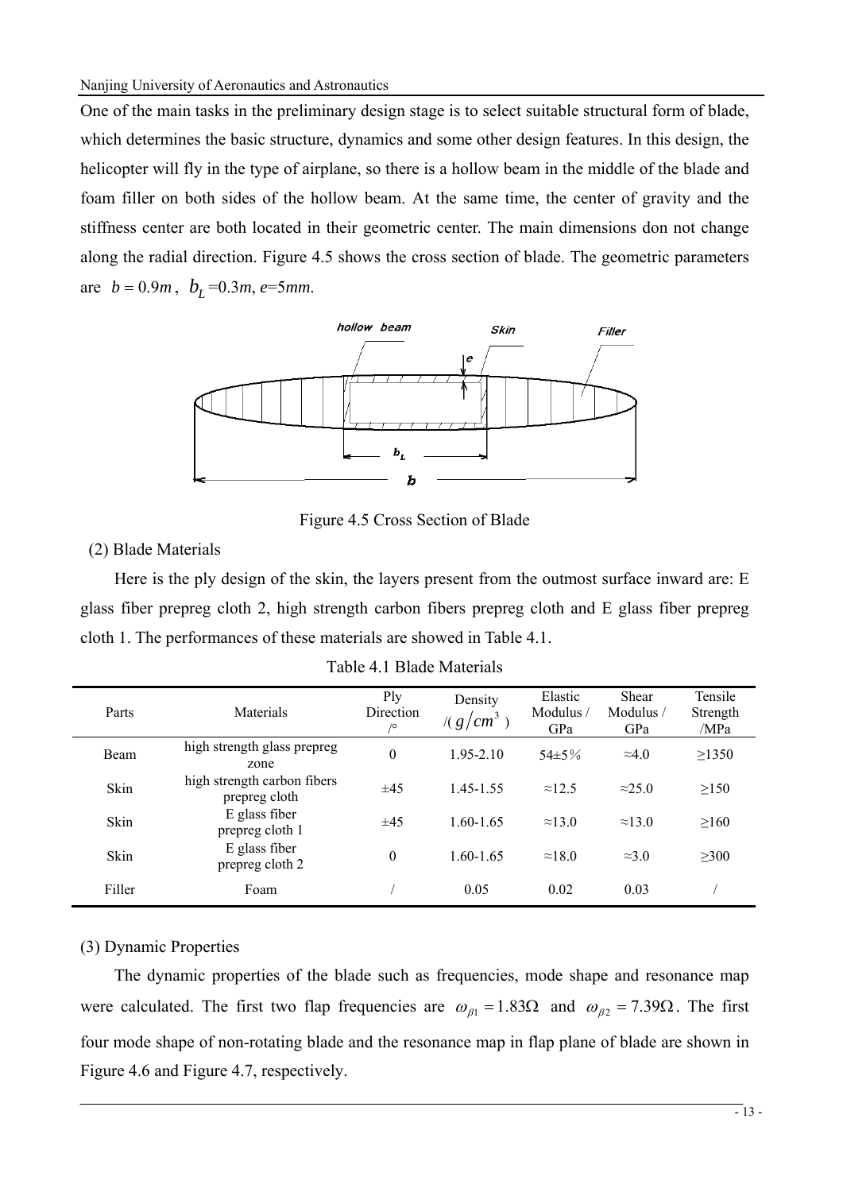One of the main tasks in the preliminary design stage is to select suitable structural form of blade, which determines the basic structure, dynamics and some other design features. In this design, the helicopter will fly in the type of airplane, so there is a hollow beam in the middle of the blade and foam filler on both sides of the hollow beam. At the same time, the center of gravity and the stiffness center are both located in their geometric center. The main dimensions don not change along the radial direction. Figure 4.5 shows the cross section of blade. The geometric parameters are $b = 0.9m$, $b_L$ =0.3*m*, *e*=5*mm*.

Figure 4.5 Cross Section of Blade

(2) Blade Materials

Here is the ply design of the skin, the layers present from the outmost surface inward are: E glass fiber prepreg cloth 2, high strength carbon fibers prepreg cloth and E glass fiber prepreg cloth 1. The performances of these materials are showed in Table 4.1.

Table 4.1 Blade Materials

| Parts | Materials | Ply Direction /° | Density /( $g/cm^3$ ) | Elastic Modulus / GPa | Shear Modulus / GPa | Tensile Strength /MPa |
|---|---|---|---|---|---|---|
| Beam | high strength glass prepreg zone | 0 | 1.95-2.10 | 54±5% | ≈4.0 | ≥1350 |
| Skin | high strength carbon fibers prepreg cloth | ±45 | 1.45-1.55 | ≈12.5 | ≈25.0 | ≥150 |
| Skin | E glass fiber prepreg cloth 1 | ±45 | 1.60-1.65 | ≈13.0 | ≈13.0 | ≥160 |
| Skin | E glass fiber prepreg cloth 2 | 0 | 1.60-1.65 | ≈18.0 | ≈3.0 | ≥300 |
| Filler | Foam | / | 0.05 | 0.02 | 0.03 | / |

(3) Dynamic Properties

The dynamic properties of the blade such as frequencies, mode shape and resonance map were calculated. The first two flap frequencies are $\omega_{\beta 1} = 1.83\Omega$ and $\omega_{\beta 2} = 7.39\Omega$. The first four mode shape of non-rotating blade and the resonance map in flap plane of blade are shown in Figure 4.6 and Figure 4.7, respectively.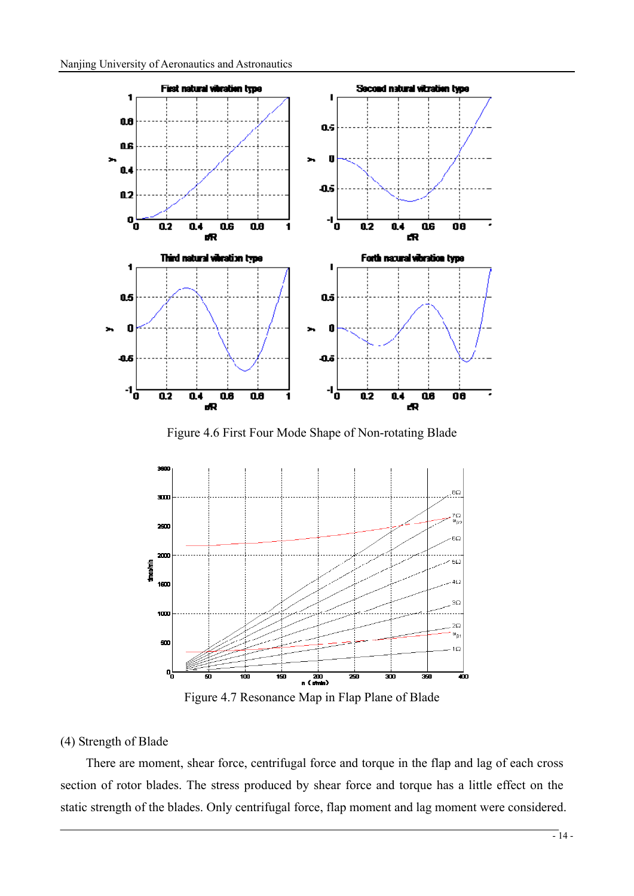Figure 4.6 First Four Mode Shape of Non-rotating Blade

Figure 4.7 Resonance Map in Flap Plane of Blade

(4) Strength of Blade

There are moment, shear force, centrifugal force and torque in the flap and lag of each cross section of rotor blades. The stress produced by shear force and torque has a little effect on the static strength of the blades. Only centrifugal force, flap moment and lag moment were considered.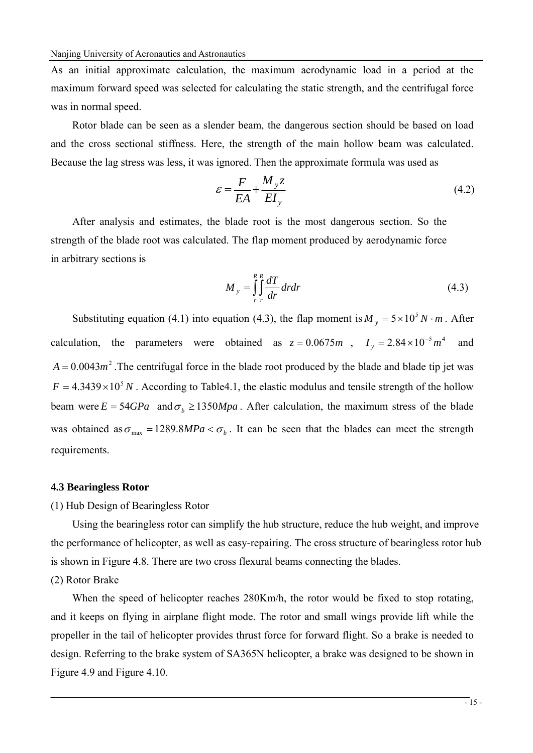As an initial approximate calculation, the maximum aerodynamic load in a period at the maximum forward speed was selected for calculating the static strength, and the centrifugal force was in normal speed.

Rotor blade can be seen as a slender beam, the dangerous section should be based on load and the cross sectional stiffness. Here, the strength of the main hollow beam was calculated. Because the lag stress was less, it was ignored. Then the approximate formula was used as

$$\varepsilon = \frac{F}{EA} + \frac{M_y z}{EI_y} \tag{4.2}$$

After analysis and estimates, the blade root is the most dangerous section. So the strength of the blade root was calculated. The flap moment produced by aerodynamic force in arbitrary sections is

$$M_y = \int_r^R \int_r^R \frac{dT}{dr} dr dr \tag{4.3}$$

Substituting equation (4.1) into equation (4.3), the flap moment is $M_y = 5 \times 10^5 N \cdot m$. After calculation, the parameters were obtained as $z = 0.0675m$, $I_y = 2.84 \times 10^{-5} m^4$ and $A = 0.0043m^2$. The centrifugal force in the blade root produced by the blade and blade tip jet was $F = 4.3439 \times 10^5 N$. According to Table4.1, the elastic modulus and tensile strength of the hollow beam were $E = 54GPa$ and $\sigma_b \geq 1350Mpa$. After calculation, the maximum stress of the blade was obtained as $\sigma_{\max} = 1289.8MPa < \sigma_b$. It can be seen that the blades can meet the strength requirements.

### 4.3 Bearingless Rotor

(1) Hub Design of Bearingless Rotor

Using the bearingless rotor can simplify the hub structure, reduce the hub weight, and improve the performance of helicopter, as well as easy-repairing. The cross structure of bearingless rotor hub is shown in Figure 4.8. There are two cross flexural beams connecting the blades.

(2) Rotor Brake

When the speed of helicopter reaches 280Km/h, the rotor would be fixed to stop rotating, and it keeps on flying in airplane flight mode. The rotor and small wings provide lift while the propeller in the tail of helicopter provides thrust force for forward flight. So a brake is needed to design. Referring to the brake system of SA365N helicopter, a brake was designed to be shown in Figure 4.9 and Figure 4.10.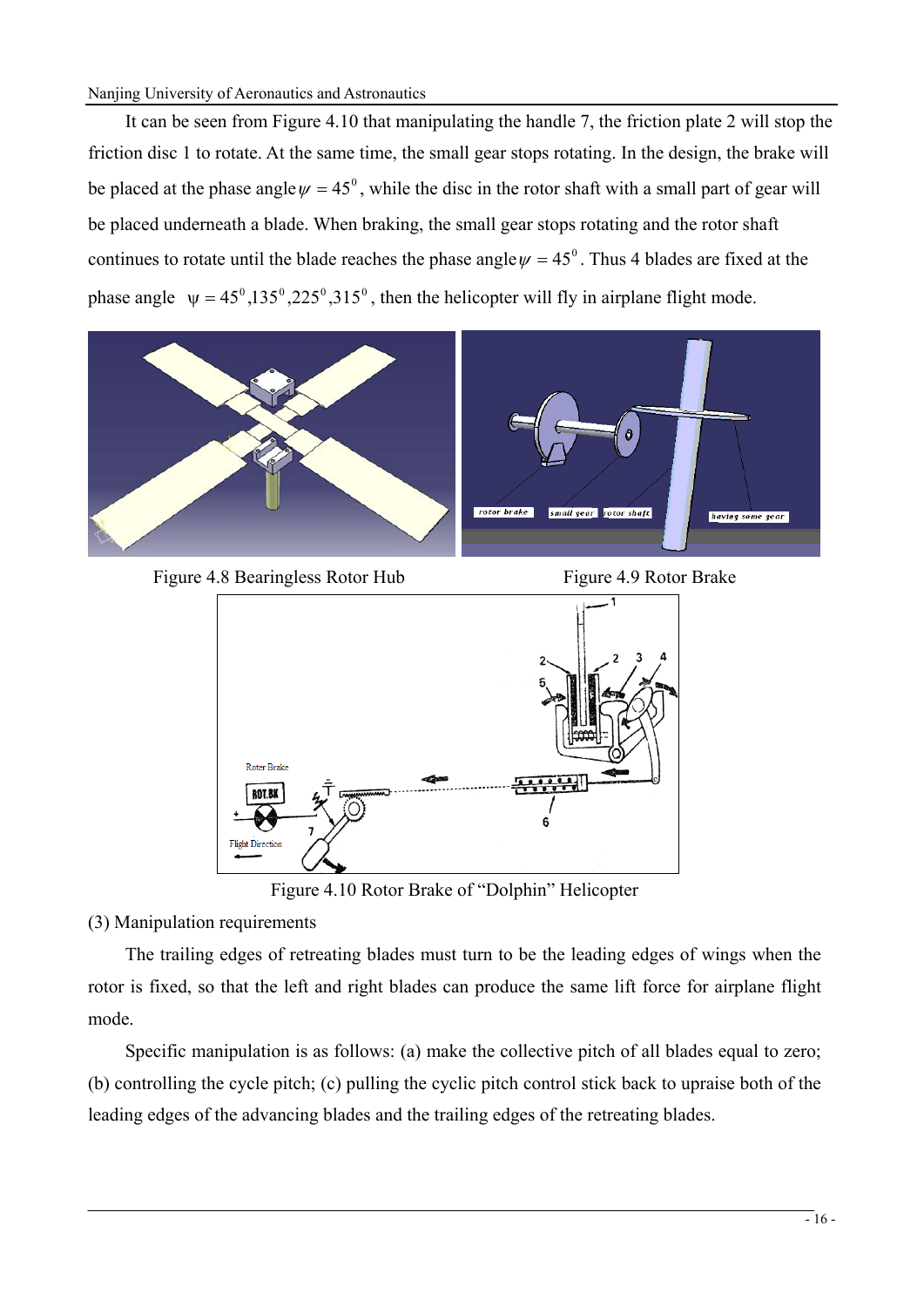It can be seen from Figure 4.10 that manipulating the handle 7, the friction plate 2 will stop the friction disc 1 to rotate. At the same time, the small gear stops rotating. In the design, the brake will be placed at the phase angle $\psi = 45^0$, while the disc in the rotor shaft with a small part of gear will be placed underneath a blade. When braking, the small gear stops rotating and the rotor shaft continues to rotate until the blade reaches the phase angle $\psi = 45^0$. Thus 4 blades are fixed at the phase angle $\psi = 45^0, 135^0, 225^0, 315^0$, then the helicopter will fly in airplane flight mode.

Figure 4.8 Bearingless Rotor Hub

Figure 4.9 Rotor Brake

Figure 4.10 Rotor Brake of "Dolphin" Helicopter

(3) Manipulation requirements

The trailing edges of retreating blades must turn to be the leading edges of wings when the rotor is fixed, so that the left and right blades can produce the same lift force for airplane flight mode.

Specific manipulation is as follows: (a) make the collective pitch of all blades equal to zero; (b) controlling the cycle pitch; (c) pulling the cyclic pitch control stick back to upraise both of the leading edges of the advancing blades and the trailing edges of the retreating blades.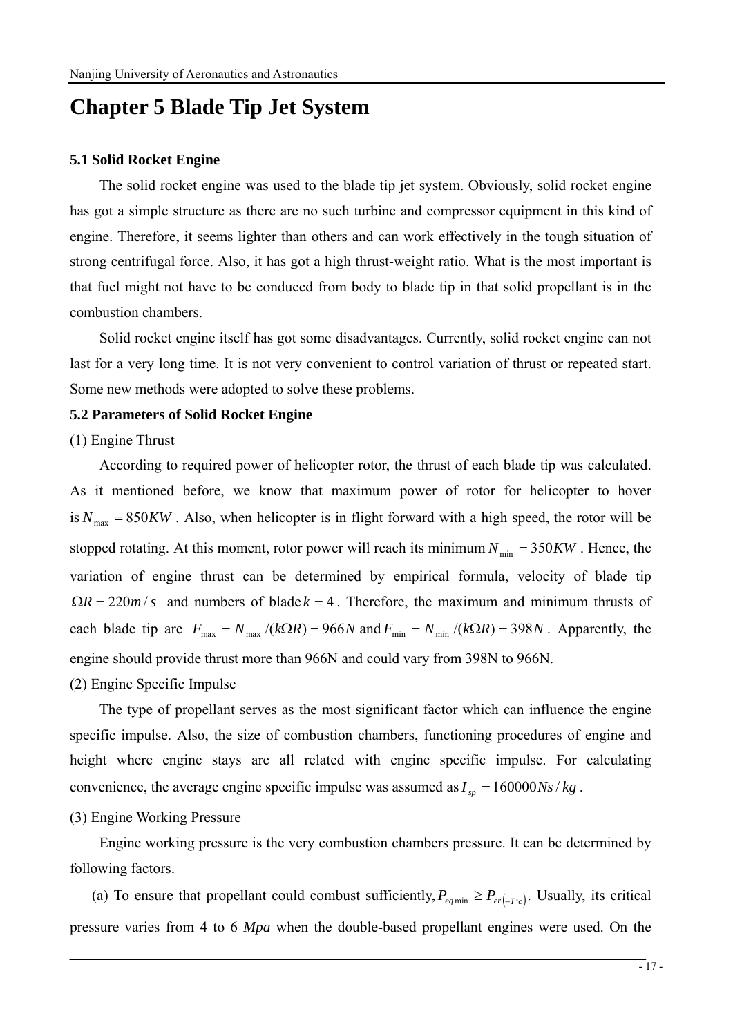# Chapter 5 Blade Tip Jet System

### 5.1 Solid Rocket Engine

The solid rocket engine was used to the blade tip jet system. Obviously, solid rocket engine has got a simple structure as there are no such turbine and compressor equipment in this kind of engine. Therefore, it seems lighter than others and can work effectively in the tough situation of strong centrifugal force. Also, it has got a high thrust-weight ratio. What is the most important is that fuel might not have to be conduced from body to blade tip in that solid propellant is in the combustion chambers.

Solid rocket engine itself has got some disadvantages. Currently, solid rocket engine can not last for a very long time. It is not very convenient to control variation of thrust or repeated start. Some new methods were adopted to solve these problems.

### 5.2 Parameters of Solid Rocket Engine

(1) Engine Thrust

According to required power of helicopter rotor, the thrust of each blade tip was calculated. As it mentioned before, we know that maximum power of rotor for helicopter to hover is $N_{\max} = 850KW$. Also, when helicopter is in flight forward with a high speed, the rotor will be stopped rotating. At this moment, rotor power will reach its minimum $N_{\min} = 350KW$. Hence, the variation of engine thrust can be determined by empirical formula, velocity of blade tip $\Omega R = 220m/s$ and numbers of blade $k = 4$. Therefore, the maximum and minimum thrusts of each blade tip are $F_{\max} = N_{\max}/(k\Omega R) = 966N$ and $F_{\min} = N_{\min}/(k\Omega R) = 398N$. Apparently, the engine should provide thrust more than 966N and could vary from 398N to 966N.

(2) Engine Specific Impulse

The type of propellant serves as the most significant factor which can influence the engine specific impulse. Also, the size of combustion chambers, functioning procedures of engine and height where engine stays are all related with engine specific impulse. For calculating convenience, the average engine specific impulse was assumed as $I_{sp} = 160000Ns/kg$.

(3) Engine Working Pressure

Engine working pressure is the very combustion chambers pressure. It can be determined by following factors.

(a) To ensure that propellant could combust sufficiently, $P_{eq\min} \geq P_{er(-T^{\circ}c)}$. Usually, its critical pressure varies from 4 to 6 *Mpa* when the double-based propellant engines were used. On the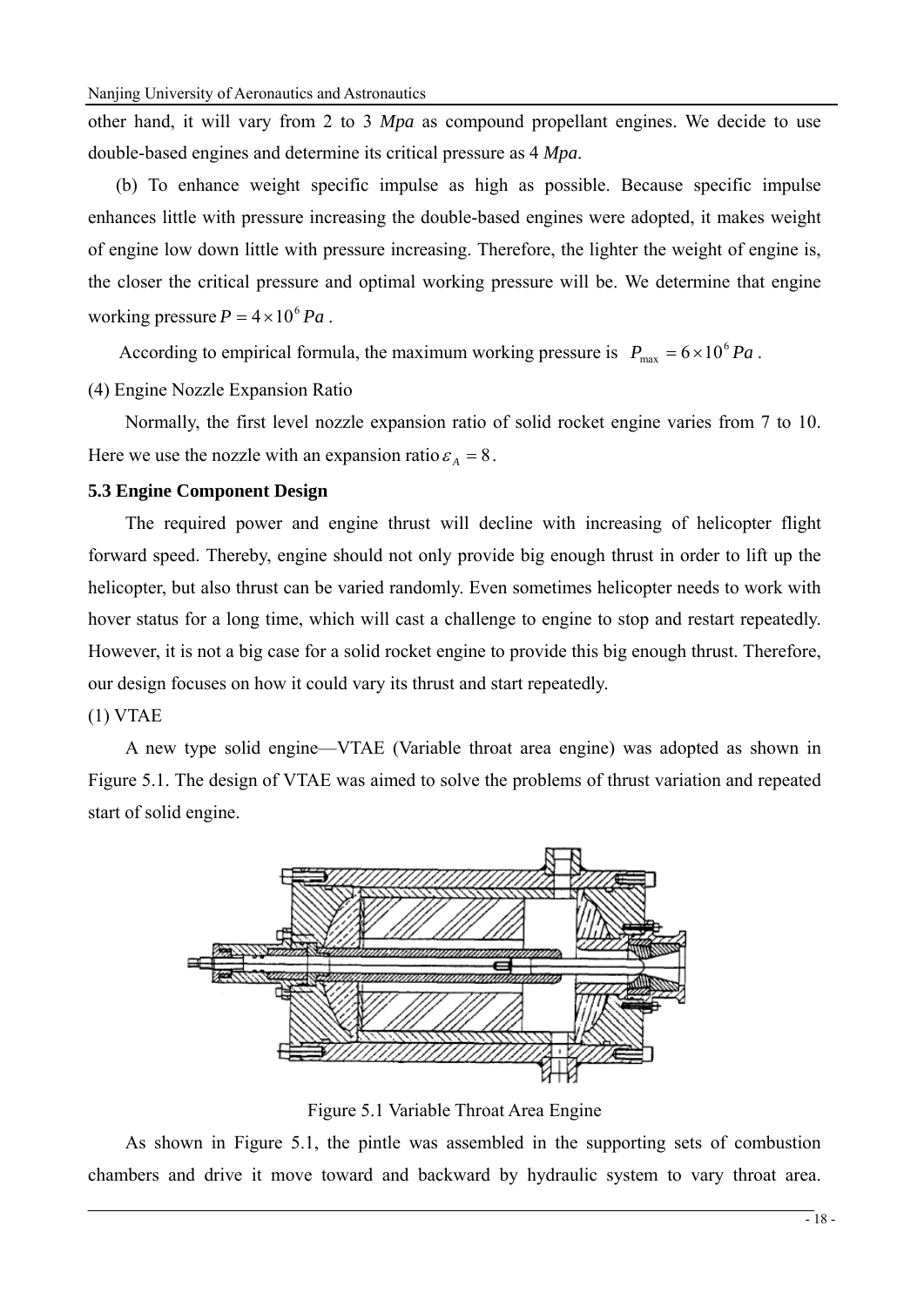other hand, it will vary from 2 to 3 *Mpa* as compound propellant engines. We decide to use double-based engines and determine its critical pressure as 4 *Mpa*.

(b) To enhance weight specific impulse as high as possible. Because specific impulse enhances little with pressure increasing the double-based engines were adopted, it makes weight of engine low down little with pressure increasing. Therefore, the lighter the weight of engine is, the closer the critical pressure and optimal working pressure will be. We determine that engine working pressure $P = 4 \times 10^6 Pa$ .

According to empirical formula, the maximum working pressure is $P_{max} = 6 \times 10^6 Pa$ .

(4) Engine Nozzle Expansion Ratio

Normally, the first level nozzle expansion ratio of solid rocket engine varies from 7 to 10. Here we use the nozzle with an expansion ratio $\varepsilon_A = 8$ .

**5.3 Engine Component Design**

The required power and engine thrust will decline with increasing of helicopter flight forward speed. Thereby, engine should not only provide big enough thrust in order to lift up the helicopter, but also thrust can be varied randomly. Even sometimes helicopter needs to work with hover status for a long time, which will cast a challenge to engine to stop and restart repeatedly. However, it is not a big case for a solid rocket engine to provide this big enough thrust. Therefore, our design focuses on how it could vary its thrust and start repeatedly.

(1) VTAE

A new type solid engine—VTAE (Variable throat area engine) was adopted as shown in Figure 5.1. The design of VTAE was aimed to solve the problems of thrust variation and repeated start of solid engine.

Figure 5.1 Variable Throat Area Engine

As shown in Figure 5.1, the pintle was assembled in the supporting sets of combustion chambers and drive it move toward and backward by hydraulic system to vary throat area.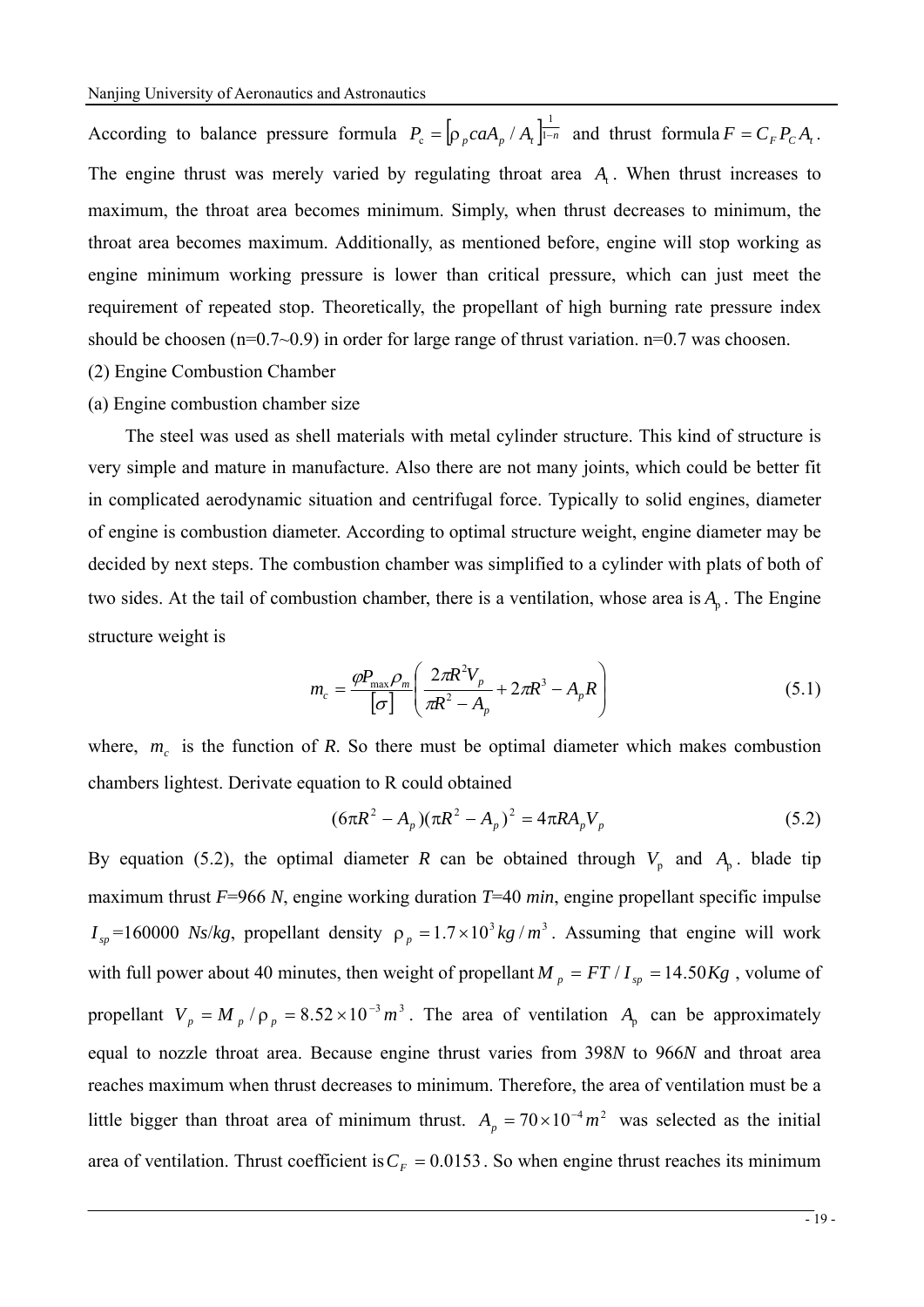According to balance pressure formula $P_c = \left[\rho_p c a A_p / A_t\right]^{\frac{1}{1-n}}$ and thrust formula $F = C_F P_C A_t$. The engine thrust was merely varied by regulating throat area $A_t$. When thrust increases to maximum, the throat area becomes minimum. Simply, when thrust decreases to minimum, the throat area becomes maximum. Additionally, as mentioned before, engine will stop working as engine minimum working pressure is lower than critical pressure, which can just meet the requirement of repeated stop. Theoretically, the propellant of high burning rate pressure index should be choosen (n=0.7~0.9) in order for large range of thrust variation. n=0.7 was choosen.

(2) Engine Combustion Chamber

(a) Engine combustion chamber size

The steel was used as shell materials with metal cylinder structure. This kind of structure is very simple and mature in manufacture. Also there are not many joints, which could be better fit in complicated aerodynamic situation and centrifugal force. Typically to solid engines, diameter of engine is combustion diameter. According to optimal structure weight, engine diameter may be decided by next steps. The combustion chamber was simplified to a cylinder with plats of both of two sides. At the tail of combustion chamber, there is a ventilation, whose area is $A_p$. The Engine structure weight is

$$m_c = \frac{\varphi P_{\max} \rho_m}{[\sigma]} \left( \frac{2\pi R^2 V_p}{\pi R^2 - A_p} + 2\pi R^3 - A_p R \right) \tag{5.1}$$

where, $m_c$ is the function of *R*. So there must be optimal diameter which makes combustion chambers lightest. Derivate equation to R could obtained

$$(6\pi R^2 - A_p)(\pi R^2 - A_p)^2 = 4\pi R A_p V_p \tag{5.2}$$

By equation (5.2), the optimal diameter *R* can be obtained through $V_p$ and $A_p$. blade tip maximum thrust *F*=966 *N*, engine working duration *T*=40 *min*, engine propellant specific impulse $I_{sp}$=160000 *Ns*/*kg*, propellant density $\rho_p = 1.7 \times 10^3 kg/m^3$. Assuming that engine will work with full power about 40 minutes, then weight of propellant $M_p = FT / I_{sp} = 14.50 Kg$, volume of propellant $V_p = M_p / \rho_p = 8.52 \times 10^{-3} m^3$. The area of ventilation $A_p$ can be approximately equal to nozzle throat area. Because engine thrust varies from 398*N* to 966*N* and throat area reaches maximum when thrust decreases to minimum. Therefore, the area of ventilation must be a little bigger than throat area of minimum thrust. $A_p = 70 \times 10^{-4} m^2$ was selected as the initial area of ventilation. Thrust coefficient is $C_F = 0.0153$. So when engine thrust reaches its minimum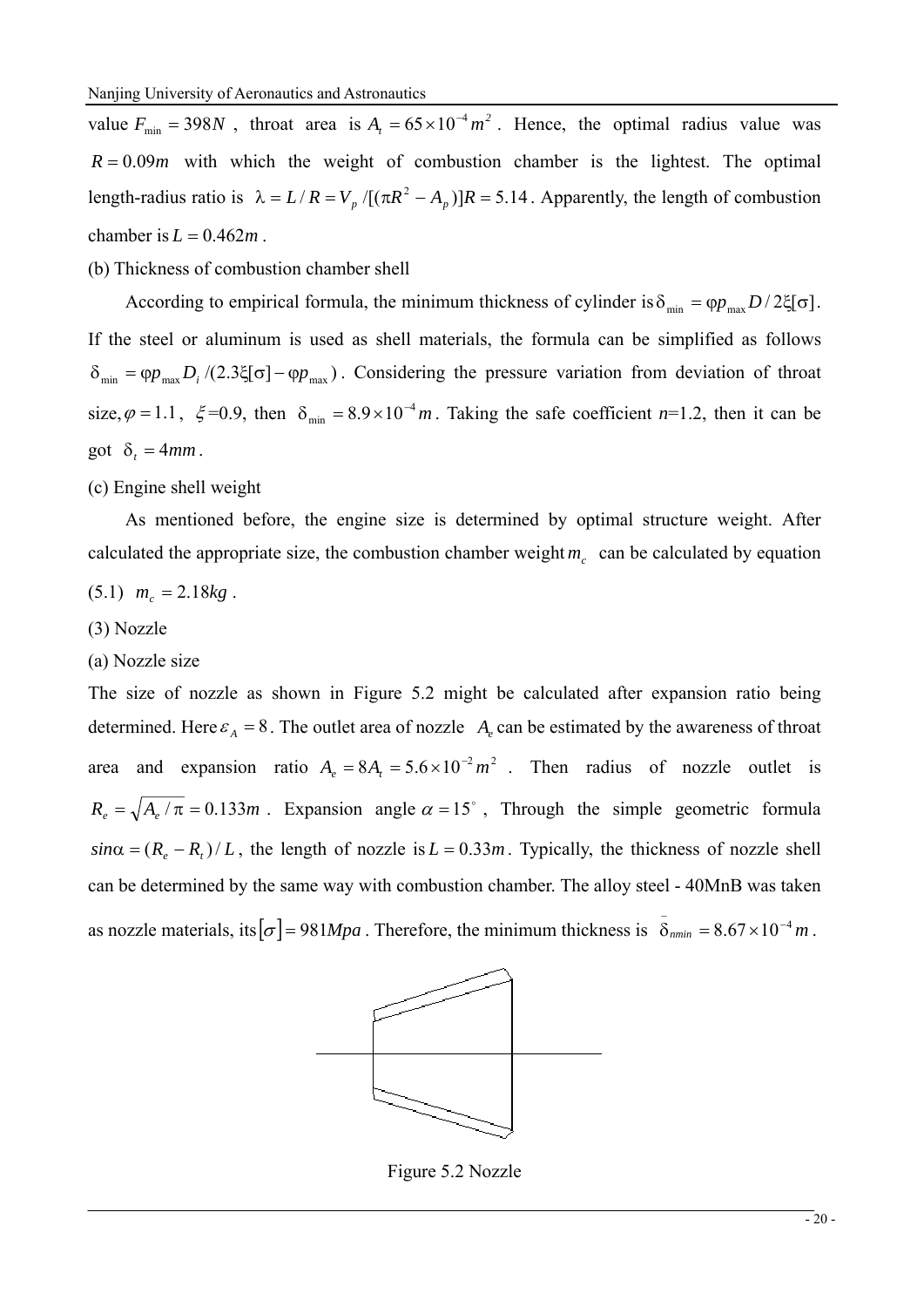value $F_{\min} = 398N$ , throat area is $A_t = 65 \times 10^{-4} m^2$ . Hence, the optimal radius value was $R = 0.09m$ with which the weight of combustion chamber is the lightest. The optimal length-radius ratio is $\lambda = L/R = V_p /[(\pi R^2 - A_p)]R = 5.14$ . Apparently, the length of combustion chamber is $L = 0.462m$ .

(b) Thickness of combustion chamber shell

According to empirical formula, the minimum thickness of cylinder is $\delta_{\min} = \varphi p_{\max} D / 2\xi[\sigma]$ . If the steel or aluminum is used as shell materials, the formula can be simplified as follows $\delta_{\min} = \varphi p_{\max} D_i /(2.3\xi[\sigma] - \varphi p_{\max})$ . Considering the pressure variation from deviation of throat size, $\varphi = 1.1$ , $\xi$=0.9, then $\delta_{\min} = 8.9 \times 10^{-4} m$ . Taking the safe coefficient $n$=1.2, then it can be got $\delta_t = 4mm$ .

(c) Engine shell weight

As mentioned before, the engine size is determined by optimal structure weight. After calculated the appropriate size, the combustion chamber weight $m_c$ can be calculated by equation (5.1) $m_c = 2.18kg$ .

(3) Nozzle

(a) Nozzle size

The size of nozzle as shown in Figure 5.2 might be calculated after expansion ratio being determined. Here $\varepsilon_A = 8$ . The outlet area of nozzle $A_e$ can be estimated by the awareness of throat area and expansion ratio $A_e = 8A_t = 5.6 \times 10^{-2} m^2$ . Then radius of nozzle outlet is $R_e = \sqrt{A_e / \pi} = 0.133m$ . Expansion angle $\alpha = 15^\circ$ , Through the simple geometric formula $sin\alpha = (R_e - R_t)/L$ , the length of nozzle is $L = 0.33m$ . Typically, the thickness of nozzle shell can be determined by the same way with combustion chamber. The alloy steel - 40MnB was taken as nozzle materials, its $[\sigma] = 981Mpa$ . Therefore, the minimum thickness is $\bar{\delta}_{nmin} = 8.67 \times 10^{-4} m$ .

Figure 5.2 Nozzle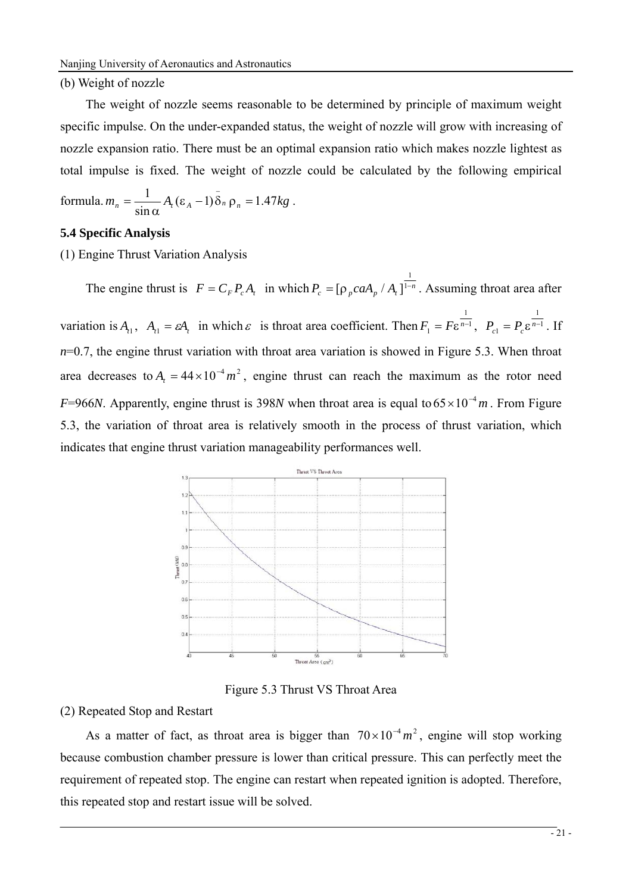(b) Weight of nozzle

The weight of nozzle seems reasonable to be determined by principle of maximum weight specific impulse. On the under-expanded status, the weight of nozzle will grow with increasing of nozzle expansion ratio. There must be an optimal expansion ratio which makes nozzle lightest as total impulse is fixed. The weight of nozzle could be calculated by the following empirical formula. $m_n = \frac{1}{\sin\alpha} A_t(\varepsilon_A - 1)\bar{\delta}_n \rho_n = 1.47kg$ .

**5.4 Specific Analysis**

(1) Engine Thrust Variation Analysis

The engine thrust is $F = C_F P_c A_t$ in which $P_c = [\rho_p caA_p / A_t]^{\frac{1}{1-n}}$. Assuming throat area after variation is $A_{t1}$, $A_{t1} = \varepsilon A_t$ in which $\varepsilon$ is throat area coefficient. Then $F_1 = F\varepsilon^{\frac{1}{n-1}}$, $P_{c1} = P_c\varepsilon^{\frac{1}{n-1}}$. If $n$=0.7, the engine thrust variation with throat area variation is showed in Figure 5.3. When throat area decreases to $A_t = 44 \times 10^{-4} m^2$, engine thrust can reach the maximum as the rotor need $F$=966$N$. Apparently, engine thrust is 398$N$ when throat area is equal to $65 \times 10^{-4} m$. From Figure 5.3, the variation of throat area is relatively smooth in the process of thrust variation, which indicates that engine thrust variation manageability performances well.

Figure 5.3 Thrust VS Throat Area

(2) Repeated Stop and Restart

As a matter of fact, as throat area is bigger than $70 \times 10^{-4} m^2$, engine will stop working because combustion chamber pressure is lower than critical pressure. This can perfectly meet the requirement of repeated stop. The engine can restart when repeated ignition is adopted. Therefore, this repeated stop and restart issue will be solved.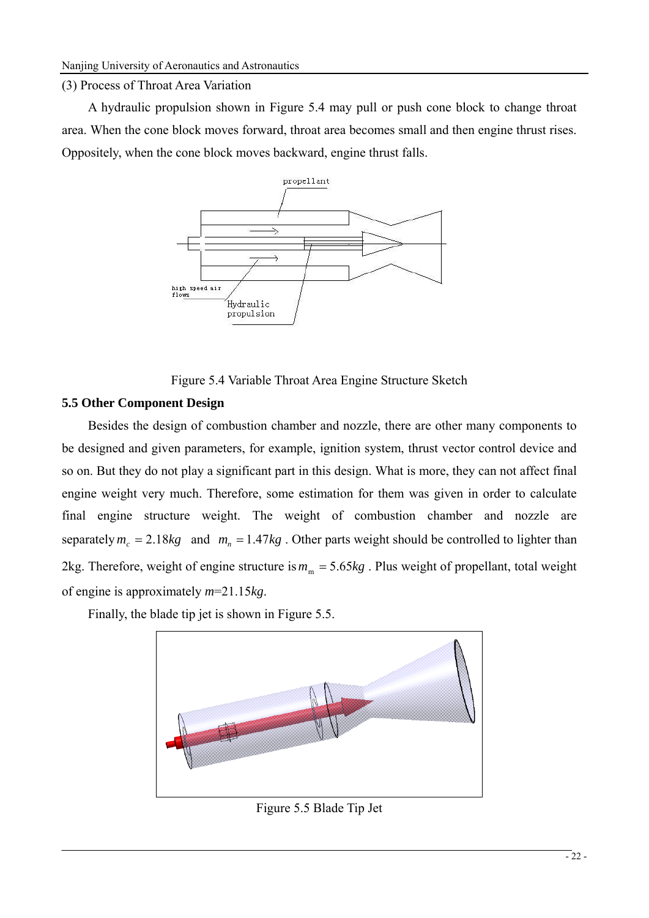(3) Process of Throat Area Variation

A hydraulic propulsion shown in Figure 5.4 may pull or push cone block to change throat area. When the cone block moves forward, throat area becomes small and then engine thrust rises. Oppositely, when the cone block moves backward, engine thrust falls.

Figure 5.4 Variable Throat Area Engine Structure Sketch

## 5.5 Other Component Design

Besides the design of combustion chamber and nozzle, there are other many components to be designed and given parameters, for example, ignition system, thrust vector control device and so on. But they do not play a significant part in this design. What is more, they can not affect final engine weight very much. Therefore, some estimation for them was given in order to calculate final engine structure weight. The weight of combustion chamber and nozzle are separately $m_c = 2.18kg$ and $m_n = 1.47kg$ . Other parts weight should be controlled to lighter than 2kg. Therefore, weight of engine structure is $m_m = 5.65kg$ . Plus weight of propellant, total weight of engine is approximately $m$=21.15$kg$.

Finally, the blade tip jet is shown in Figure 5.5.

Figure 5.5 Blade Tip Jet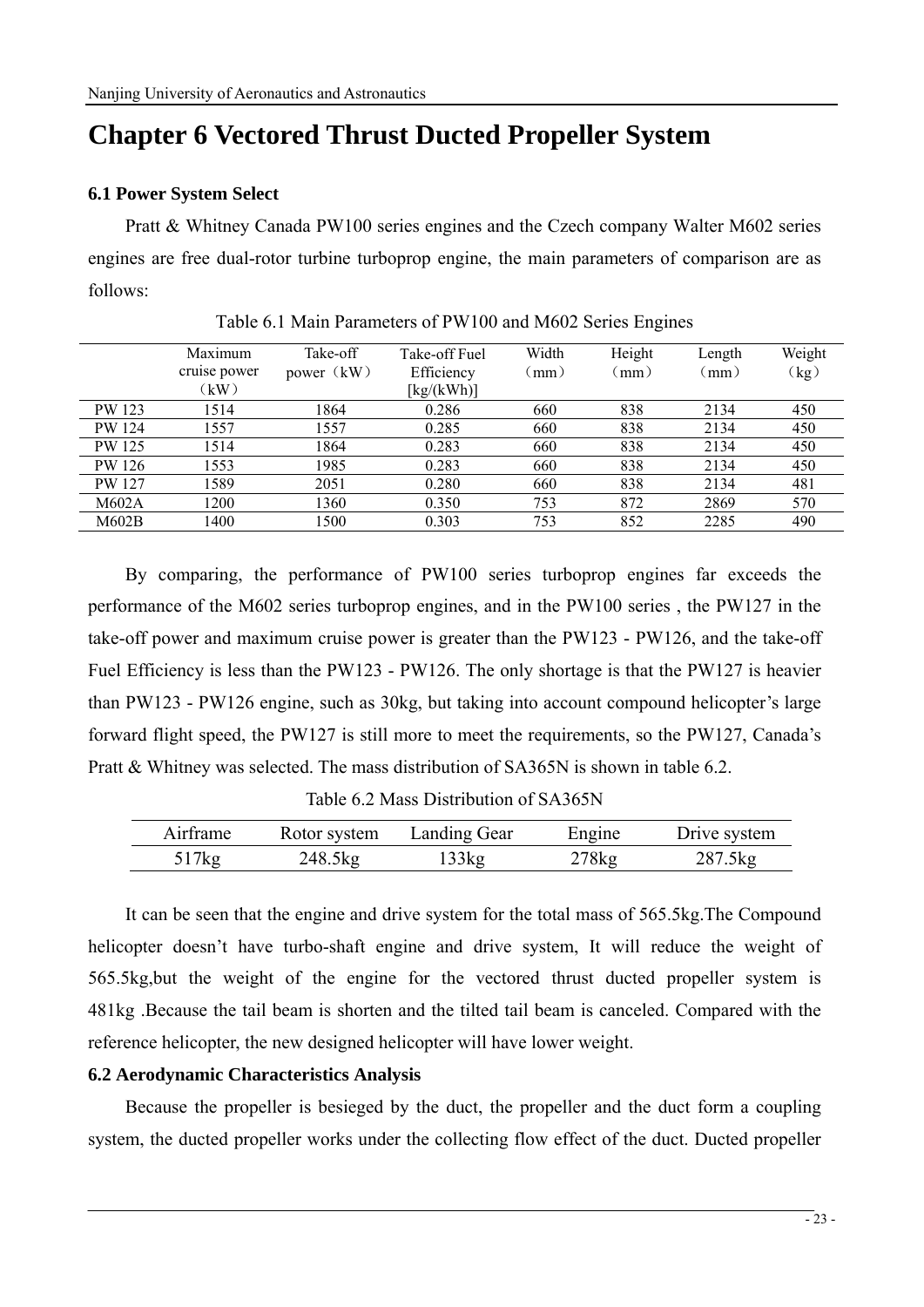# Chapter 6 Vectored Thrust Ducted Propeller System

### 6.1 Power System Select

Pratt & Whitney Canada PW100 series engines and the Czech company Walter M602 series engines are free dual-rotor turbine turboprop engine, the main parameters of comparison are as follows:

Table 6.1 Main Parameters of PW100 and M602 Series Engines

| | Maximum cruise power（kW） | Take-off power（kW） | Take-off Fuel Efficiency [kg/(kWh)] | Width（mm） | Height（mm） | Length（mm） | Weight（kg） |
|---|---|---|---|---|---|---|---|
| PW 123 | 1514 | 1864 | 0.286 | 660 | 838 | 2134 | 450 |
| PW 124 | 1557 | 1557 | 0.285 | 660 | 838 | 2134 | 450 |
| PW 125 | 1514 | 1864 | 0.283 | 660 | 838 | 2134 | 450 |
| PW 126 | 1553 | 1985 | 0.283 | 660 | 838 | 2134 | 450 |
| PW 127 | 1589 | 2051 | 0.280 | 660 | 838 | 2134 | 481 |
| M602A | 1200 | 1360 | 0.350 | 753 | 872 | 2869 | 570 |
| M602B | 1400 | 1500 | 0.303 | 753 | 852 | 2285 | 490 |

By comparing, the performance of PW100 series turboprop engines far exceeds the performance of the M602 series turboprop engines, and in the PW100 series , the PW127 in the take-off power and maximum cruise power is greater than the PW123 - PW126, and the take-off Fuel Efficiency is less than the PW123 - PW126. The only shortage is that the PW127 is heavier than PW123 - PW126 engine, such as 30kg, but taking into account compound helicopter’s large forward flight speed, the PW127 is still more to meet the requirements, so the PW127, Canada’s Pratt & Whitney was selected. The mass distribution of SA365N is shown in table 6.2.

Table 6.2 Mass Distribution of SA365N

| Airframe | Rotor system | Landing Gear | Engine | Drive system |
|---|---|---|---|---|
| 517kg | 248.5kg | 133kg | 278kg | 287.5kg |

It can be seen that the engine and drive system for the total mass of 565.5kg.The Compound helicopter doesn’t have turbo-shaft engine and drive system, It will reduce the weight of 565.5kg,but the weight of the engine for the vectored thrust ducted propeller system is 481kg .Because the tail beam is shorten and the tilted tail beam is canceled. Compared with the reference helicopter, the new designed helicopter will have lower weight.

### 6.2 Aerodynamic Characteristics Analysis

Because the propeller is besieged by the duct, the propeller and the duct form a coupling system, the ducted propeller works under the collecting flow effect of the duct. Ducted propeller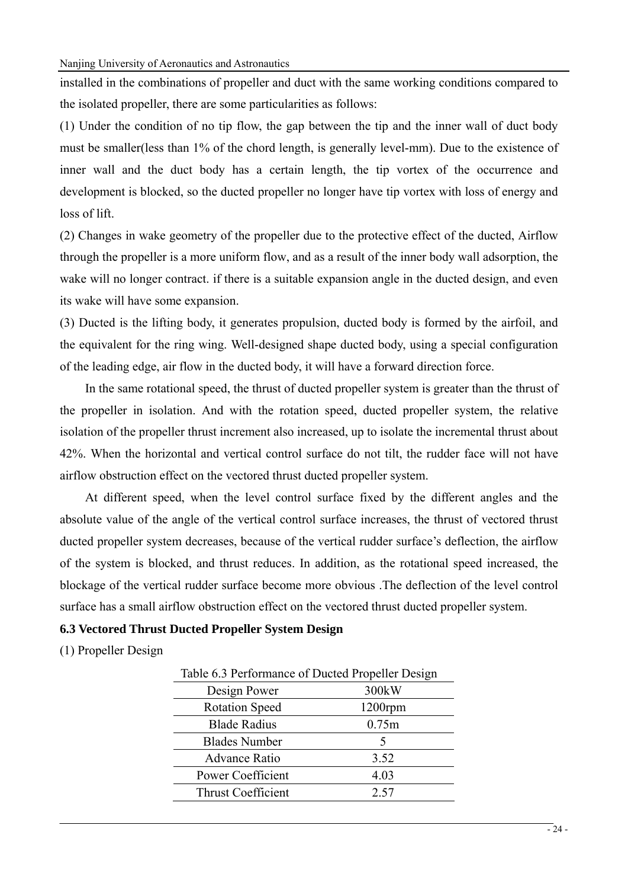installed in the combinations of propeller and duct with the same working conditions compared to the isolated propeller, there are some particularities as follows:

(1) Under the condition of no tip flow, the gap between the tip and the inner wall of duct body must be smaller(less than 1% of the chord length, is generally level-mm). Due to the existence of inner wall and the duct body has a certain length, the tip vortex of the occurrence and development is blocked, so the ducted propeller no longer have tip vortex with loss of energy and loss of lift.

(2) Changes in wake geometry of the propeller due to the protective effect of the ducted, Airflow through the propeller is a more uniform flow, and as a result of the inner body wall adsorption, the wake will no longer contract. if there is a suitable expansion angle in the ducted design, and even its wake will have some expansion.

(3) Ducted is the lifting body, it generates propulsion, ducted body is formed by the airfoil, and the equivalent for the ring wing. Well-designed shape ducted body, using a special configuration of the leading edge, air flow in the ducted body, it will have a forward direction force.

In the same rotational speed, the thrust of ducted propeller system is greater than the thrust of the propeller in isolation. And with the rotation speed, ducted propeller system, the relative isolation of the propeller thrust increment also increased, up to isolate the incremental thrust about 42%. When the horizontal and vertical control surface do not tilt, the rudder face will not have airflow obstruction effect on the vectored thrust ducted propeller system.

At different speed, when the level control surface fixed by the different angles and the absolute value of the angle of the vertical control surface increases, the thrust of vectored thrust ducted propeller system decreases, because of the vertical rudder surface's deflection, the airflow of the system is blocked, and thrust reduces. In addition, as the rotational speed increased, the blockage of the vertical rudder surface become more obvious .The deflection of the level control surface has a small airflow obstruction effect on the vectored thrust ducted propeller system.

### 6.3 Vectored Thrust Ducted Propeller System Design

(1) Propeller Design

Table 6.3 Performance of Ducted Propeller Design

| Design Power | 300kW |
|---|---|
| Rotation Speed | 1200rpm |
| Blade Radius | 0.75m |
| Blades Number | 5 |
| Advance Ratio | 3.52 |
| Power Coefficient | 4.03 |
| Thrust Coefficient | 2.57 |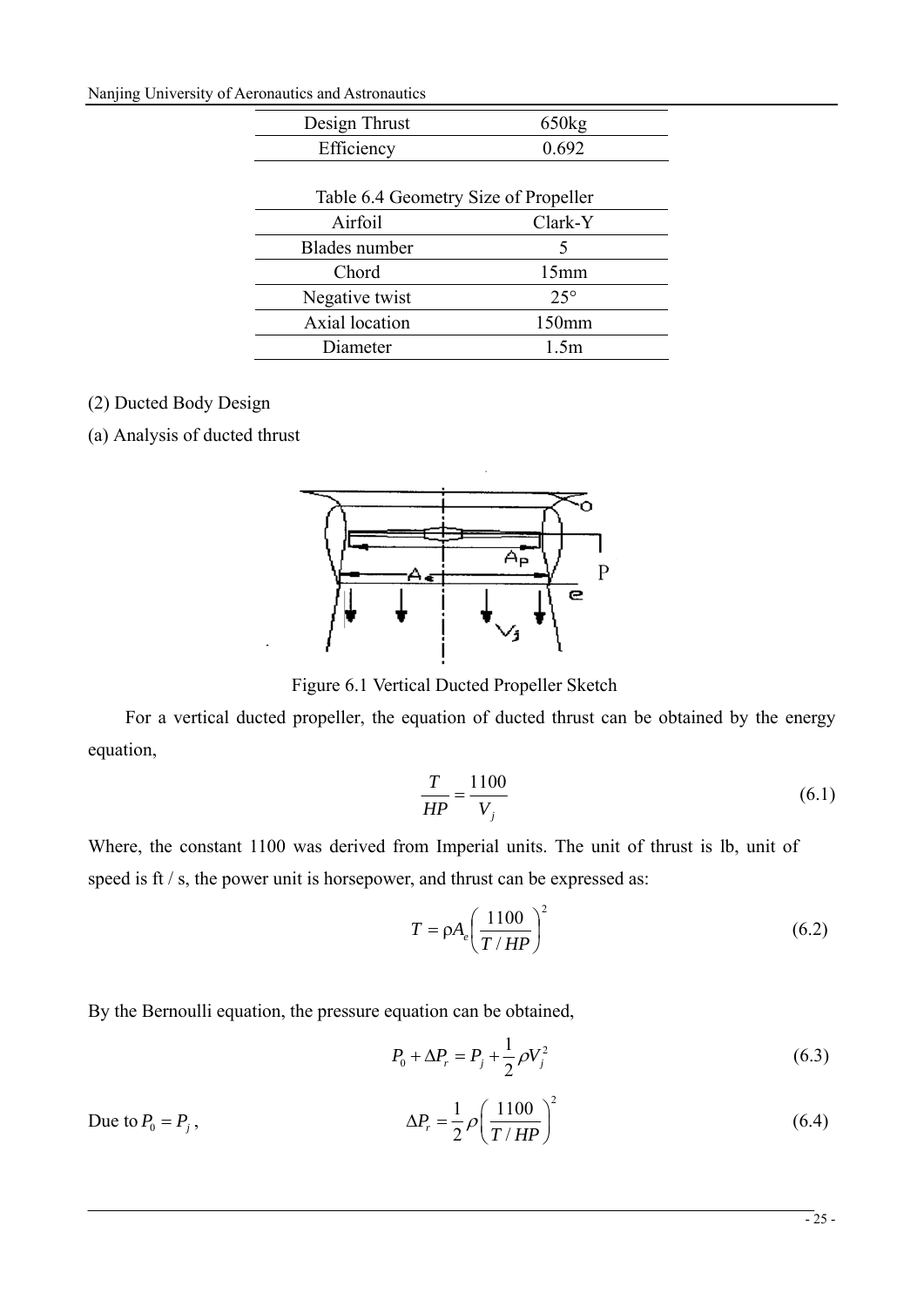| Design Thrust | 650kg |
|---|---|
| Efficiency | 0.692 |

Table 6.4 Geometry Size of Propeller

| Airfoil | Clark-Y |
|---|---|
| Blades number | 5 |
| Chord | 15mm |
| Negative twist | 25° |
| Axial location | 150mm |
| Diameter | 1.5m |

(2) Ducted Body Design

(a) Analysis of ducted thrust

Figure 6.1 Vertical Ducted Propeller Sketch

For a vertical ducted propeller, the equation of ducted thrust can be obtained by the energy equation,

$$\frac{T}{HP} = \frac{1100}{V_j} \tag{6.1}$$

Where, the constant 1100 was derived from Imperial units. The unit of thrust is lb, unit of speed is ft / s, the power unit is horsepower, and thrust can be expressed as:

$$T = \rho A_e \left( \frac{1100}{T / HP} \right)^2 \tag{6.2}$$

By the Bernoulli equation, the pressure equation can be obtained,

$$P_0 + \Delta P_r = P_j + \frac{1}{2} \rho V_j^2 \tag{6.3}$$

Due to $P_0 = P_j$,

$$\Delta P_r = \frac{1}{2} \rho \left( \frac{1100}{T / HP} \right)^2 \tag{6.4}$$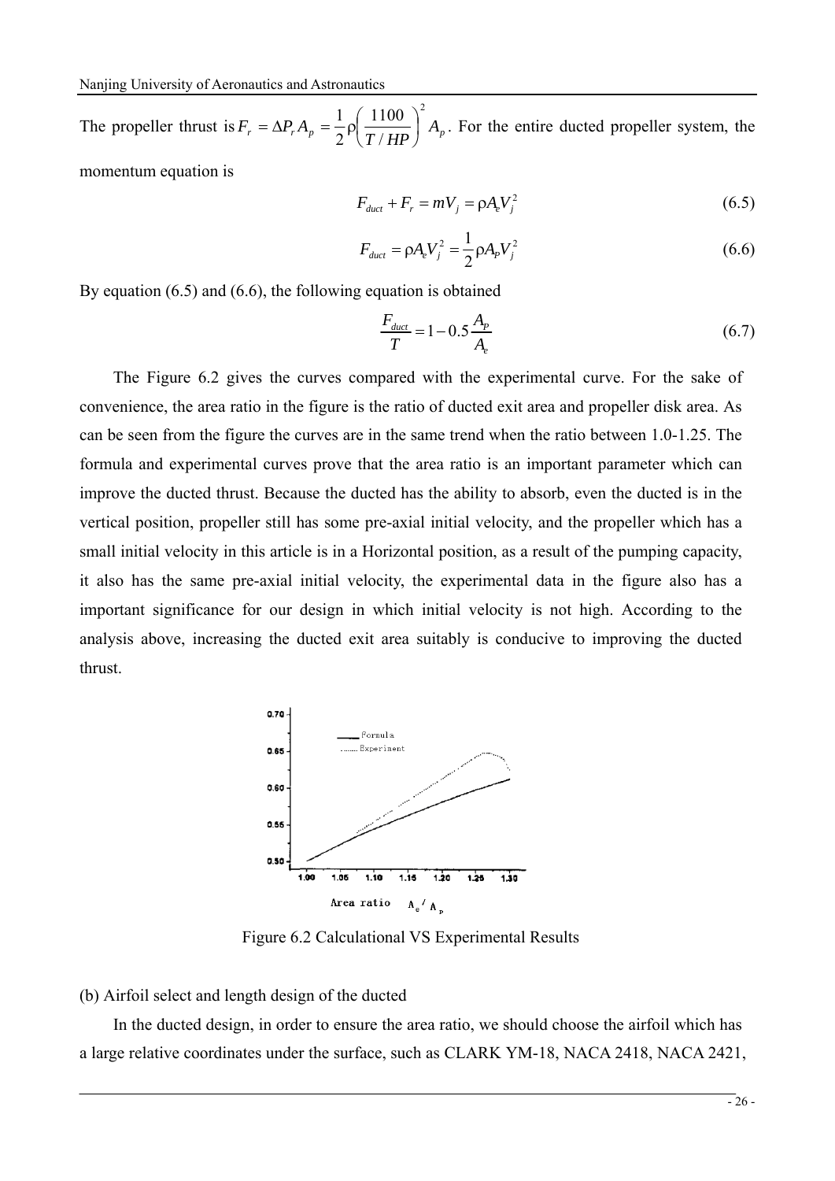The propeller thrust is $F_r = \Delta P_r A_p = \frac{1}{2}\rho\left(\frac{1100}{T/HP}\right)^2 A_p$. For the entire ducted propeller system, the momentum equation is

$$F_{duct} + F_r = mV_j = \rho A_e V_j^2 \tag{6.5}$$

$$F_{duct} = \rho A_e V_j^2 = \frac{1}{2}\rho A_P V_j^2 \tag{6.6}$$

By equation (6.5) and (6.6), the following equation is obtained

$$\frac{F_{duct}}{T} = 1 - 0.5\frac{A_P}{A_e} \tag{6.7}$$

The Figure 6.2 gives the curves compared with the experimental curve. For the sake of convenience, the area ratio in the figure is the ratio of ducted exit area and propeller disk area. As can be seen from the figure the curves are in the same trend when the ratio between 1.0-1.25. The formula and experimental curves prove that the area ratio is an important parameter which can improve the ducted thrust. Because the ducted has the ability to absorb, even the ducted is in the vertical position, propeller still has some pre-axial initial velocity, and the propeller which has a small initial velocity in this article is in a Horizontal position, as a result of the pumping capacity, it also has the same pre-axial initial velocity, the experimental data in the figure also has a important significance for our design in which initial velocity is not high. According to the analysis above, increasing the ducted exit area suitably is conducive to improving the ducted thrust.

Figure 6.2 Calculational VS Experimental Results

(b) Airfoil select and length design of the ducted

In the ducted design, in order to ensure the area ratio, we should choose the airfoil which has a large relative coordinates under the surface, such as CLARK YM-18, NACA 2418, NACA 2421,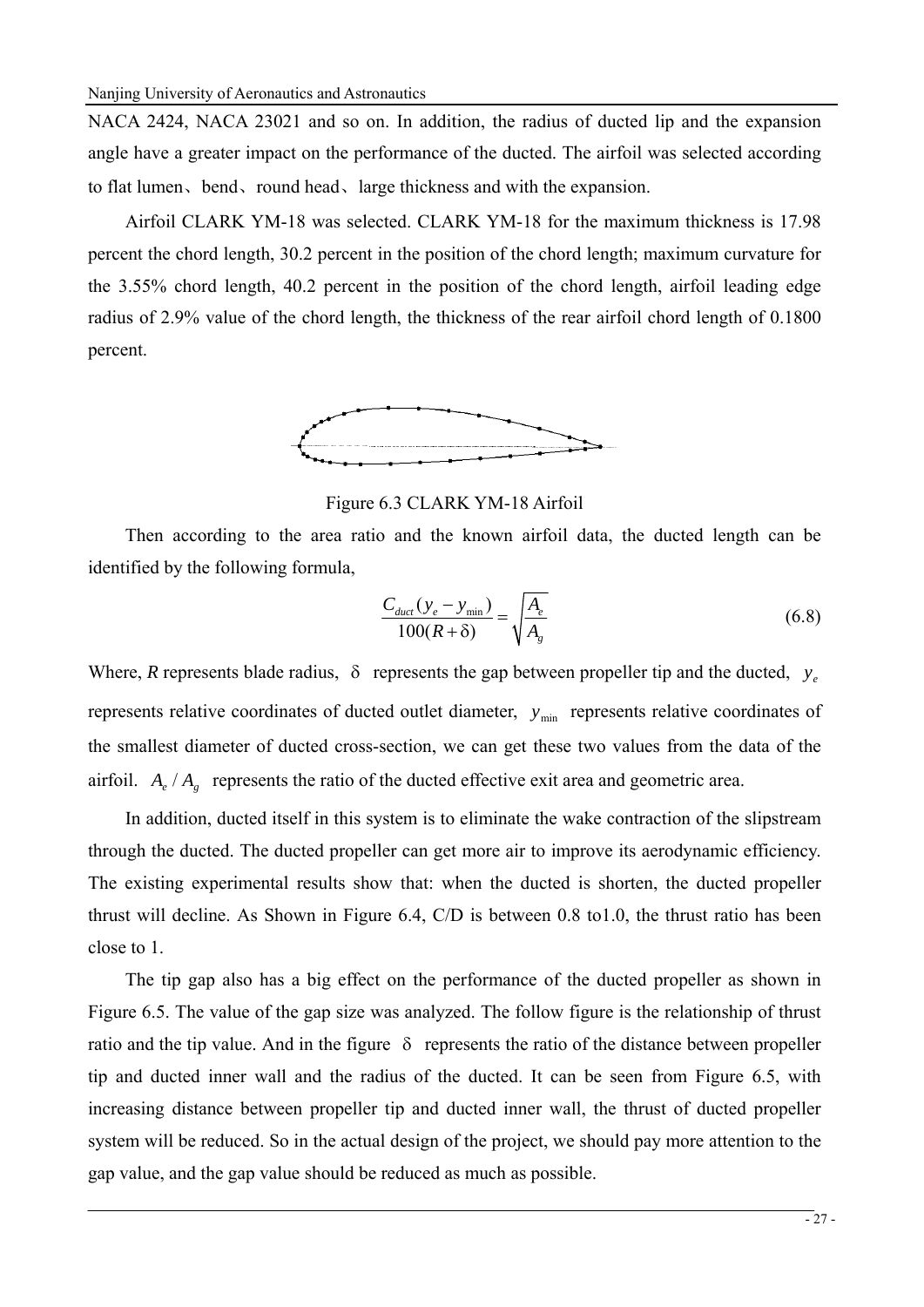NACA 2424, NACA 23021 and so on. In addition, the radius of ducted lip and the expansion angle have a greater impact on the performance of the ducted. The airfoil was selected according to flat lumen、bend、round head、large thickness and with the expansion.

Airfoil CLARK YM-18 was selected. CLARK YM-18 for the maximum thickness is 17.98 percent the chord length, 30.2 percent in the position of the chord length; maximum curvature for the 3.55% chord length, 40.2 percent in the position of the chord length, airfoil leading edge radius of 2.9% value of the chord length, the thickness of the rear airfoil chord length of 0.1800 percent.

Figure 6.3 CLARK YM-18 Airfoil

Then according to the area ratio and the known airfoil data, the ducted length can be identified by the following formula,

$$\frac{C_{duct}(y_e - y_{\min})}{100(R+\delta)} = \sqrt{\frac{A_e}{A_g}} \tag{6.8}$$

Where, *R* represents blade radius, $\delta$ represents the gap between propeller tip and the ducted, $y_e$ represents relative coordinates of ducted outlet diameter, $y_{\min}$ represents relative coordinates of the smallest diameter of ducted cross-section, we can get these two values from the data of the airfoil. $A_e / A_g$ represents the ratio of the ducted effective exit area and geometric area.

In addition, ducted itself in this system is to eliminate the wake contraction of the slipstream through the ducted. The ducted propeller can get more air to improve its aerodynamic efficiency. The existing experimental results show that: when the ducted is shorten, the ducted propeller thrust will decline. As Shown in Figure 6.4, C/D is between 0.8 to1.0, the thrust ratio has been close to 1.

The tip gap also has a big effect on the performance of the ducted propeller as shown in Figure 6.5. The value of the gap size was analyzed. The follow figure is the relationship of thrust ratio and the tip value. And in the figure $\delta$ represents the ratio of the distance between propeller tip and ducted inner wall and the radius of the ducted. It can be seen from Figure 6.5, with increasing distance between propeller tip and ducted inner wall, the thrust of ducted propeller system will be reduced. So in the actual design of the project, we should pay more attention to the gap value, and the gap value should be reduced as much as possible.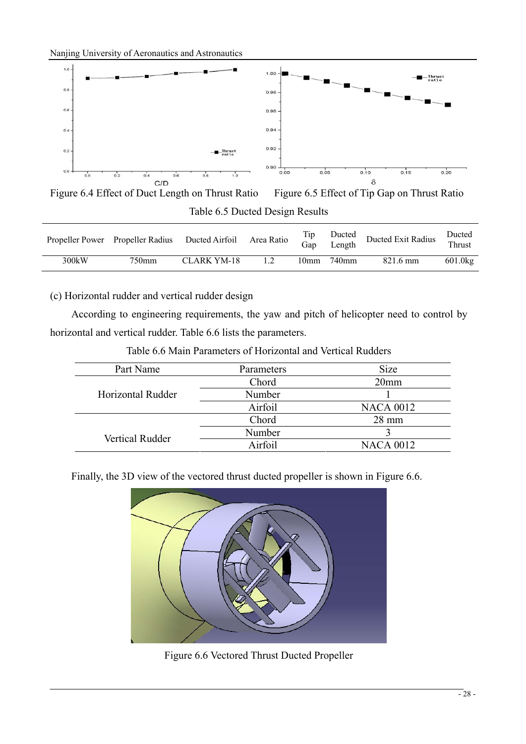Figure 6.4 Effect of Duct Length on Thrust Ratio

Figure 6.5 Effect of Tip Gap on Thrust Ratio

Table 6.5 Ducted Design Results

| Propeller Power | Propeller Radius | Ducted Airfoil | Area Ratio | Tip Gap | Ducted Length | Ducted Exit Radius | Ducted Thrust |
|---|---|---|---|---|---|---|---|
| 300kW | 750mm | CLARK YM-18 | 1.2 | 10mm | 740mm | 821.6 mm | 601.0kg |

(c) Horizontal rudder and vertical rudder design

According to engineering requirements, the yaw and pitch of helicopter need to control by horizontal and vertical rudder. Table 6.6 lists the parameters.

Table 6.6 Main Parameters of Horizontal and Vertical Rudders

| Part Name | Parameters | Size |
|---|---|---|
| Horizontal Rudder | Chord | 20mm |
| | Number | 1 |
| | Airfoil | NACA 0012 |
| Vertical Rudder | Chord | 28 mm |
| | Number | 3 |
| | Airfoil | NACA 0012 |

Finally, the 3D view of the vectored thrust ducted propeller is shown in Figure 6.6.

Figure 6.6 Vectored Thrust Ducted Propeller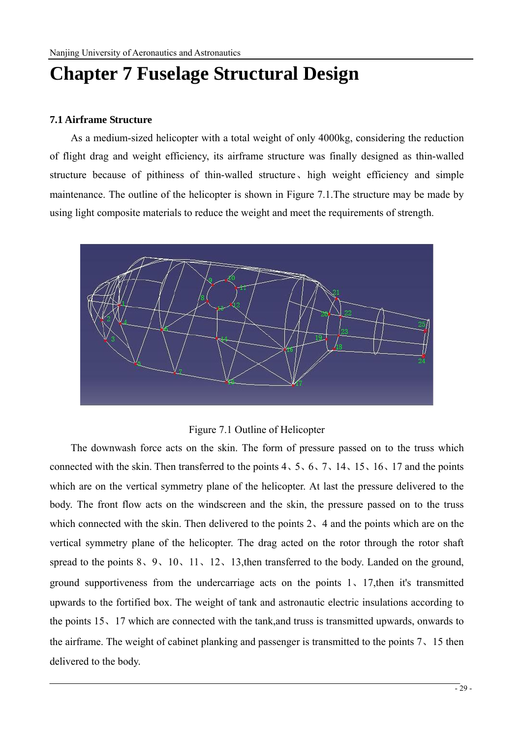# Chapter 7 Fuselage Structural Design

### 7.1 Airframe Structure

As a medium-sized helicopter with a total weight of only 4000kg, considering the reduction of flight drag and weight efficiency, its airframe structure was finally designed as thin-walled structure because of pithiness of thin-walled structure、high weight efficiency and simple maintenance. The outline of the helicopter is shown in Figure 7.1.The structure may be made by using light composite materials to reduce the weight and meet the requirements of strength.

Figure 7.1 Outline of Helicopter

The downwash force acts on the skin. The form of pressure passed on to the truss which connected with the skin. Then transferred to the points 4、5、6、7、14、15、16、17 and the points which are on the vertical symmetry plane of the helicopter. At last the pressure delivered to the body. The front flow acts on the windscreen and the skin, the pressure passed on to the truss which connected with the skin. Then delivered to the points 2、4 and the points which are on the vertical symmetry plane of the helicopter. The drag acted on the rotor through the rotor shaft spread to the points 8、9、10、11、12、13,then transferred to the body. Landed on the ground, ground supportiveness from the undercarriage acts on the points 1、17,then it's transmitted upwards to the fortified box. The weight of tank and astronautic electric insulations according to the points 15、17 which are connected with the tank,and truss is transmitted upwards, onwards to the airframe. The weight of cabinet planking and passenger is transmitted to the points 7、15 then delivered to the body.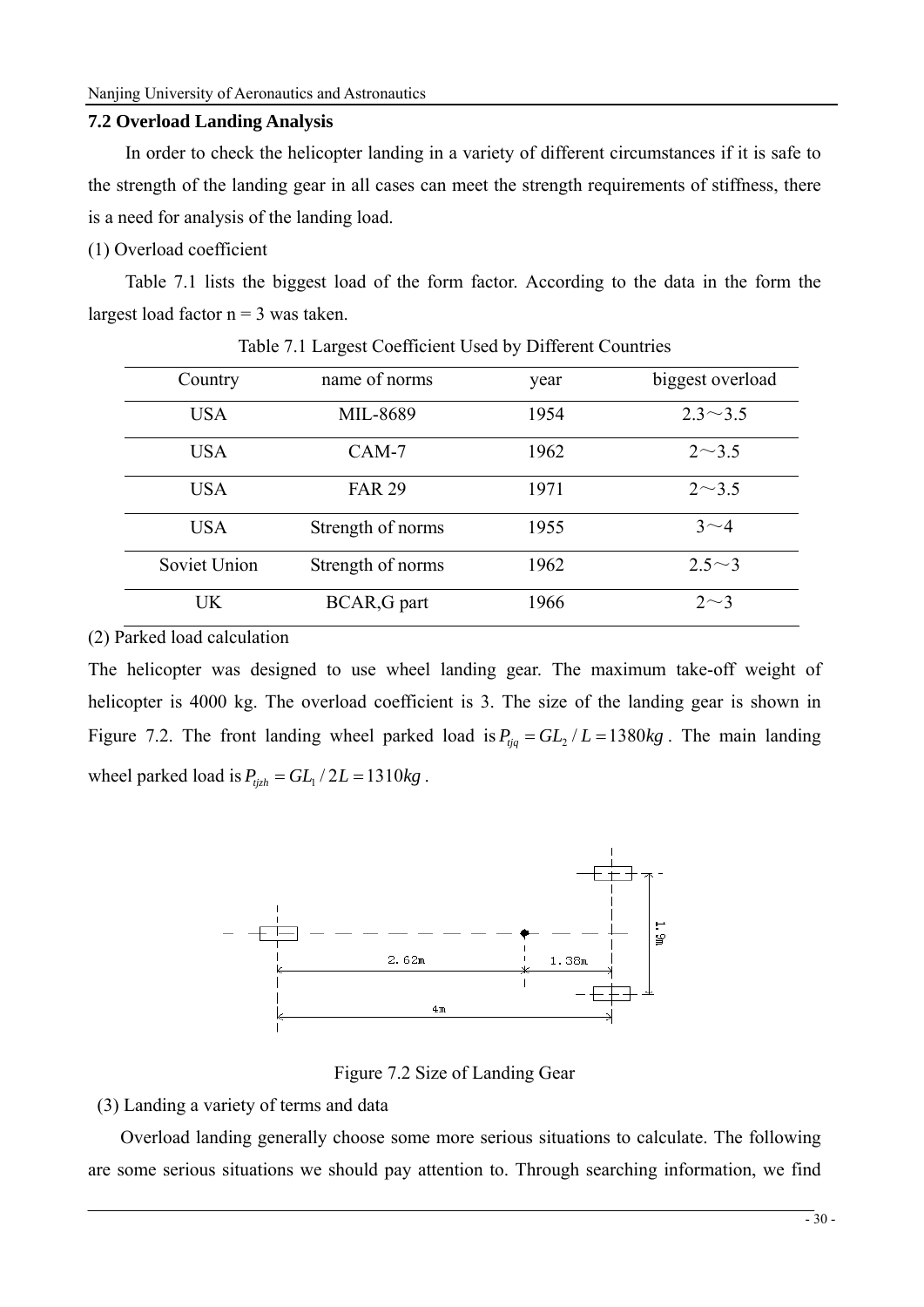### 7.2 Overload Landing Analysis

In order to check the helicopter landing in a variety of different circumstances if it is safe to the strength of the landing gear in all cases can meet the strength requirements of stiffness, there is a need for analysis of the landing load.

(1) Overload coefficient

Table 7.1 lists the biggest load of the form factor. According to the data in the form the largest load factor n = 3 was taken.

Table 7.1 Largest Coefficient Used by Different Countries

| Country | name of norms | year | biggest overload |
|---|---|---|---|
| USA | MIL-8689 | 1954 | 2.3～3.5 |
| USA | CAM-7 | 1962 | 2～3.5 |
| USA | FAR 29 | 1971 | 2～3.5 |
| USA | Strength of norms | 1955 | 3～4 |
| Soviet Union | Strength of norms | 1962 | 2.5～3 |
| UK | BCAR,G part | 1966 | 2～3 |

(2) Parked load calculation

The helicopter was designed to use wheel landing gear. The maximum take-off weight of helicopter is 4000 kg. The overload coefficient is 3. The size of the landing gear is shown in Figure 7.2. The front landing wheel parked load is $P_{tjq} = GL_2 / L = 1380kg$. The main landing wheel parked load is $P_{tjzh} = GL_1 / 2L = 1310kg$.

Figure 7.2 Size of Landing Gear

(3) Landing a variety of terms and data

Overload landing generally choose some more serious situations to calculate. The following are some serious situations we should pay attention to. Through searching information, we find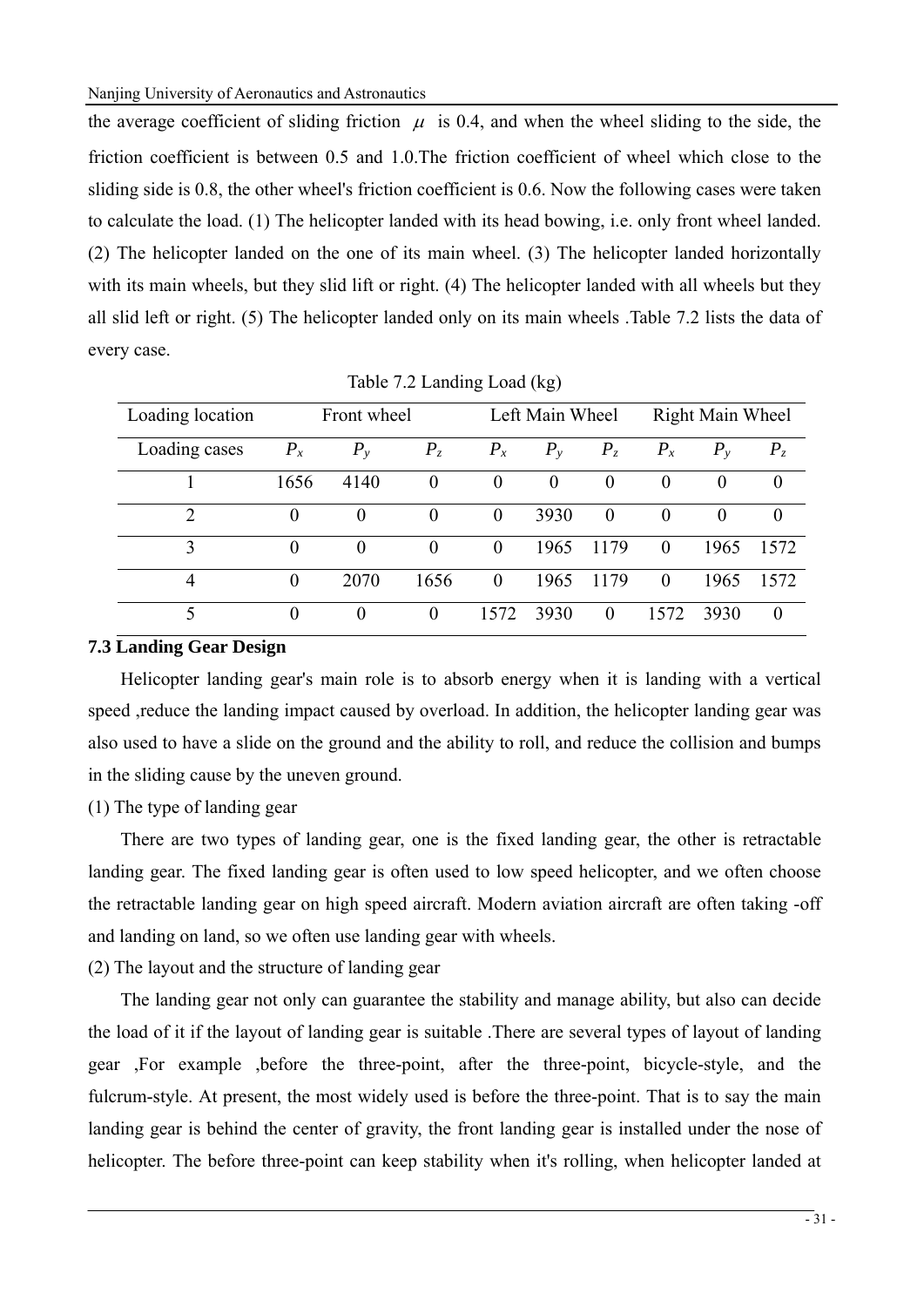the average coefficient of sliding friction $\mu$ is 0.4, and when the wheel sliding to the side, the friction coefficient is between 0.5 and 1.0.The friction coefficient of wheel which close to the sliding side is 0.8, the other wheel's friction coefficient is 0.6. Now the following cases were taken to calculate the load. (1) The helicopter landed with its head bowing, i.e. only front wheel landed. (2) The helicopter landed on the one of its main wheel. (3) The helicopter landed horizontally with its main wheels, but they slid lift or right. (4) The helicopter landed with all wheels but they all slid left or right. (5) The helicopter landed only on its main wheels .Table 7.2 lists the data of every case.

Table 7.2 Landing Load (kg)

| Loading location | Front wheel | | | Left Main Wheel | | | Right Main Wheel | | |
|---|---|---|---|---|---|---|---|---|---|
| Loading cases | $P_x$ | $P_y$ | $P_z$ | $P_x$ | $P_y$ | $P_z$ | $P_x$ | $P_y$ | $P_z$ |
| 1 | 1656 | 4140 | 0 | 0 | 0 | 0 | 0 | 0 | 0 |
| 2 | 0 | 0 | 0 | 0 | 3930 | 0 | 0 | 0 | 0 |
| 3 | 0 | 0 | 0 | 0 | 1965 | 1179 | 0 | 1965 | 1572 |
| 4 | 0 | 2070 | 1656 | 0 | 1965 | 1179 | 0 | 1965 | 1572 |
| 5 | 0 | 0 | 0 | 1572 | 3930 | 0 | 1572 | 3930 | 0 |

### 7.3 Landing Gear Design

Helicopter landing gear's main role is to absorb energy when it is landing with a vertical speed ,reduce the landing impact caused by overload. In addition, the helicopter landing gear was also used to have a slide on the ground and the ability to roll, and reduce the collision and bumps in the sliding cause by the uneven ground.

(1) The type of landing gear

There are two types of landing gear, one is the fixed landing gear, the other is retractable landing gear. The fixed landing gear is often used to low speed helicopter, and we often choose the retractable landing gear on high speed aircraft. Modern aviation aircraft are often taking -off and landing on land, so we often use landing gear with wheels.

(2) The layout and the structure of landing gear

The landing gear not only can guarantee the stability and manage ability, but also can decide the load of it if the layout of landing gear is suitable .There are several types of layout of landing gear ,For example ,before the three-point, after the three-point, bicycle-style, and the fulcrum-style. At present, the most widely used is before the three-point. That is to say the main landing gear is behind the center of gravity, the front landing gear is installed under the nose of helicopter. The before three-point can keep stability when it's rolling, when helicopter landed at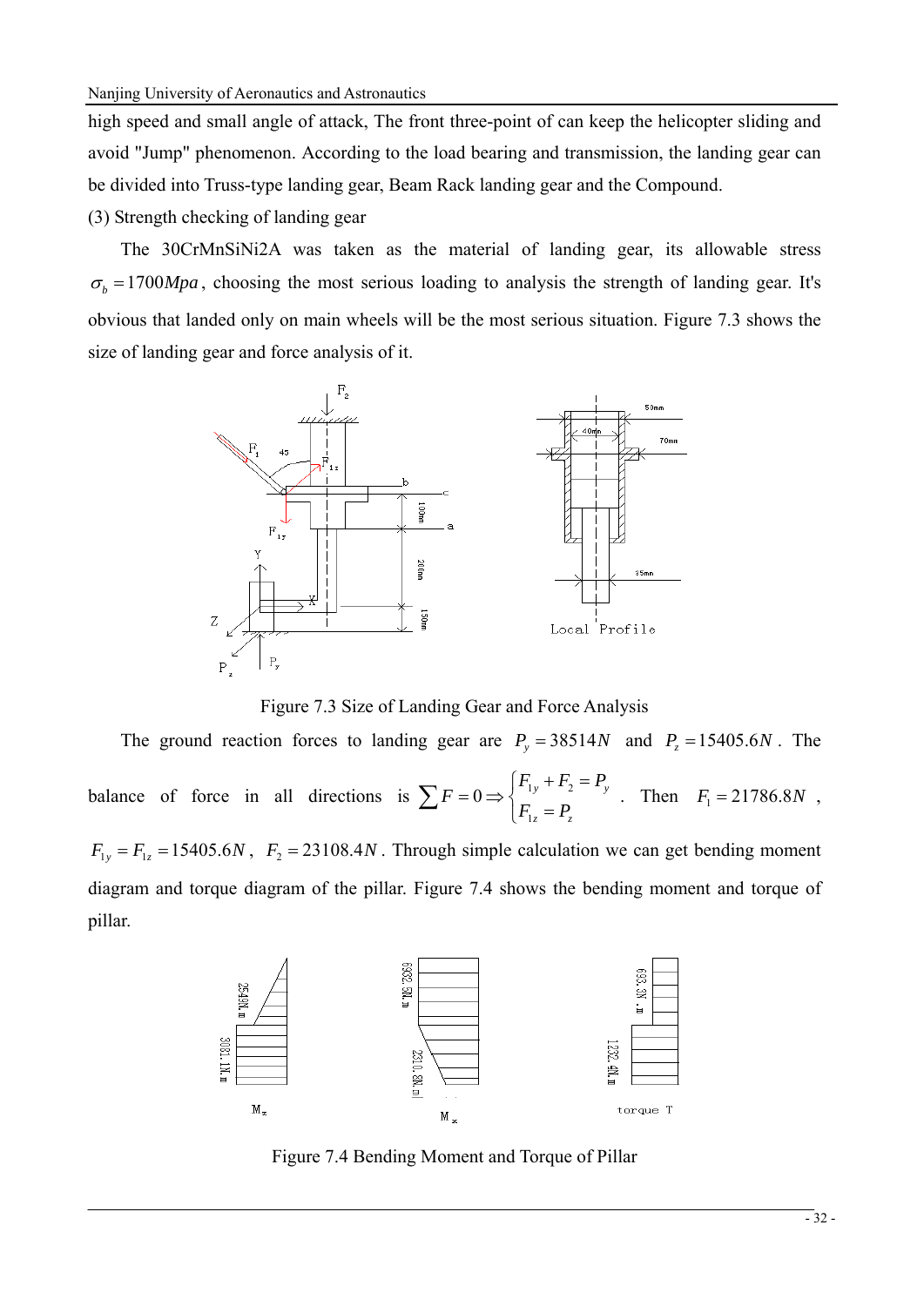high speed and small angle of attack, The front three-point of can keep the helicopter sliding and avoid "Jump" phenomenon. According to the load bearing and transmission, the landing gear can be divided into Truss-type landing gear, Beam Rack landing gear and the Compound.

(3) Strength checking of landing gear

The 30CrMnSiNi2A was taken as the material of landing gear, its allowable stress $\sigma_b = 1700Mpa$, choosing the most serious loading to analysis the strength of landing gear. It's obvious that landed only on main wheels will be the most serious situation. Figure 7.3 shows the size of landing gear and force analysis of it.

Figure 7.3 Size of Landing Gear and Force Analysis

The ground reaction forces to landing gear are $P_y = 38514N$ and $P_z = 15405.6N$. The balance of force in all directions is $\sum F = 0 \Rightarrow \begin{cases} F_{1y} + F_2 = P_y \\ F_{1z} = P_z \end{cases}$. Then $F_1 = 21786.8N$, $F_{1y} = F_{1z} = 15405.6N$, $F_2 = 23108.4N$. Through simple calculation we can get bending moment diagram and torque diagram of the pillar. Figure 7.4 shows the bending moment and torque of pillar.

Figure 7.4 Bending Moment and Torque of Pillar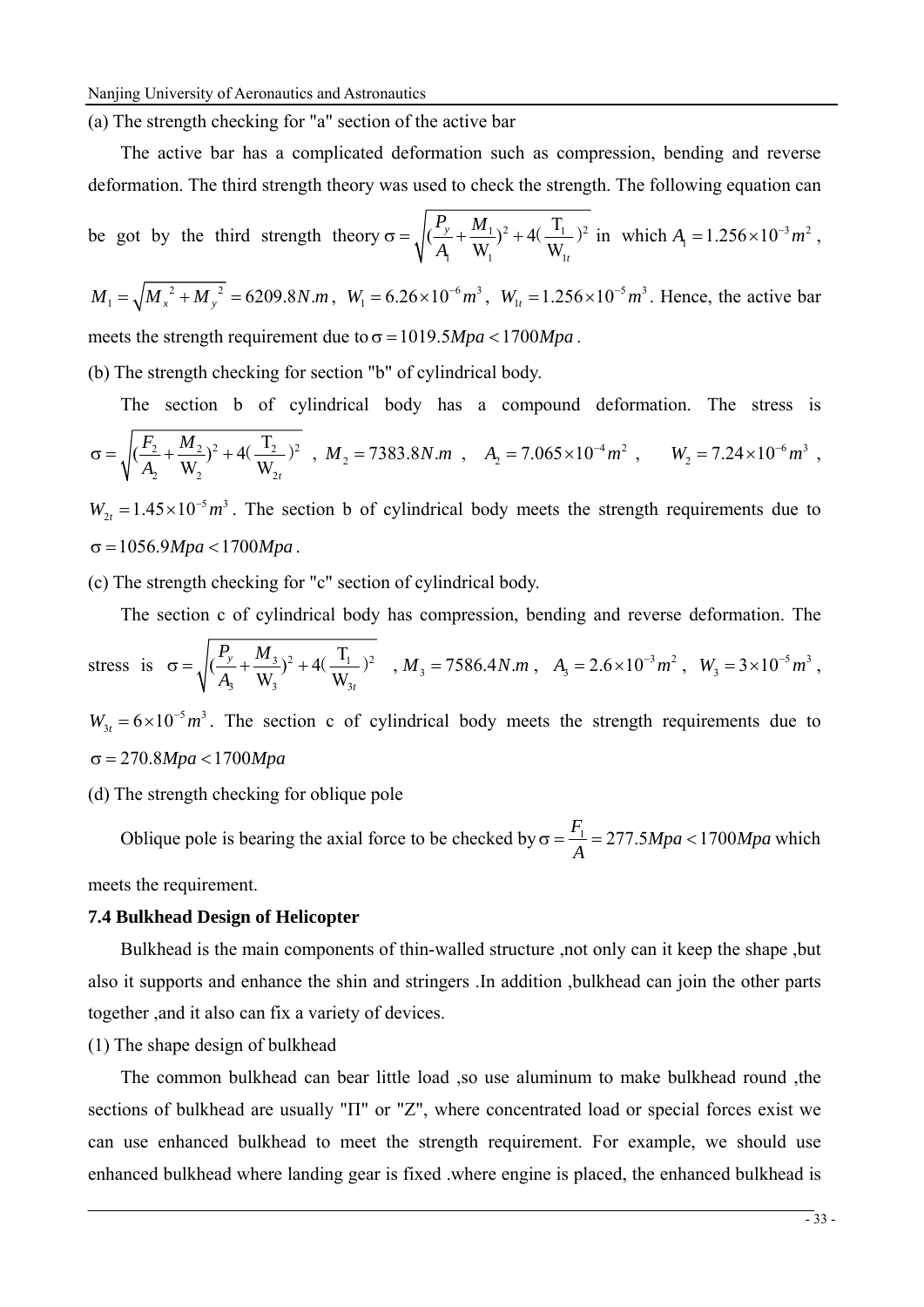(a) The strength checking for "a" section of the active bar

The active bar has a complicated deformation such as compression, bending and reverse deformation. The third strength theory was used to check the strength. The following equation can be got by the third strength theory $\sigma = \sqrt{(\frac{P_y}{A_1} + \frac{M_1}{W_1})^2 + 4(\frac{T_1}{W_{1t}})^2}$ in which $A_1 = 1.256 \times 10^{-3} m^2$, $M_1 = \sqrt{{M_x}^2 + {M_y}^2} = 6209.8 N.m$, $W_1 = 6.26 \times 10^{-6} m^3$, $W_{1t} = 1.256 \times 10^{-5} m^3$. Hence, the active bar meets the strength requirement due to $\sigma = 1019.5 Mpa < 1700 Mpa$.

(b) The strength checking for section "b" of cylindrical body.

The section b of cylindrical body has a compound deformation. The stress is $\sigma = \sqrt{(\frac{F_2}{A_2} + \frac{M_2}{W_2})^2 + 4(\frac{T_2}{W_{2t}})^2}$, $M_2 = 7383.8 N.m$, $A_2 = 7.065 \times 10^{-4} m^2$, $W_2 = 7.24 \times 10^{-6} m^3$, $W_{2t} = 1.45 \times 10^{-5} m^3$. The section b of cylindrical body meets the strength requirements due to $\sigma = 1056.9 Mpa < 1700 Mpa$.

(c) The strength checking for "c" section of cylindrical body.

The section c of cylindrical body has compression, bending and reverse deformation. The stress is $\sigma = \sqrt{(\frac{P_y}{A_3} + \frac{M_3}{W_3})^2 + 4(\frac{T_1}{W_{3t}})^2}$, $M_3 = 7586.4 N.m$, $A_3 = 2.6 \times 10^{-3} m^2$, $W_3 = 3 \times 10^{-5} m^3$, $W_{3t} = 6 \times 10^{-5} m^3$. The section c of cylindrical body meets the strength requirements due to $\sigma = 270.8 Mpa < 1700 Mpa$

(d) The strength checking for oblique pole

Oblique pole is bearing the axial force to be checked by $\sigma = \frac{F_1}{A} = 277.5 Mpa < 1700 Mpa$ which meets the requirement.

### 7.4 Bulkhead Design of Helicopter

Bulkhead is the main components of thin-walled structure ,not only can it keep the shape ,but also it supports and enhance the shin and stringers .In addition ,bulkhead can join the other parts together ,and it also can fix a variety of devices.

(1) The shape design of bulkhead

The common bulkhead can bear little load ,so use aluminum to make bulkhead round ,the sections of bulkhead are usually "П" or "Z", where concentrated load or special forces exist we can use enhanced bulkhead to meet the strength requirement. For example, we should use enhanced bulkhead where landing gear is fixed .where engine is placed, the enhanced bulkhead is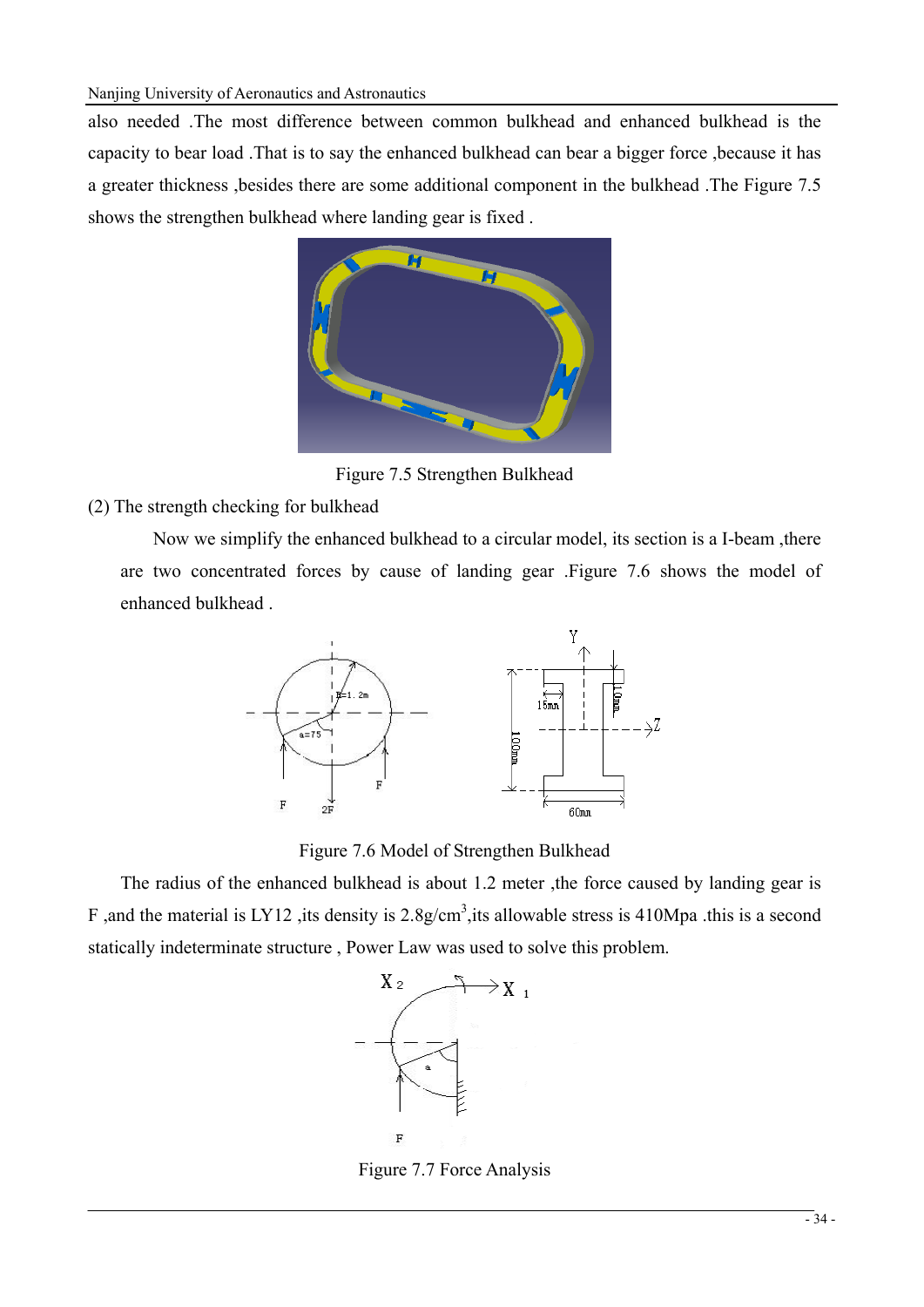also needed .The most difference between common bulkhead and enhanced bulkhead is the capacity to bear load .That is to say the enhanced bulkhead can bear a bigger force ,because it has a greater thickness ,besides there are some additional component in the bulkhead .The Figure 7.5 shows the strengthen bulkhead where landing gear is fixed .

Figure 7.5 Strengthen Bulkhead

(2) The strength checking for bulkhead

Now we simplify the enhanced bulkhead to a circular model, its section is a I-beam ,there are two concentrated forces by cause of landing gear .Figure 7.6 shows the model of enhanced bulkhead .

Figure 7.6 Model of Strengthen Bulkhead

The radius of the enhanced bulkhead is about 1.2 meter ,the force caused by landing gear is F ,and the material is LY12 ,its density is 2.8g/cm$^3$,its allowable stress is 410Mpa .this is a second statically indeterminate structure , Power Law was used to solve this problem.

Figure 7.7 Force Analysis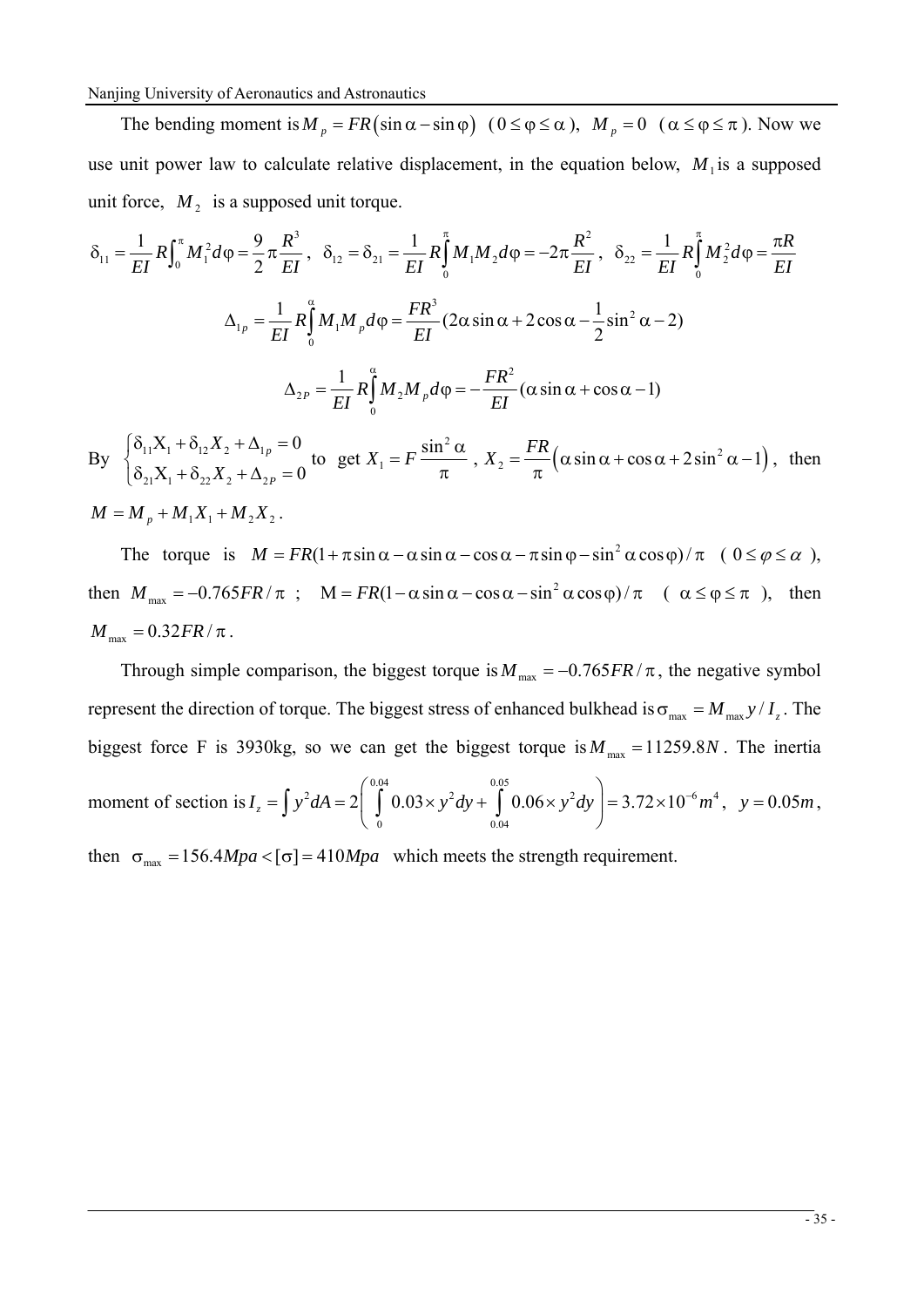The bending moment is $M_p = FR(\sin\alpha - \sin\varphi)$ ($0 \le \varphi \le \alpha$), $M_p = 0$ ($\alpha \le \varphi \le \pi$). Now we use unit power law to calculate relative displacement, in the equation below, $M_1$ is a supposed unit force, $M_2$ is a supposed unit torque.

$$\delta_{11} = \frac{1}{EI} R\int_0^{\pi} M_1^2 d\varphi = \frac{9}{2}\pi\frac{R^3}{EI}, \quad \delta_{12} = \delta_{21} = \frac{1}{EI} R\int_0^{\pi} M_1 M_2 d\varphi = -2\pi\frac{R^2}{EI}, \quad \delta_{22} = \frac{1}{EI} R\int_0^{\pi} M_2^2 d\varphi = \frac{\pi R}{EI}$$

$$\Delta_{1p} = \frac{1}{EI} R\int_0^{\alpha} M_1 M_p d\varphi = \frac{FR^3}{EI}(2\alpha\sin\alpha + 2\cos\alpha - \frac{1}{2}\sin^2\alpha - 2)$$

$$\Delta_{2P} = \frac{1}{EI} R\int_0^{\alpha} M_2 M_p d\varphi = -\frac{FR^2}{EI}(\alpha\sin\alpha + \cos\alpha - 1)$$

By $\begin{cases} \delta_{11}X_1 + \delta_{12}X_2 + \Delta_{1p} = 0 \\ \delta_{21}X_1 + \delta_{22}X_2 + \Delta_{2P} = 0 \end{cases}$ to get $X_1 = F\dfrac{\sin^2\alpha}{\pi}$, $X_2 = \dfrac{FR}{\pi}\left(\alpha\sin\alpha + \cos\alpha + 2\sin^2\alpha - 1\right)$, then $M = M_p + M_1X_1 + M_2X_2$.

The torque is $M = FR(1 + \pi\sin\alpha - \alpha\sin\alpha - \cos\alpha - \pi\sin\varphi - \sin^2\alpha\cos\varphi)/\pi$ ($0 \le \varphi \le \alpha$), then $M_{max} = -0.765FR/\pi$ ; $M = FR(1 - \alpha\sin\alpha - \cos\alpha - \sin^2\alpha\cos\varphi)/\pi$ ($\alpha \le \varphi \le \pi$), then $M_{max} = 0.32FR/\pi$.

Through simple comparison, the biggest torque is $M_{max} = -0.765FR/\pi$, the negative symbol represent the direction of torque. The biggest stress of enhanced bulkhead is $\sigma_{max} = M_{max}y/I_z$. The biggest force F is 3930kg, so we can get the biggest torque is $M_{max} = 11259.8N$. The inertia moment of section is $I_z = \int y^2 dA = 2\left(\int_0^{0.04} 0.03 \times y^2 dy + \int_{0.04}^{0.05} 0.06 \times y^2 dy\right) = 3.72 \times 10^{-6} m^4$, $y = 0.05m$, then $\sigma_{max} = 156.4Mpa < [\sigma] = 410Mpa$ which meets the strength requirement.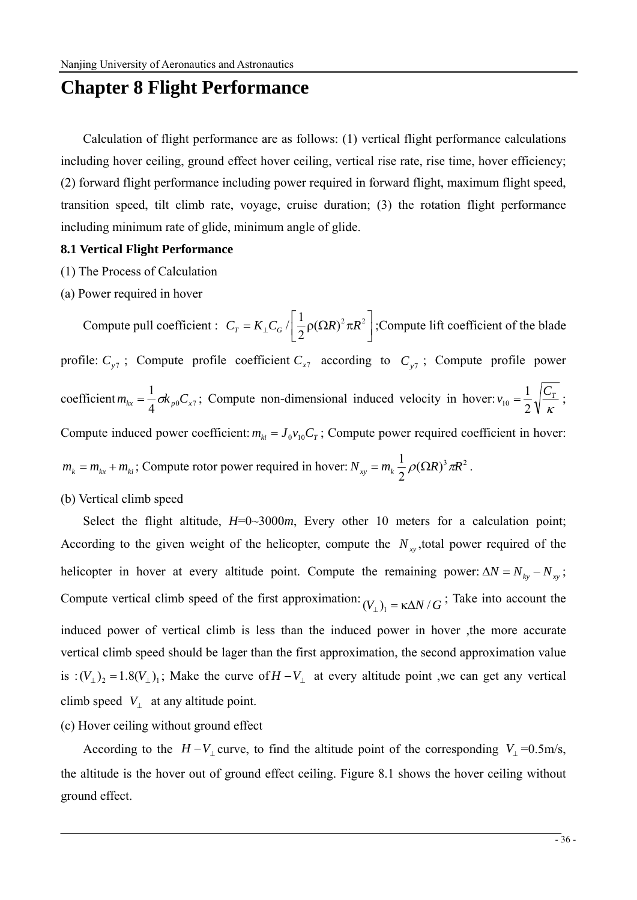# Chapter 8 Flight Performance

Calculation of flight performance are as follows: (1) vertical flight performance calculations including hover ceiling, ground effect hover ceiling, vertical rise rate, rise time, hover efficiency; (2) forward flight performance including power required in forward flight, maximum flight speed, transition speed, tilt climb rate, voyage, cruise duration; (3) the rotation flight performance including minimum rate of glide, minimum angle of glide.

**8.1 Vertical Flight Performance**

(1) The Process of Calculation

(a) Power required in hover

Compute pull coefficient : $C_T = K_{\perp} C_G / \left[ \frac{1}{2} \rho (\Omega R)^2 \pi R^2 \right]$;Compute lift coefficient of the blade profile: $C_{y7}$ ; Compute profile coefficient $C_{x7}$ according to $C_{y7}$ ; Compute profile power coefficient $m_{kx} = \frac{1}{4} \sigma k_{p0} C_{x7}$ ; Compute non-dimensional induced velocity in hover: $v_{10} = \frac{1}{2} \sqrt{\frac{C_T}{\kappa}}$ ; Compute induced power coefficient: $m_{ki} = J_0 v_{10} C_T$ ; Compute power required coefficient in hover: $m_k = m_{kx} + m_{ki}$ ; Compute rotor power required in hover: $N_{xy} = m_k \frac{1}{2} \rho (\Omega R)^3 \pi R^2$ .

(b) Vertical climb speed

Select the flight altitude, $H$=0~3000$m$, Every other 10 meters for a calculation point; According to the given weight of the helicopter, compute the $N_{xy}$,total power required of the helicopter in hover at every altitude point. Compute the remaining power: $\Delta N = N_{ky} - N_{xy}$ ; Compute vertical climb speed of the first approximation: $(V_{\perp})_1 = \kappa \Delta N / G$ ; Take into account the induced power of vertical climb is less than the induced power in hover ,the more accurate vertical climb speed should be lager than the first approximation, the second approximation value is : $(V_{\perp})_2 = 1.8 (V_{\perp})_1$ ; Make the curve of $H - V_{\perp}$ at every altitude point ,we can get any vertical climb speed $V_{\perp}$ at any altitude point.

(c) Hover ceiling without ground effect

According to the $H - V_{\perp}$ curve, to find the altitude point of the corresponding $V_{\perp}$ =0.5m/s, the altitude is the hover out of ground effect ceiling. Figure 8.1 shows the hover ceiling without ground effect.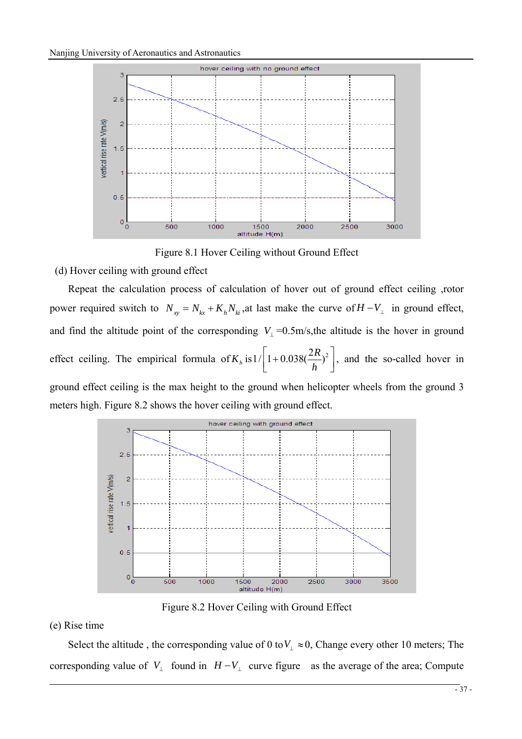Figure 8.1 Hover Ceiling without Ground Effect

(d) Hover ceiling with ground effect

Repeat the calculation process of calculation of hover out of ground effect ceiling ,rotor power required switch to $N_{xy} = N_{kx} + K_h N_{ki}$ ,at last make the curve of $H - V_{\perp}$ in ground effect, and find the altitude point of the corresponding $V_{\perp}$=0.5m/s,the altitude is the hover in ground effect ceiling. The empirical formula of $K_h$ is $1/\left[1 + 0.038(\frac{2R}{h})^2\right]$, and the so-called hover in ground effect ceiling is the max height to the ground when helicopter wheels from the ground 3 meters high. Figure 8.2 shows the hover ceiling with ground effect.

Figure 8.2 Hover Ceiling with Ground Effect

(e) Rise time

Select the altitude , the corresponding value of 0 to $V_{\perp} \approx 0$, Change every other 10 meters; The corresponding value of $V_{\perp}$ found in $H - V_{\perp}$ curve figure as the average of the area; Compute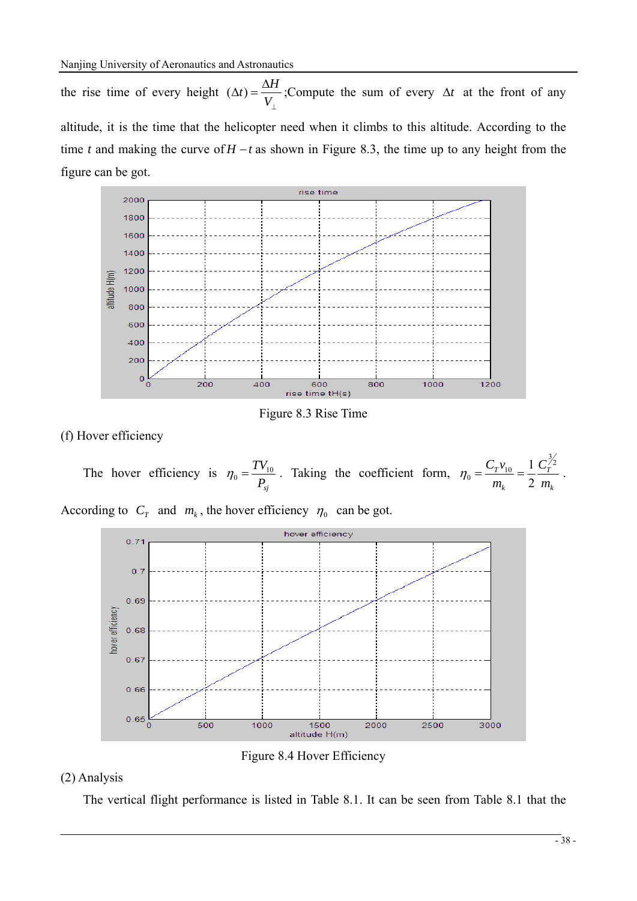the rise time of every height $(\Delta t) = \frac{\Delta H}{V_{\perp}}$;Compute the sum of every $\Delta t$ at the front of any altitude, it is the time that the helicopter need when it climbs to this altitude. According to the time $t$ and making the curve of $H-t$ as shown in Figure 8.3, the time up to any height from the figure can be got.

Figure 8.3 Rise Time

(f) Hover efficiency

The hover efficiency is $\eta_0 = \frac{TV_{10}}{P_{sj}}$. Taking the coefficient form, $\eta_0 = \frac{C_T v_{10}}{m_k} = \frac{1}{2}\frac{C_T^{3/2}}{m_k}$.

According to $C_T$ and $m_k$, the hover efficiency $\eta_0$ can be got.

Figure 8.4 Hover Efficiency

(2) Analysis

The vertical flight performance is listed in Table 8.1. It can be seen from Table 8.1 that the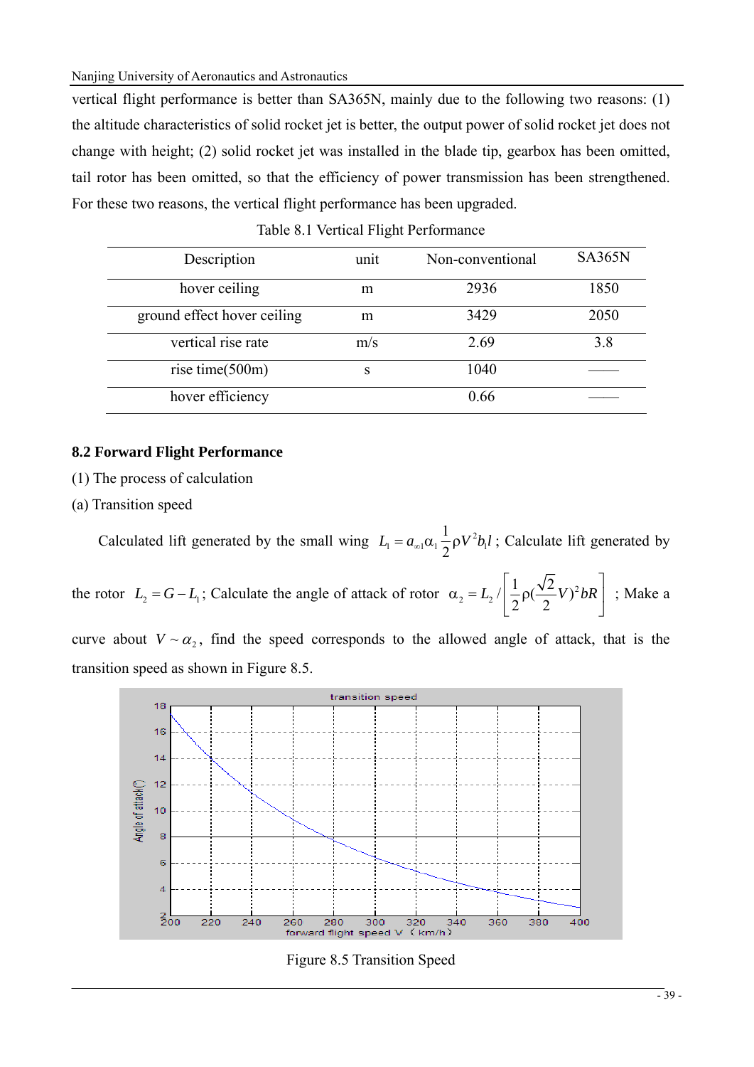vertical flight performance is better than SA365N, mainly due to the following two reasons: (1) the altitude characteristics of solid rocket jet is better, the output power of solid rocket jet does not change with height; (2) solid rocket jet was installed in the blade tip, gearbox has been omitted, tail rotor has been omitted, so that the efficiency of power transmission has been strengthened. For these two reasons, the vertical flight performance has been upgraded.

Table 8.1 Vertical Flight Performance

| Description | unit | Non-conventional | SA365N |
|---|---|---|---|
| hover ceiling | m | 2936 | 1850 |
| ground effect hover ceiling | m | 3429 | 2050 |
| vertical rise rate | m/s | 2.69 | 3.8 |
| rise time(500m) | s | 1040 | —— |
| hover efficiency | | 0.66 | —— |

## 8.2 Forward Flight Performance

(1) The process of calculation

(a) Transition speed

Calculated lift generated by the small wing $L_1 = a_{\infty 1}\alpha_1 \frac{1}{2}\rho V^2 b_1 l$; Calculate lift generated by the rotor $L_2 = G - L_1$; Calculate the angle of attack of rotor $\alpha_2 = L_2 / \left[\frac{1}{2}\rho(\frac{\sqrt{2}}{2}V)^2 bR\right]$; Make a curve about $V \sim \alpha_2$, find the speed corresponds to the allowed angle of attack, that is the transition speed as shown in Figure 8.5.

Figure 8.5 Transition Speed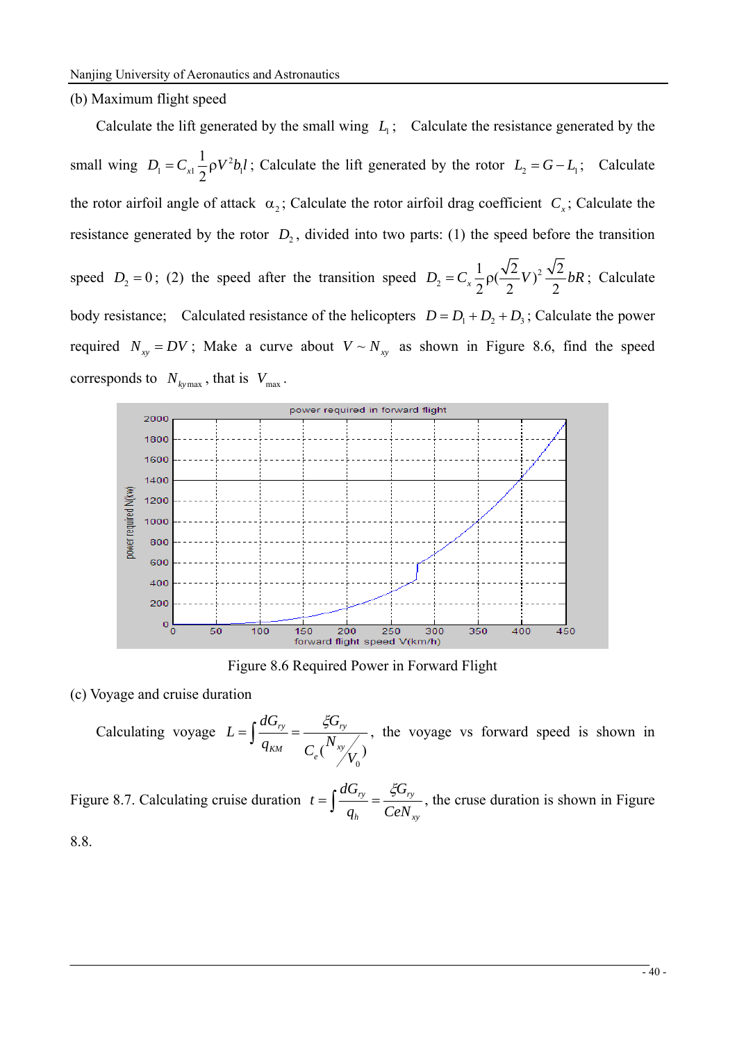(b) Maximum flight speed

Calculate the lift generated by the small wing $L_1$; Calculate the resistance generated by the small wing $D_1 = C_{x1}\frac{1}{2}\rho V^2 b_1 l$; Calculate the lift generated by the rotor $L_2 = G - L_1$; Calculate the rotor airfoil angle of attack $\alpha_2$; Calculate the rotor airfoil drag coefficient $C_x$; Calculate the resistance generated by the rotor $D_2$, divided into two parts: (1) the speed before the transition speed $D_2 = 0$; (2) the speed after the transition speed $D_2 = C_x \frac{1}{2}\rho(\frac{\sqrt{2}}{2}V)^2 \frac{\sqrt{2}}{2}bR$; Calculate body resistance; Calculated resistance of the helicopters $D = D_1 + D_2 + D_3$; Calculate the power required $N_{xy} = DV$; Make a curve about $V \sim N_{xy}$ as shown in Figure 8.6, find the speed corresponds to $N_{ky\max}$, that is $V_{\max}$.

Figure 8.6 Required Power in Forward Flight

(c) Voyage and cruise duration

Calculating voyage $L = \int \frac{dG_{ry}}{q_{KM}} = \frac{\xi G_{ry}}{C_e(N_{xy}/V_0)}$, the voyage vs forward speed is shown in Figure 8.7. Calculating cruise duration $t = \int \frac{dG_{ry}}{q_h} = \frac{\xi G_{ry}}{CeN_{xy}}$, the cruse duration is shown in Figure 8.8.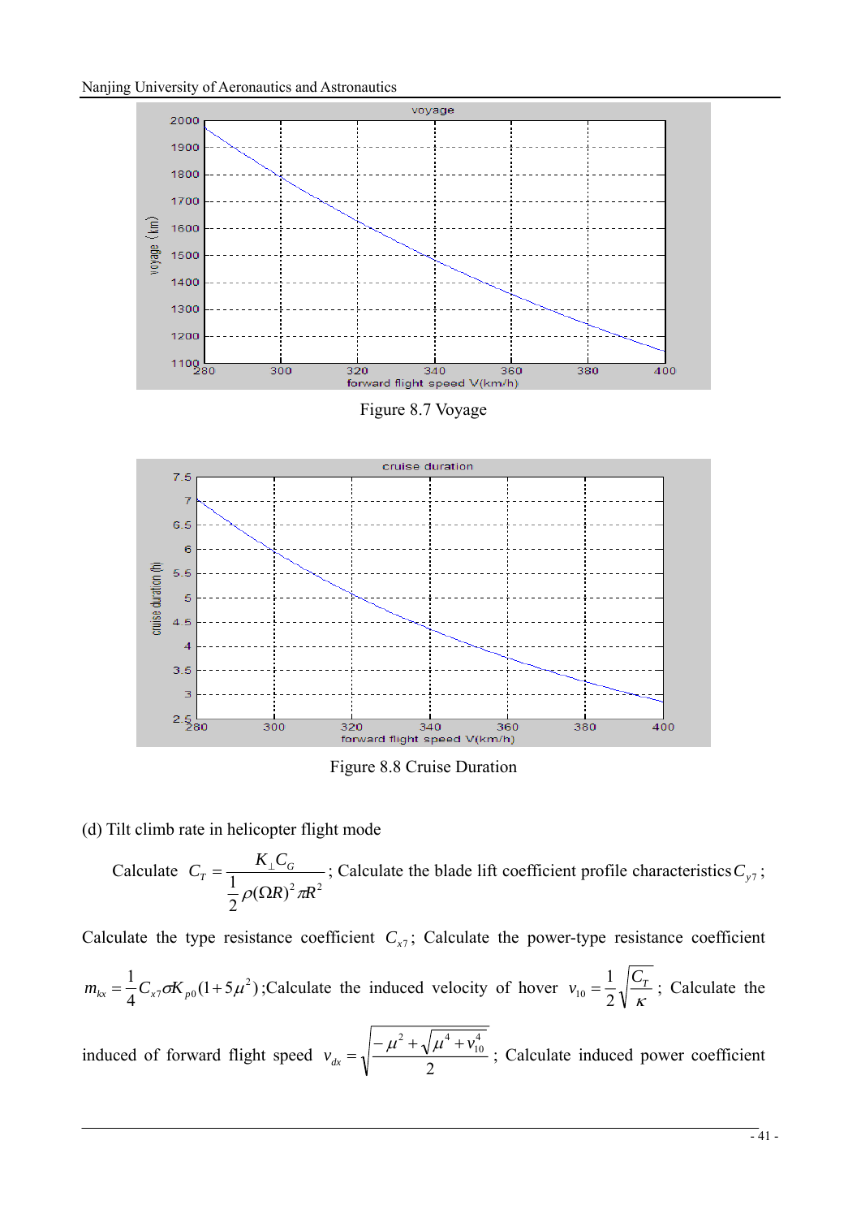Figure 8.7 Voyage

Figure 8.8 Cruise Duration

(d) Tilt climb rate in helicopter flight mode

Calculate $C_T = \dfrac{K_{\perp} C_G}{\frac{1}{2}\rho(\Omega R)^2 \pi R^2}$; Calculate the blade lift coefficient profile characteristics $C_{y7}$;

Calculate the type resistance coefficient $C_{x7}$; Calculate the power-type resistance coefficient $m_{kx} = \dfrac{1}{4} C_{x7} \sigma K_{p0}(1+5\mu^2)$;Calculate the induced velocity of hover $v_{10} = \dfrac{1}{2}\sqrt{\dfrac{C_T}{\kappa}}$; Calculate the induced of forward flight speed $v_{dx} = \sqrt{\dfrac{-\mu^2 + \sqrt{\mu^4 + v_{10}^4}}{2}}$; Calculate induced power coefficient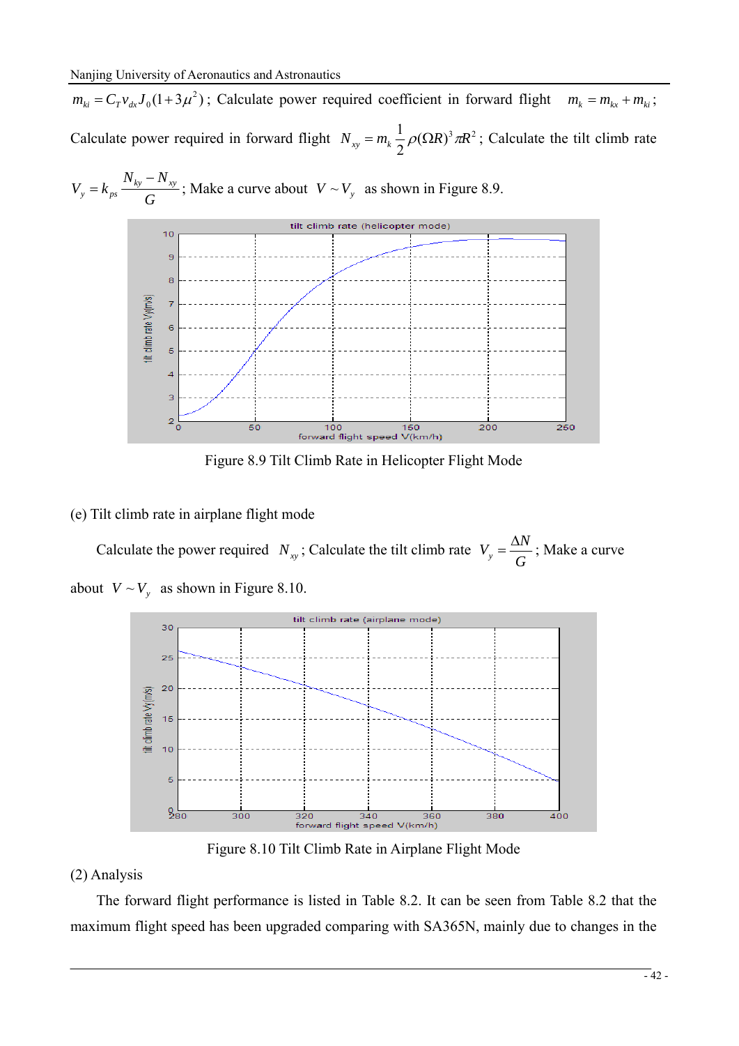$m_{ki} = C_T v_{dx} J_0 (1 + 3\mu^2)$; Calculate power required coefficient in forward flight $m_k = m_{kx} + m_{ki}$; Calculate power required in forward flight $N_{xy} = m_k \frac{1}{2} \rho (\Omega R)^3 \pi R^2$; Calculate the tilt climb rate $V_y = k_{ps} \frac{N_{ky} - N_{xy}}{G}$; Make a curve about $V \sim V_y$ as shown in Figure 8.9.

Figure 8.9 Tilt Climb Rate in Helicopter Flight Mode

(e) Tilt climb rate in airplane flight mode

Calculate the power required $N_{xy}$; Calculate the tilt climb rate $V_y = \frac{\Delta N}{G}$; Make a curve about $V \sim V_y$ as shown in Figure 8.10.

Figure 8.10 Tilt Climb Rate in Airplane Flight Mode

(2) Analysis

The forward flight performance is listed in Table 8.2. It can be seen from Table 8.2 that the maximum flight speed has been upgraded comparing with SA365N, mainly due to changes in the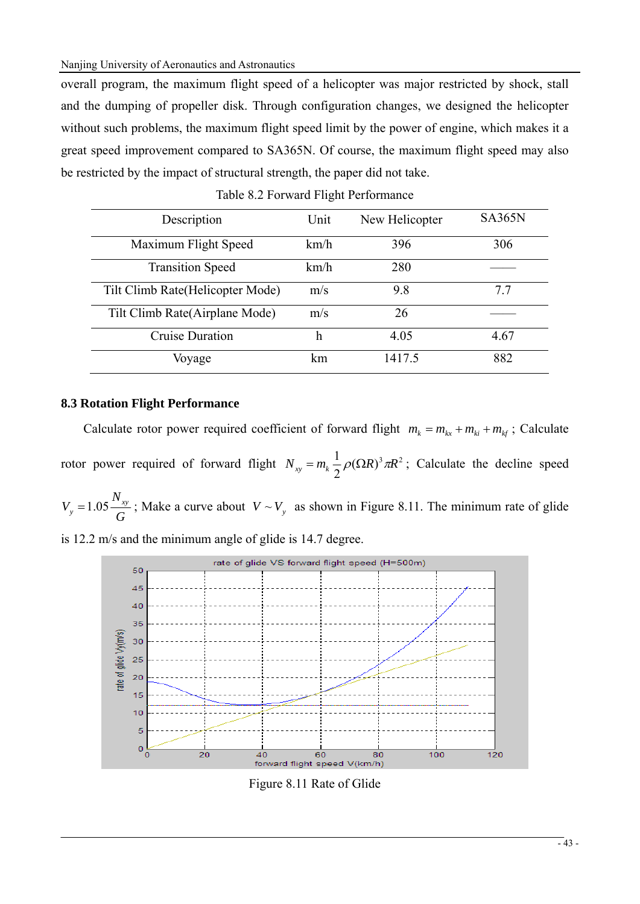overall program, the maximum flight speed of a helicopter was major restricted by shock, stall and the dumping of propeller disk. Through configuration changes, we designed the helicopter without such problems, the maximum flight speed limit by the power of engine, which makes it a great speed improvement compared to SA365N. Of course, the maximum flight speed may also be restricted by the impact of structural strength, the paper did not take.

Table 8.2 Forward Flight Performance

| Description | Unit | New Helicopter | SA365N |
|---|---|---|---|
| Maximum Flight Speed | km/h | 396 | 306 |
| Transition Speed | km/h | 280 | —— |
| Tilt Climb Rate(Helicopter Mode) | m/s | 9.8 | 7.7 |
| Tilt Climb Rate(Airplane Mode) | m/s | 26 | —— |
| Cruise Duration | h | 4.05 | 4.67 |
| Voyage | km | 1417.5 | 882 |

### 8.3 Rotation Flight Performance

Calculate rotor power required coefficient of forward flight $m_k = m_{kx} + m_{ki} + m_{kf}$; Calculate rotor power required of forward flight $N_{xy} = m_k \frac{1}{2} \rho (\Omega R)^3 \pi R^2$; Calculate the decline speed $V_y = 1.05 \frac{N_{xy}}{G}$; Make a curve about $V \sim V_y$ as shown in Figure 8.11. The minimum rate of glide is 12.2 m/s and the minimum angle of glide is 14.7 degree.

Figure 8.11 Rate of Glide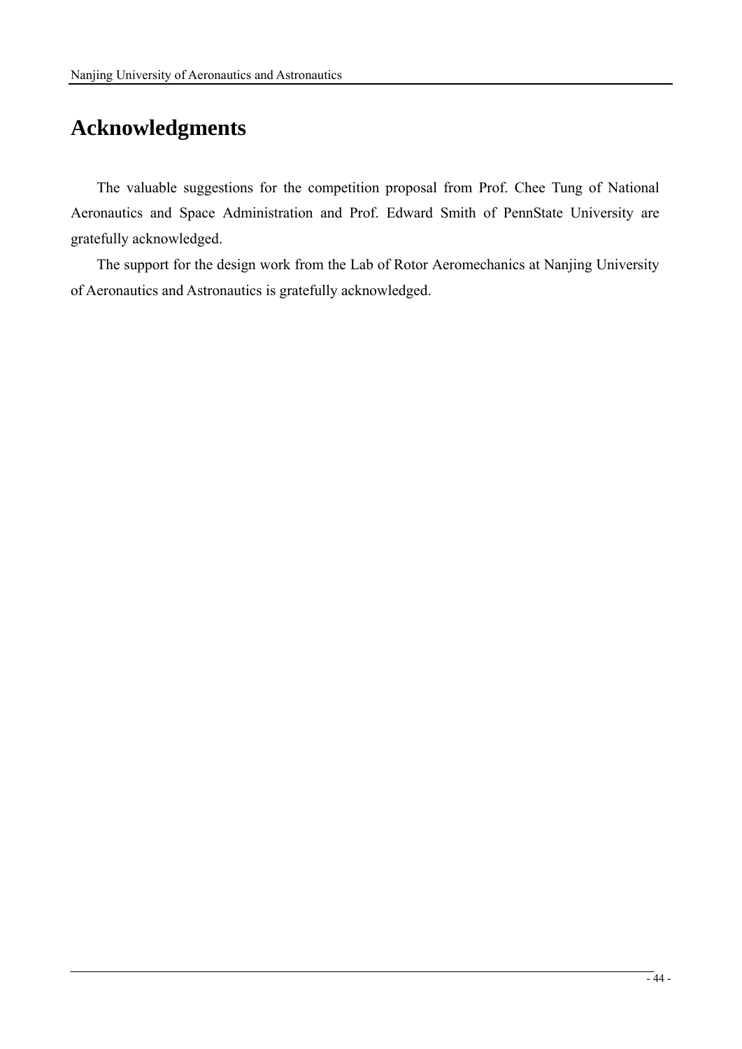# Acknowledgments

The valuable suggestions for the competition proposal from Prof. Chee Tung of National Aeronautics and Space Administration and Prof. Edward Smith of PennState University are gratefully acknowledged.

The support for the design work from the Lab of Rotor Aeromechanics at Nanjing University of Aeronautics and Astronautics is gratefully acknowledged.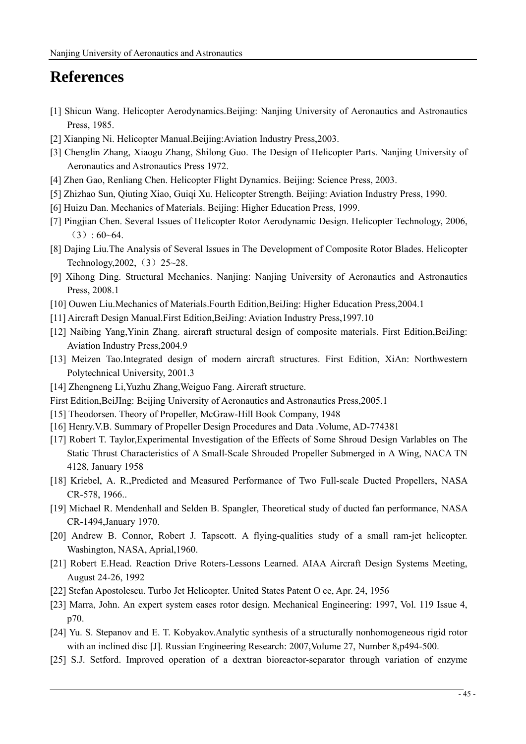# References

[1] Shicun Wang. Helicopter Aerodynamics.Beijing: Nanjing University of Aeronautics and Astronautics Press, 1985.

[2] Xianping Ni. Helicopter Manual.Beijing:Aviation Industry Press,2003.

[3] Chenglin Zhang, Xiaogu Zhang, Shilong Guo. The Design of Helicopter Parts. Nanjing University of Aeronautics and Astronautics Press 1972.

[4] Zhen Gao, Renliang Chen. Helicopter Flight Dynamics. Beijing: Science Press, 2003.

[5] Zhizhao Sun, Qiuting Xiao, Guiqi Xu. Helicopter Strength. Beijing: Aviation Industry Press, 1990.

[6] Huizu Dan. Mechanics of Materials. Beijing: Higher Education Press, 1999.

[7] Pingjian Chen. Several Issues of Helicopter Rotor Aerodynamic Design. Helicopter Technology, 2006,（3）: 60~64.

[8] Dajing Liu.The Analysis of Several Issues in The Development of Composite Rotor Blades. Helicopter Technology,2002,（3）25~28.

[9] Xihong Ding. Structural Mechanics. Nanjing: Nanjing University of Aeronautics and Astronautics Press, 2008.1

[10] Ouwen Liu.Mechanics of Materials.Fourth Edition,BeiJing: Higher Education Press,2004.1

[11] Aircraft Design Manual.First Edition,BeiJing: Aviation Industry Press,1997.10

[12] Naibing Yang,Yinin Zhang. aircraft structural design of composite materials. First Edition,BeiJing: Aviation Industry Press,2004.9

[13] Meizen Tao.Integrated design of modern aircraft structures. First Edition, XiAn: Northwestern Polytechnical University, 2001.3

[14] Zhengneng Li,Yuzhu Zhang,Weiguo Fang. Aircraft structure.

First Edition,BeiJIng: Beijing University of Aeronautics and Astronautics Press,2005.1

[15] Theodorsen. Theory of Propeller, McGraw-Hill Book Company, 1948

[16] Henry.V.B. Summary of Propeller Design Procedures and Data .Volume, AD-774381

[17] Robert T. Taylor,Experimental Investigation of the Effects of Some Shroud Design Varlables on The Static Thrust Characteristics of A Small-Scale Shrouded Propeller Submerged in A Wing, NACA TN 4128, January 1958

[18] Kriebel, A. R.,Predicted and Measured Performance of Two Full-scale Ducted Propellers, NASA CR-578, 1966..

[19] Michael R. Mendenhall and Selden B. Spangler, Theoretical study of ducted fan performance, NASA CR-1494,January 1970.

[20] Andrew B. Connor, Robert J. Tapscott. A flying-qualities study of a small ram-jet helicopter. Washington, NASA, Aprial,1960.

[21] Robert E.Head. Reaction Drive Roters-Lessons Learned. AIAA Aircraft Design Systems Meeting, August 24-26, 1992

[22] Stefan Apostolescu. Turbo Jet Helicopter. United States Patent O ce, Apr. 24, 1956

[23] Marra, John. An expert system eases rotor design. Mechanical Engineering: 1997, Vol. 119 Issue 4, p70.

[24] Yu. S. Stepanov and E. T. Kobyakov.Analytic synthesis of a structurally nonhomogeneous rigid rotor with an inclined disc [J]. Russian Engineering Research: 2007,Volume 27, Number 8,p494-500.

[25] S.J. Setford. Improved operation of a dextran bioreactor-separator through variation of enzyme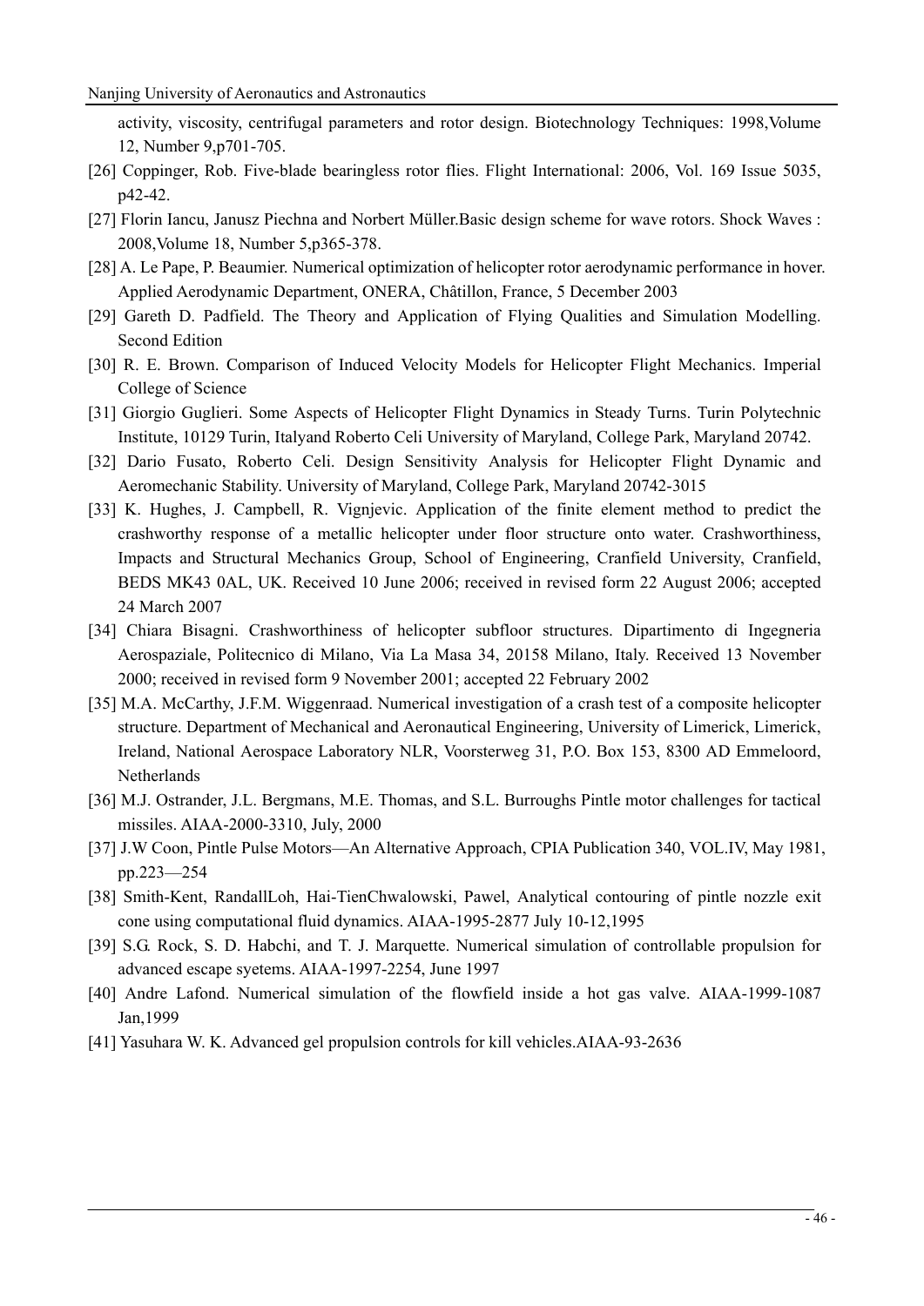activity, viscosity, centrifugal parameters and rotor design. Biotechnology Techniques: 1998,Volume 12, Number 9,p701-705.

[26] Coppinger, Rob. Five-blade bearingless rotor flies. Flight International: 2006, Vol. 169 Issue 5035, p42-42.

[27] Florin Iancu, Janusz Piechna and Norbert Müller.Basic design scheme for wave rotors. Shock Waves : 2008,Volume 18, Number 5,p365-378.

[28] A. Le Pape, P. Beaumier. Numerical optimization of helicopter rotor aerodynamic performance in hover. Applied Aerodynamic Department, ONERA, Châtillon, France, 5 December 2003

[29] Gareth D. Padfield. The Theory and Application of Flying Qualities and Simulation Modelling. Second Edition

[30] R. E. Brown. Comparison of Induced Velocity Models for Helicopter Flight Mechanics. Imperial College of Science

[31] Giorgio Guglieri. Some Aspects of Helicopter Flight Dynamics in Steady Turns. Turin Polytechnic Institute, 10129 Turin, Italyand Roberto Celi University of Maryland, College Park, Maryland 20742.

[32] Dario Fusato, Roberto Celi. Design Sensitivity Analysis for Helicopter Flight Dynamic and Aeromechanic Stability. University of Maryland, College Park, Maryland 20742-3015

[33] K. Hughes, J. Campbell, R. Vignjevic. Application of the finite element method to predict the crashworthy response of a metallic helicopter under floor structure onto water. Crashworthiness, Impacts and Structural Mechanics Group, School of Engineering, Cranfield University, Cranfield, BEDS MK43 0AL, UK. Received 10 June 2006; received in revised form 22 August 2006; accepted 24 March 2007

[34] Chiara Bisagni. Crashworthiness of helicopter subfloor structures. Dipartimento di Ingegneria Aerospaziale, Politecnico di Milano, Via La Masa 34, 20158 Milano, Italy. Received 13 November 2000; received in revised form 9 November 2001; accepted 22 February 2002

[35] M.A. McCarthy, J.F.M. Wiggenraad. Numerical investigation of a crash test of a composite helicopter structure. Department of Mechanical and Aeronautical Engineering, University of Limerick, Limerick, Ireland, National Aerospace Laboratory NLR, Voorsterweg 31, P.O. Box 153, 8300 AD Emmeloord, Netherlands

[36] M.J. Ostrander, J.L. Bergmans, M.E. Thomas, and S.L. Burroughs Pintle motor challenges for tactical missiles. AIAA-2000-3310, July, 2000

[37] J.W Coon, Pintle Pulse Motors—An Alternative Approach, CPIA Publication 340, VOL.IV, May 1981, pp.223—254

[38] Smith-Kent, RandallLoh, Hai-TienChwalowski, Pawel, Analytical contouring of pintle nozzle exit cone using computational fluid dynamics. AIAA-1995-2877 July 10-12,1995

[39] S.G. Rock, S. D. Habchi, and T. J. Marquette. Numerical simulation of controllable propulsion for advanced escape syetems. AIAA-1997-2254, June 1997

[40] Andre Lafond. Numerical simulation of the flowfield inside a hot gas valve. AIAA-1999-1087 Jan,1999

[41] Yasuhara W. K. Advanced gel propulsion controls for kill vehicles.AIAA-93-2636